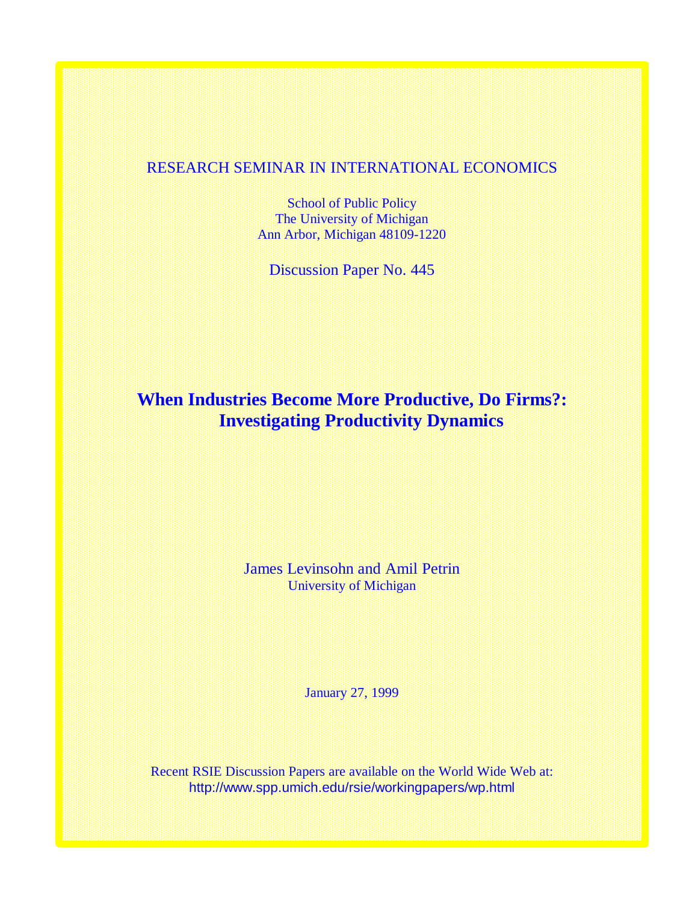RESEARCH SEMINAR IN INTERNATIONAL ECONOMICS

School of Public Policy
The University of Michigan
Ann Arbor, Michigan 48109-1220

Discussion Paper No. 445

# When Industries Become More Productive, Do Firms?: Investigating Productivity Dynamics

James Levinsohn and Amil Petrin
University of Michigan

January 27, 1999

Recent RSIE Discussion Papers are available on the World Wide Web at:
http://www.spp.umich.edu/rsie/workingpapers/wp.html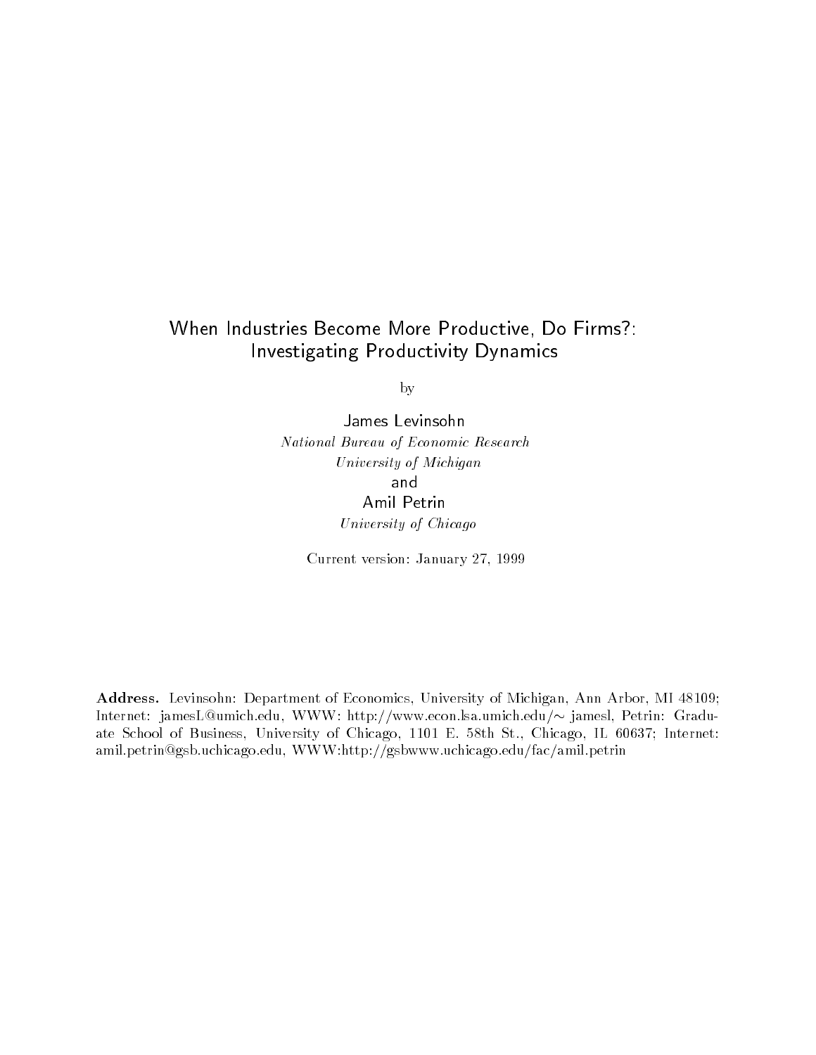# When Industries Become More Productive, Do Firms?: Investigating Productivity Dynamics

by

James Levinsohn

*National Bureau of Economic Research*

*University of Michigan*

and

Amil Petrin

*University of Chicago*

Current version: January 27, 1999

**Address.** Levinsohn: Department of Economics, University of Michigan, Ann Arbor, MI 48109; Internet: jamesL@umich.edu, WWW: http://www.econ.lsa.umich.edu/∼ jamesl, Petrin: Graduate School of Business, University of Chicago, 1101 E. 58th St., Chicago, IL 60637; Internet: amil.petrin@gsb.uchicago.edu, WWW:http://gsbwww.uchicago.edu/fac/amil.petrin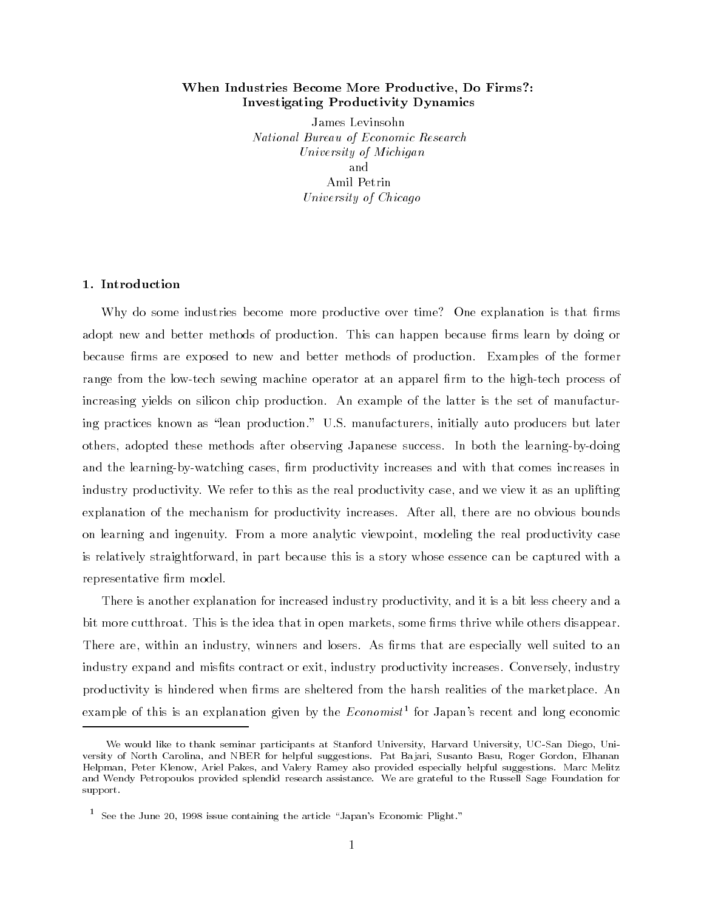# When Industries Become More Productive, Do Firms?: Investigating Productivity Dynamics

James Levinsohn
*National Bureau of Economic Research*
*University of Michigan*
and
Amil Petrin
*University of Chicago*

## 1. Introduction

Why do some industries become more productive over time? One explanation is that firms adopt new and better methods of production. This can happen because firms learn by doing or because firms are exposed to new and better methods of production. Examples of the former range from the low-tech sewing machine operator at an apparel firm to the high-tech process of increasing yields on silicon chip production. An example of the latter is the set of manufacturing practices known as "lean production." U.S. manufacturers, initially auto producers but later others, adopted these methods after observing Japanese success. In both the learning-by-doing and the learning-by-watching cases, firm productivity increases and with that comes increases in industry productivity. We refer to this as the real productivity case, and we view it as an uplifting explanation of the mechanism for productivity increases. After all, there are no obvious bounds on learning and ingenuity. From a more analytic viewpoint, modeling the real productivity case is relatively straightforward, in part because this is a story whose essence can be captured with a representative firm model.

There is another explanation for increased industry productivity, and it is a bit less cheery and a bit more cutthroat. This is the idea that in open markets, some firms thrive while others disappear. There are, within an industry, winners and losers. As firms that are especially well suited to an industry expand and misfits contract or exit, industry productivity increases. Conversely, industry productivity is hindered when firms are sheltered from the harsh realities of the marketplace. An example of this is an explanation given by the *Economist*[1] for Japan's recent and long economic

---

We would like to thank seminar participants at Stanford University, Harvard University, UC-San Diego, University of North Carolina, and NBER for helpful suggestions. Pat Bajari, Susanto Basu, Roger Gordon, Elhanan Helpman, Peter Klenow, Ariel Pakes, and Valery Ramey also provided especially helpful suggestions. Marc Melitz and Wendy Petropoulos provided splendid research assistance. We are grateful to the Russell Sage Foundation for support.

[1] See the June 20, 1998 issue containing the article "Japan's Economic Plight."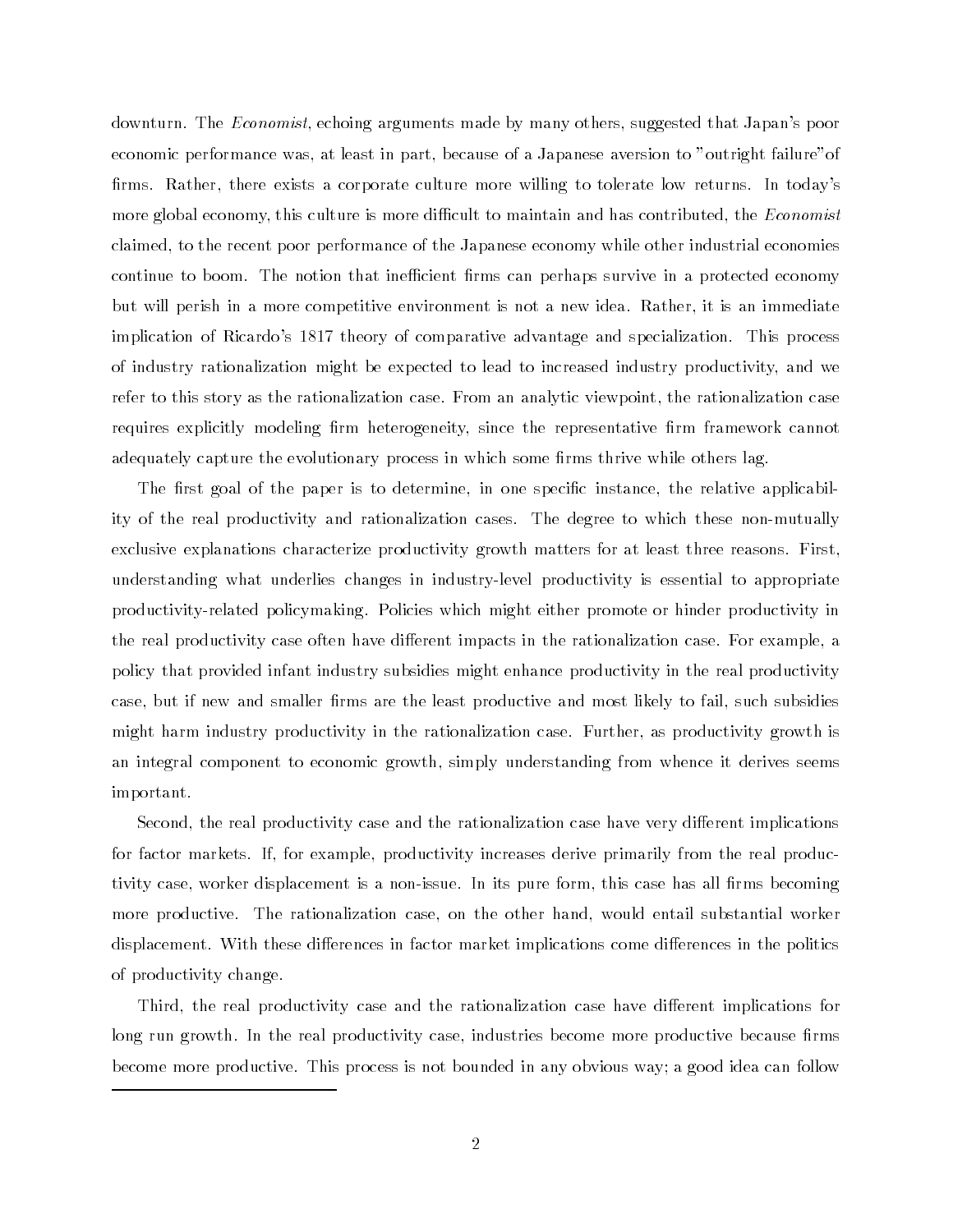downturn. The *Economist*, echoing arguments made by many others, suggested that Japan's poor economic performance was, at least in part, because of a Japanese aversion to "outright failure"of firms. Rather, there exists a corporate culture more willing to tolerate low returns. In today's more global economy, this culture is more difficult to maintain and has contributed, the *Economist* claimed, to the recent poor performance of the Japanese economy while other industrial economies continue to boom. The notion that inefficient firms can perhaps survive in a protected economy but will perish in a more competitive environment is not a new idea. Rather, it is an immediate implication of Ricardo's 1817 theory of comparative advantage and specialization. This process of industry rationalization might be expected to lead to increased industry productivity, and we refer to this story as the rationalization case. From an analytic viewpoint, the rationalization case requires explicitly modeling firm heterogeneity, since the representative firm framework cannot adequately capture the evolutionary process in which some firms thrive while others lag.

The first goal of the paper is to determine, in one specific instance, the relative applicability of the real productivity and rationalization cases. The degree to which these non-mutually exclusive explanations characterize productivity growth matters for at least three reasons. First, understanding what underlies changes in industry-level productivity is essential to appropriate productivity-related policymaking. Policies which might either promote or hinder productivity in the real productivity case often have different impacts in the rationalization case. For example, a policy that provided infant industry subsidies might enhance productivity in the real productivity case, but if new and smaller firms are the least productive and most likely to fail, such subsidies might harm industry productivity in the rationalization case. Further, as productivity growth is an integral component to economic growth, simply understanding from whence it derives seems important.

Second, the real productivity case and the rationalization case have very different implications for factor markets. If, for example, productivity increases derive primarily from the real productivity case, worker displacement is a non-issue. In its pure form, this case has all firms becoming more productive. The rationalization case, on the other hand, would entail substantial worker displacement. With these differences in factor market implications come differences in the politics of productivity change.

Third, the real productivity case and the rationalization case have different implications for long run growth. In the real productivity case, industries become more productive because firms become more productive. This process is not bounded in any obvious way; a good idea can follow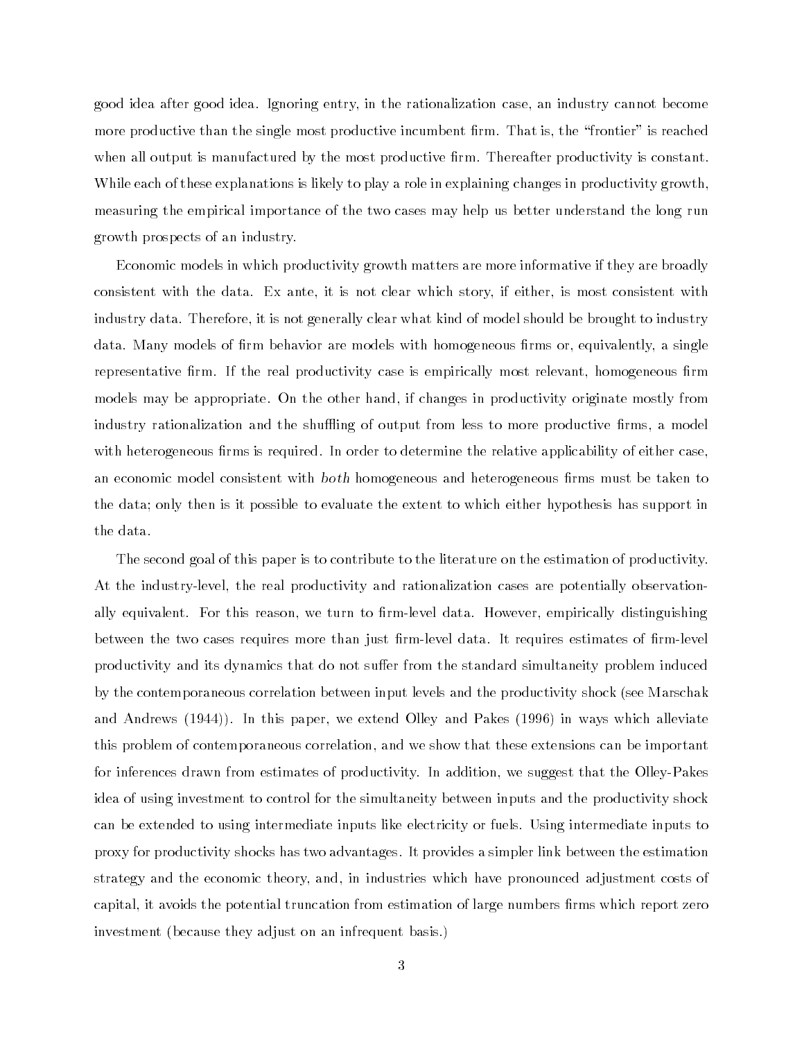good idea after good idea. Ignoring entry, in the rationalization case, an industry cannot become more productive than the single most productive incumbent firm. That is, the "frontier" is reached when all output is manufactured by the most productive firm. Thereafter productivity is constant. While each of these explanations is likely to play a role in explaining changes in productivity growth, measuring the empirical importance of the two cases may help us better understand the long run growth prospects of an industry.

Economic models in which productivity growth matters are more informative if they are broadly consistent with the data. Ex ante, it is not clear which story, if either, is most consistent with industry data. Therefore, it is not generally clear what kind of model should be brought to industry data. Many models of firm behavior are models with homogeneous firms or, equivalently, a single representative firm. If the real productivity case is empirically most relevant, homogeneous firm models may be appropriate. On the other hand, if changes in productivity originate mostly from industry rationalization and the shuffling of output from less to more productive firms, a model with heterogeneous firms is required. In order to determine the relative applicability of either case, an economic model consistent with *both* homogeneous and heterogeneous firms must be taken to the data; only then is it possible to evaluate the extent to which either hypothesis has support in the data.

The second goal of this paper is to contribute to the literature on the estimation of productivity. At the industry-level, the real productivity and rationalization cases are potentially observationally equivalent. For this reason, we turn to firm-level data. However, empirically distinguishing between the two cases requires more than just firm-level data. It requires estimates of firm-level productivity and its dynamics that do not suffer from the standard simultaneity problem induced by the contemporaneous correlation between input levels and the productivity shock (see Marschak and Andrews (1944)). In this paper, we extend Olley and Pakes (1996) in ways which alleviate this problem of contemporaneous correlation, and we show that these extensions can be important for inferences drawn from estimates of productivity. In addition, we suggest that the Olley-Pakes idea of using investment to control for the simultaneity between inputs and the productivity shock can be extended to using intermediate inputs like electricity or fuels. Using intermediate inputs to proxy for productivity shocks has two advantages. It provides a simpler link between the estimation strategy and the economic theory, and, in industries which have pronounced adjustment costs of capital, it avoids the potential truncation from estimation of large numbers firms which report zero investment (because they adjust on an infrequent basis.)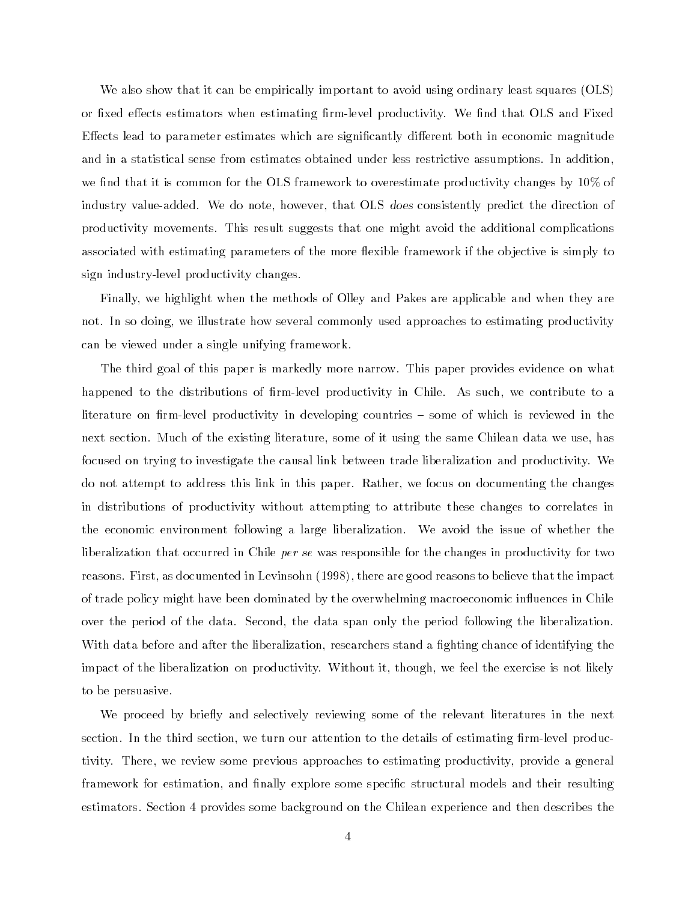We also show that it can be empirically important to avoid using ordinary least squares (OLS) or fixed effects estimators when estimating firm-level productivity. We find that OLS and Fixed Effects lead to parameter estimates which are significantly different both in economic magnitude and in a statistical sense from estimates obtained under less restrictive assumptions. In addition, we find that it is common for the OLS framework to overestimate productivity changes by 10% of industry value-added. We do note, however, that OLS *does* consistently predict the direction of productivity movements. This result suggests that one might avoid the additional complications associated with estimating parameters of the more flexible framework if the objective is simply to sign industry-level productivity changes.

Finally, we highlight when the methods of Olley and Pakes are applicable and when they are not. In so doing, we illustrate how several commonly used approaches to estimating productivity can be viewed under a single unifying framework.

The third goal of this paper is markedly more narrow. This paper provides evidence on what happened to the distributions of firm-level productivity in Chile. As such, we contribute to a literature on firm-level productivity in developing countries – some of which is reviewed in the next section. Much of the existing literature, some of it using the same Chilean data we use, has focused on trying to investigate the causal link between trade liberalization and productivity. We do not attempt to address this link in this paper. Rather, we focus on documenting the changes in distributions of productivity without attempting to attribute these changes to correlates in the economic environment following a large liberalization. We avoid the issue of whether the liberalization that occurred in Chile *per se* was responsible for the changes in productivity for two reasons. First, as documented in Levinsohn (1998), there are good reasons to believe that the impact of trade policy might have been dominated by the overwhelming macroeconomic influences in Chile over the period of the data. Second, the data span only the period following the liberalization. With data before and after the liberalization, researchers stand a fighting chance of identifying the impact of the liberalization on productivity. Without it, though, we feel the exercise is not likely to be persuasive.

We proceed by briefly and selectively reviewing some of the relevant literatures in the next section. In the third section, we turn our attention to the details of estimating firm-level productivity. There, we review some previous approaches to estimating productivity, provide a general framework for estimation, and finally explore some specific structural models and their resulting estimators. Section 4 provides some background on the Chilean experience and then describes the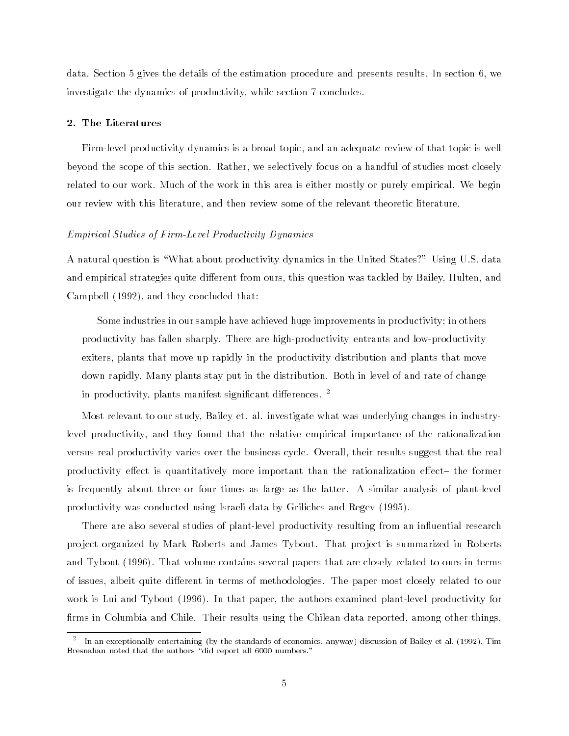data. Section 5 gives the details of the estimation procedure and presents results. In section 6, we investigate the dynamics of productivity, while section 7 concludes.

## 2. The Literatures

Firm-level productivity dynamics is a broad topic, and an adequate review of that topic is well beyond the scope of this section. Rather, we selectively focus on a handful of studies most closely related to our work. Much of the work in this area is either mostly or purely empirical. We begin our review with this literature, and then review some of the relevant theoretic literature.

*Empirical Studies of Firm-Level Productivity Dynamics*

A natural question is "What about productivity dynamics in the United States?" Using U.S. data and empirical strategies quite different from ours, this question was tackled by Bailey, Hulten, and Campbell (1992), and they concluded that:

> Some industries in our sample have achieved huge improvements in productivity; in others productivity has fallen sharply. There are high-productivity entrants and low-productivity exiters, plants that move up rapidly in the productivity distribution and plants that move down rapidly. Many plants stay put in the distribution. Both in level of and rate of change in productivity, plants manifest significant differences. [2]

Most relevant to our study, Bailey et. al. investigate what was underlying changes in industry-level productivity, and they found that the relative empirical importance of the rationalization versus real productivity varies over the business cycle. Overall, their results suggest that the real productivity effect is quantitatively more important than the rationalization effect– the former is frequently about three or four times as large as the latter. A similar analysis of plant-level productivity was conducted using Israeli data by Griliches and Regev (1995).

There are also several studies of plant-level productivity resulting from an influential research project organized by Mark Roberts and James Tybout. That project is summarized in Roberts and Tybout (1996). That volume contains several papers that are closely related to ours in terms of issues, albeit quite different in terms of methodologies. The paper most closely related to our work is Lui and Tybout (1996). In that paper, the authors examined plant-level productivity for firms in Columbia and Chile. Their results using the Chilean data reported, among other things,

[2] In an exceptionally entertaining (by the standards of economics, anyway) discussion of Bailey et al. (1992), Tim Bresnahan noted that the authors "did report all 6000 numbers."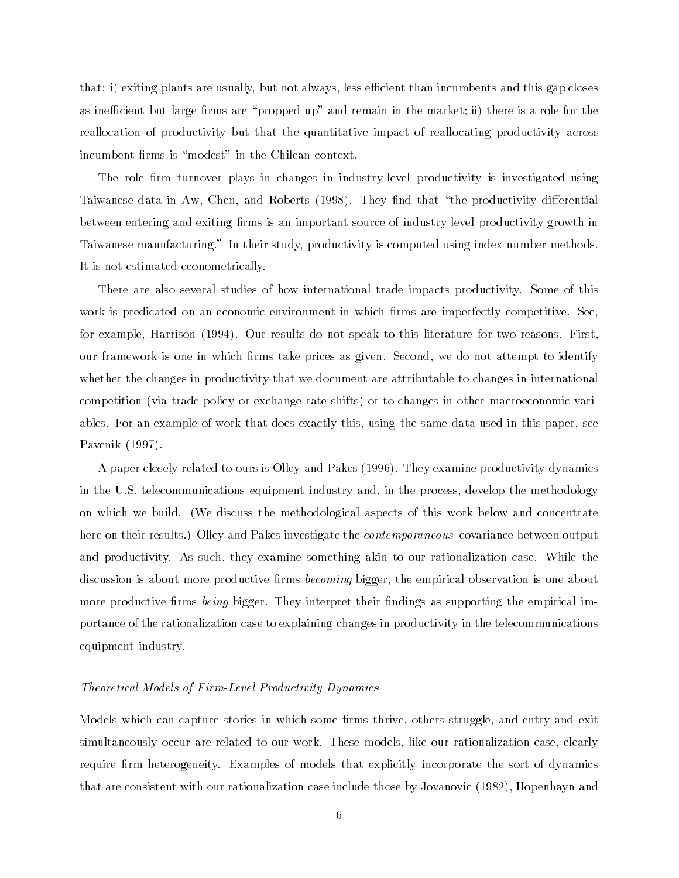that: i) exiting plants are usually, but not always, less efficient than incumbents and this gap closes as inefficient but large firms are "propped up" and remain in the market; ii) there is a role for the reallocation of productivity but that the quantitative impact of reallocating productivity across incumbent firms is "modest" in the Chilean context.

The role firm turnover plays in changes in industry-level productivity is investigated using Taiwanese data in Aw, Chen, and Roberts (1998). They find that "the productivity differential between entering and exiting firms is an important source of industry level productivity growth in Taiwanese manufacturing." In their study, productivity is computed using index number methods. It is not estimated econometrically.

There are also several studies of how international trade impacts productivity. Some of this work is predicated on an economic environment in which firms are imperfectly competitive. See, for example, Harrison (1994). Our results do not speak to this literature for two reasons. First, our framework is one in which firms take prices as given. Second, we do not attempt to identify whether the changes in productivity that we document are attributable to changes in international competition (via trade policy or exchange rate shifts) or to changes in other macroeconomic variables. For an example of work that does exactly this, using the same data used in this paper, see Pavcnik (1997).

A paper closely related to ours is Olley and Pakes (1996). They examine productivity dynamics in the U.S. telecommunications equipment industry and, in the process, develop the methodology on which we build. (We discuss the methodological aspects of this work below and concentrate here on their results.) Olley and Pakes investigate the *contemporaneous* covariance between output and productivity. As such, they examine something akin to our rationalization case. While the discussion is about more productive firms *becoming* bigger, the empirical observation is one about more productive firms *being* bigger. They interpret their findings as supporting the empirical importance of the rationalization case to explaining changes in productivity in the telecommunications equipment industry.

*Theoretical Models of Firm-Level Productivity Dynamics*

Models which can capture stories in which some firms thrive, others struggle, and entry and exit simultaneously occur are related to our work. These models, like our rationalization case, clearly require firm heterogeneity. Examples of models that explicitly incorporate the sort of dynamics that are consistent with our rationalization case include those by Jovanovic (1982), Hopenhayn and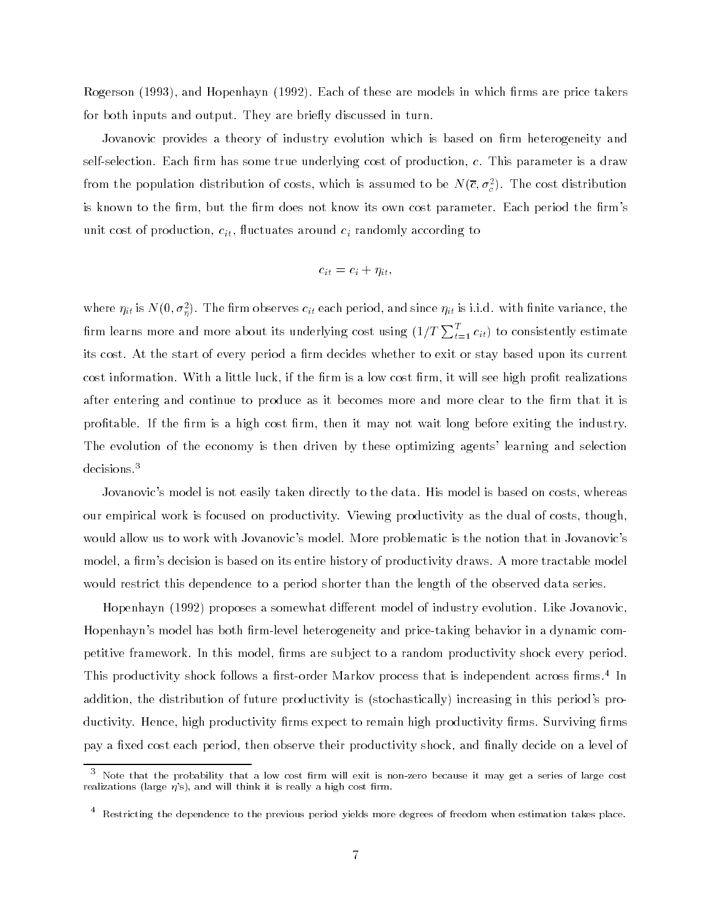Rogerson (1993), and Hopenhayn (1992). Each of these are models in which firms are price takers for both inputs and output. They are briefly discussed in turn.

Jovanovic provides a theory of industry evolution which is based on firm heterogeneity and self-selection. Each firm has some true underlying cost of production, $c$. This parameter is a draw from the population distribution of costs, which is assumed to be $N(\overline{c}, \sigma_c^2)$. The cost distribution is known to the firm, but the firm does not know its own cost parameter. Each period the firm's unit cost of production, $c_{it}$, fluctuates around $c_i$ randomly according to

$$c_{it} = c_i + \eta_{it},$$

where $\eta_{it}$ is $N(0, \sigma_\eta^2)$. The firm observes $c_{it}$ each period, and since $\eta_{it}$ is i.i.d. with finite variance, the firm learns more and more about its underlying cost using $(1/T \sum_{t=1}^{T} c_{it})$ to consistently estimate its cost. At the start of every period a firm decides whether to exit or stay based upon its current cost information. With a little luck, if the firm is a low cost firm, it will see high profit realizations after entering and continue to produce as it becomes more and more clear to the firm that it is profitable. If the firm is a high cost firm, then it may not wait long before exiting the industry. The evolution of the economy is then driven by these optimizing agents' learning and selection decisions.[3]

Jovanovic's model is not easily taken directly to the data. His model is based on costs, whereas our empirical work is focused on productivity. Viewing productivity as the dual of costs, though, would allow us to work with Jovanovic's model. More problematic is the notion that in Jovanovic's model, a firm's decision is based on its entire history of productivity draws. A more tractable model would restrict this dependence to a period shorter than the length of the observed data series.

Hopenhayn (1992) proposes a somewhat different model of industry evolution. Like Jovanovic, Hopenhayn's model has both firm-level heterogeneity and price-taking behavior in a dynamic competitive framework. In this model, firms are subject to a random productivity shock every period. This productivity shock follows a first-order Markov process that is independent across firms.[4] In addition, the distribution of future productivity is (stochastically) increasing in this period's productivity. Hence, high productivity firms expect to remain high productivity firms. Surviving firms pay a fixed cost each period, then observe their productivity shock, and finally decide on a level of

---

[3] Note that the probability that a low cost firm will exit is non-zero because it may get a series of large cost realizations (large $\eta$'s), and will think it is really a high cost firm.

[4] Restricting the dependence to the previous period yields more degrees of freedom when estimation takes place.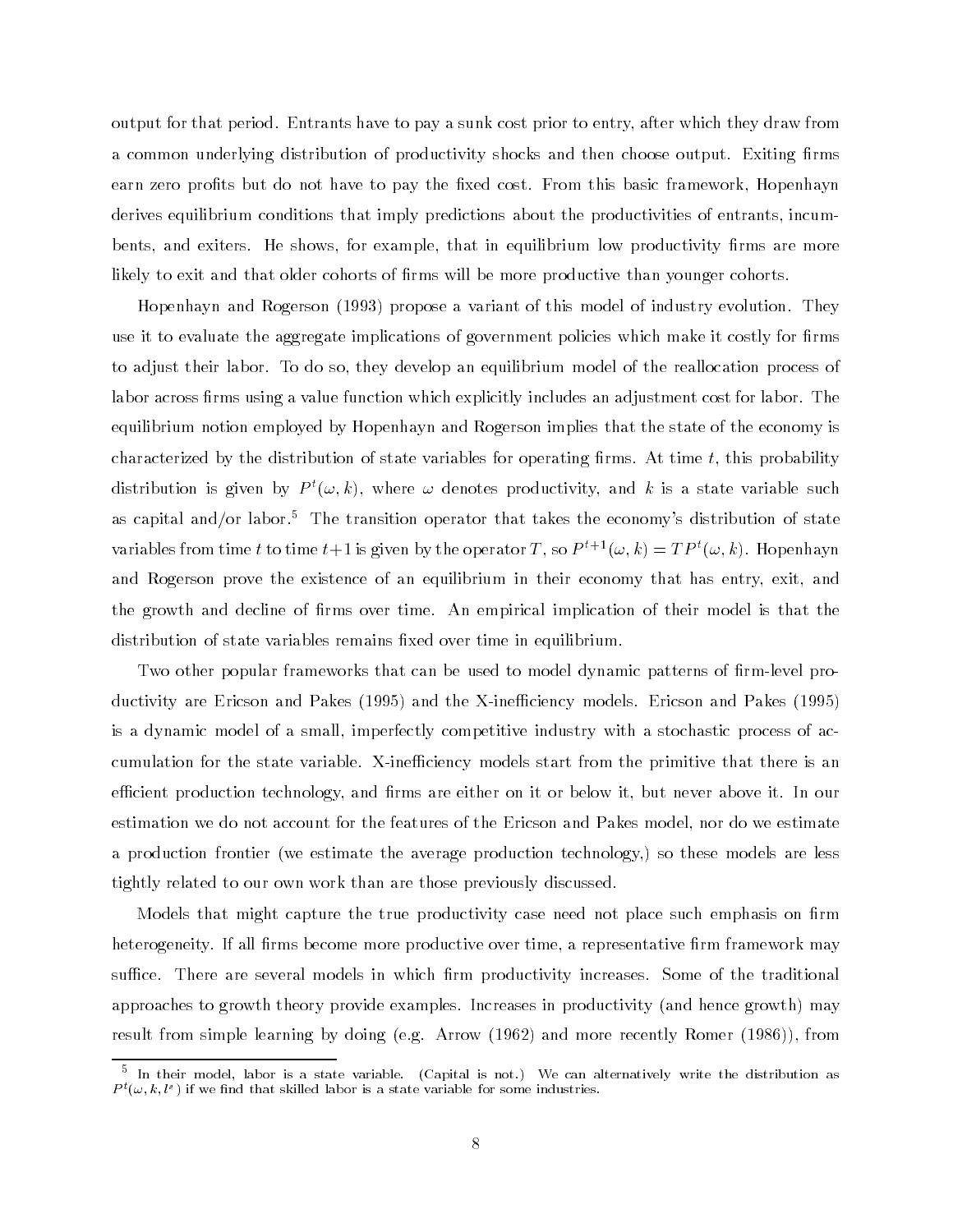output for that period. Entrants have to pay a sunk cost prior to entry, after which they draw from a common underlying distribution of productivity shocks and then choose output. Exiting firms earn zero profits but do not have to pay the fixed cost. From this basic framework, Hopenhayn derives equilibrium conditions that imply predictions about the productivities of entrants, incumbents, and exiters. He shows, for example, that in equilibrium low productivity firms are more likely to exit and that older cohorts of firms will be more productive than younger cohorts.

Hopenhayn and Rogerson (1993) propose a variant of this model of industry evolution. They use it to evaluate the aggregate implications of government policies which make it costly for firms to adjust their labor. To do so, they develop an equilibrium model of the reallocation process of labor across firms using a value function which explicitly includes an adjustment cost for labor. The equilibrium notion employed by Hopenhayn and Rogerson implies that the state of the economy is characterized by the distribution of state variables for operating firms. At time $t$, this probability distribution is given by $P^t(\omega, k)$, where $\omega$ denotes productivity, and $k$ is a state variable such as capital and/or labor.[5] The transition operator that takes the economy's distribution of state variables from time $t$ to time $t+1$ is given by the operator $T$, so $P^{t+1}(\omega, k) = TP^t(\omega, k)$. Hopenhayn and Rogerson prove the existence of an equilibrium in their economy that has entry, exit, and the growth and decline of firms over time. An empirical implication of their model is that the distribution of state variables remains fixed over time in equilibrium.

Two other popular frameworks that can be used to model dynamic patterns of firm-level productivity are Ericson and Pakes (1995) and the X-inefficiency models. Ericson and Pakes (1995) is a dynamic model of a small, imperfectly competitive industry with a stochastic process of accumulation for the state variable. X-inefficiency models start from the primitive that there is an efficient production technology, and firms are either on it or below it, but never above it. In our estimation we do not account for the features of the Ericson and Pakes model, nor do we estimate a production frontier (we estimate the average production technology,) so these models are less tightly related to our own work than are those previously discussed.

Models that might capture the true productivity case need not place such emphasis on firm heterogeneity. If all firms become more productive over time, a representative firm framework may suffice. There are several models in which firm productivity increases. Some of the traditional approaches to growth theory provide examples. Increases in productivity (and hence growth) may result from simple learning by doing (e.g. Arrow (1962) and more recently Romer (1986)), from

[5] In their model, labor is a state variable. (Capital is not.) We can alternatively write the distribution as $P^t(\omega, k, l^s)$ if we find that skilled labor is a state variable for some industries.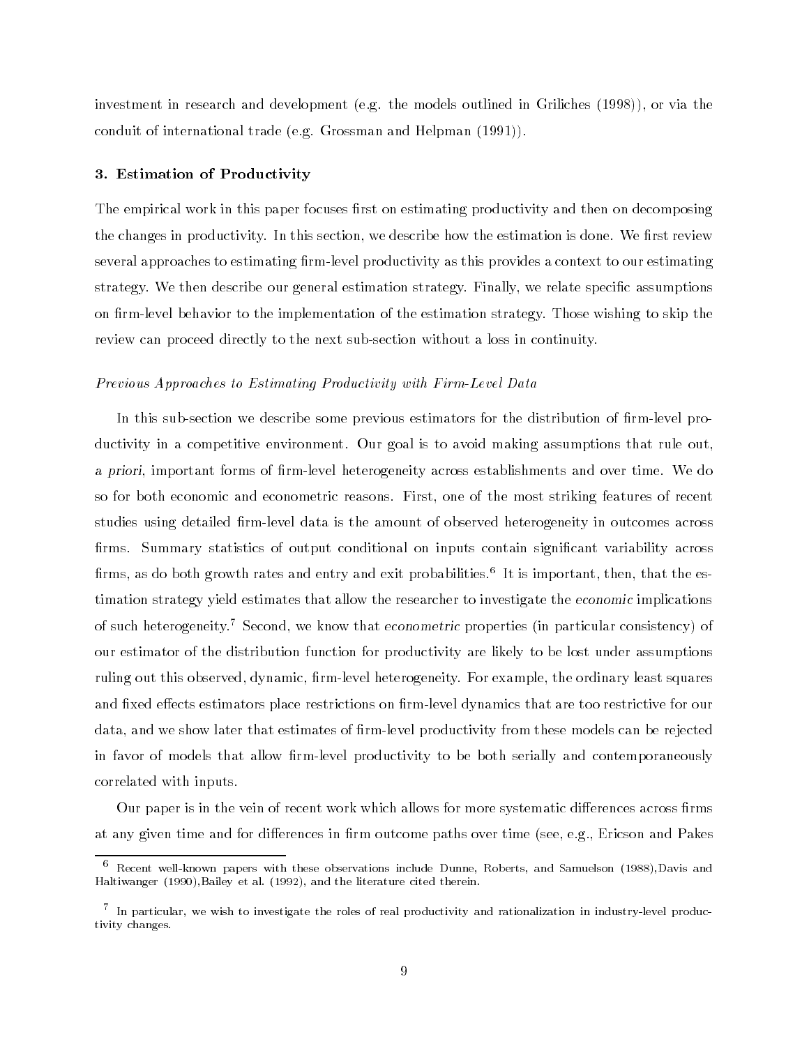investment in research and development (e.g. the models outlined in Griliches (1998)), or via the conduit of international trade (e.g. Grossman and Helpman (1991)).

### 3. Estimation of Productivity

The empirical work in this paper focuses first on estimating productivity and then on decomposing the changes in productivity. In this section, we describe how the estimation is done. We first review several approaches to estimating firm-level productivity as this provides a context to our estimating strategy. We then describe our general estimation strategy. Finally, we relate specific assumptions on firm-level behavior to the implementation of the estimation strategy. Those wishing to skip the review can proceed directly to the next sub-section without a loss in continuity.

*Previous Approaches to Estimating Productivity with Firm-Level Data*

In this sub-section we describe some previous estimators for the distribution of firm-level productivity in a competitive environment. Our goal is to avoid making assumptions that rule out, *a priori*, important forms of firm-level heterogeneity across establishments and over time. We do so for both economic and econometric reasons. First, one of the most striking features of recent studies using detailed firm-level data is the amount of observed heterogeneity in outcomes across firms. Summary statistics of output conditional on inputs contain significant variability across firms, as do both growth rates and entry and exit probabilities.[6] It is important, then, that the estimation strategy yield estimates that allow the researcher to investigate the *economic* implications of such heterogeneity.[7] Second, we know that *econometric* properties (in particular consistency) of our estimator of the distribution function for productivity are likely to be lost under assumptions ruling out this observed, dynamic, firm-level heterogeneity. For example, the ordinary least squares and fixed effects estimators place restrictions on firm-level dynamics that are too restrictive for our data, and we show later that estimates of firm-level productivity from these models can be rejected in favor of models that allow firm-level productivity to be both serially and contemporaneously correlated with inputs.

Our paper is in the vein of recent work which allows for more systematic differences across firms at any given time and for differences in firm outcome paths over time (see, e.g., Ericson and Pakes

[6] Recent well-known papers with these observations include Dunne, Roberts, and Samuelson (1988),Davis and Haltiwanger (1990),Bailey et al. (1992), and the literature cited therein.

[7] In particular, we wish to investigate the roles of real productivity and rationalization in industry-level productivity changes.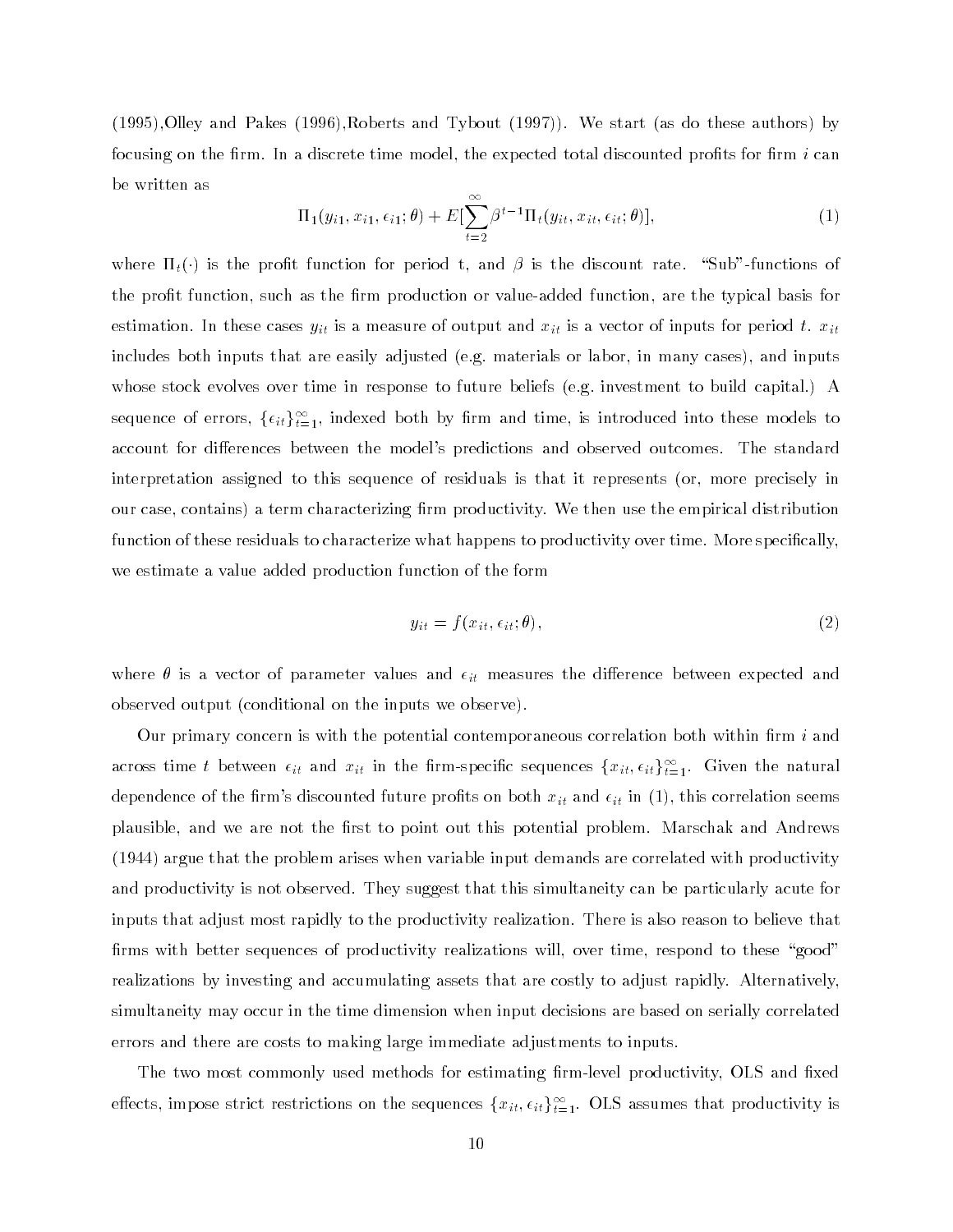(1995),Olley and Pakes (1996),Roberts and Tybout (1997)). We start (as do these authors) by focusing on the firm. In a discrete time model, the expected total discounted profits for firm $i$ can be written as

$$\Pi_1(y_{i1}, x_{i1}, \epsilon_{i1}; \theta) + E[\sum_{t=2}^{\infty} \beta^{t-1} \Pi_t(y_{it}, x_{it}, \epsilon_{it}; \theta)], \tag{1}$$

where $\Pi_t(\cdot)$ is the profit function for period t, and $\beta$ is the discount rate. "Sub"-functions of the profit function, such as the firm production or value-added function, are the typical basis for estimation. In these cases $y_{it}$ is a measure of output and $x_{it}$ is a vector of inputs for period $t$. $x_{it}$ includes both inputs that are easily adjusted (e.g. materials or labor, in many cases), and inputs whose stock evolves over time in response to future beliefs (e.g. investment to build capital.) A sequence of errors, $\{\epsilon_{it}\}_{t=1}^{\infty}$, indexed both by firm and time, is introduced into these models to account for differences between the model's predictions and observed outcomes. The standard interpretation assigned to this sequence of residuals is that it represents (or, more precisely in our case, contains) a term characterizing firm productivity. We then use the empirical distribution function of these residuals to characterize what happens to productivity over time. More specifically, we estimate a value added production function of the form

$$y_{it} = f(x_{it}, \epsilon_{it}; \theta), \tag{2}$$

where $\theta$ is a vector of parameter values and $\epsilon_{it}$ measures the difference between expected and observed output (conditional on the inputs we observe).

Our primary concern is with the potential contemporaneous correlation both within firm $i$ and across time $t$ between $\epsilon_{it}$ and $x_{it}$ in the firm-specific sequences $\{x_{it}, \epsilon_{it}\}_{t=1}^{\infty}$. Given the natural dependence of the firm's discounted future profits on both $x_{it}$ and $\epsilon_{it}$ in (1), this correlation seems plausible, and we are not the first to point out this potential problem. Marschak and Andrews (1944) argue that the problem arises when variable input demands are correlated with productivity and productivity is not observed. They suggest that this simultaneity can be particularly acute for inputs that adjust most rapidly to the productivity realization. There is also reason to believe that firms with better sequences of productivity realizations will, over time, respond to these "good" realizations by investing and accumulating assets that are costly to adjust rapidly. Alternatively, simultaneity may occur in the time dimension when input decisions are based on serially correlated errors and there are costs to making large immediate adjustments to inputs.

The two most commonly used methods for estimating firm-level productivity, OLS and fixed effects, impose strict restrictions on the sequences $\{x_{it}, \epsilon_{it}\}_{t=1}^{\infty}$. OLS assumes that productivity is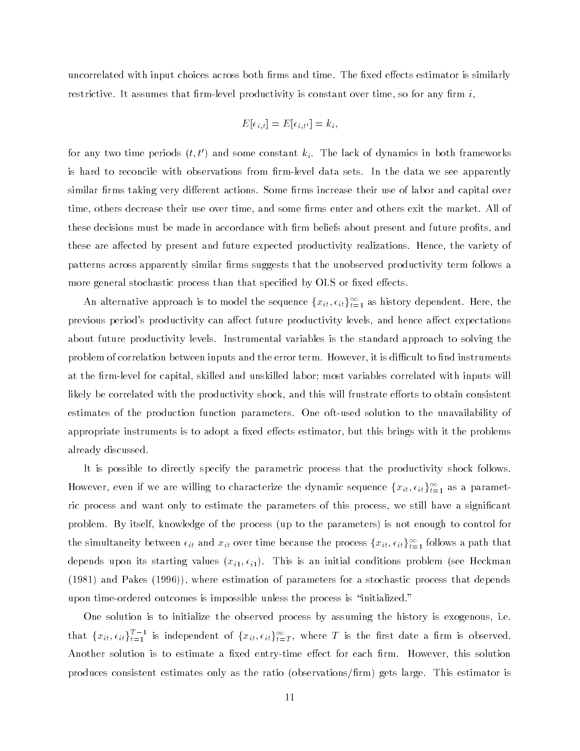uncorrelated with input choices across both firms and time. The fixed effects estimator is similarly restrictive. It assumes that firm-level productivity is constant over time, so for any firm $i$,

$$E[\epsilon_{i,t}] = E[\epsilon_{i,t'}] = k_i,$$

for any two time periods $(t, t')$ and some constant $k_i$. The lack of dynamics in both frameworks is hard to reconcile with observations from firm-level data sets. In the data we see apparently similar firms taking very different actions. Some firms increase their use of labor and capital over time, others decrease their use over time, and some firms enter and others exit the market. All of these decisions must be made in accordance with firm beliefs about present and future profits, and these are affected by present and future expected productivity realizations. Hence, the variety of patterns across apparently similar firms suggests that the unobserved productivity term follows a more general stochastic process than that specified by OLS or fixed effects.

An alternative approach is to model the sequence $\{x_{it}, \epsilon_{it}\}_{t=1}^{\infty}$ as history dependent. Here, the previous period's productivity can affect future productivity levels, and hence affect expectations about future productivity levels. Instrumental variables is the standard approach to solving the problem of correlation between inputs and the error term. However, it is difficult to find instruments at the firm-level for capital, skilled and unskilled labor; most variables correlated with inputs will likely be correlated with the productivity shock, and this will frustrate efforts to obtain consistent estimates of the production function parameters. One oft-used solution to the unavailability of appropriate instruments is to adopt a fixed effects estimator, but this brings with it the problems already discussed.

It is possible to directly specify the parametric process that the productivity shock follows. However, even if we are willing to characterize the dynamic sequence $\{x_{it}, \epsilon_{it}\}_{t=1}^{\infty}$ as a parametric process and want only to estimate the parameters of this process, we still have a significant problem. By itself, knowledge of the process (up to the parameters) is not enough to control for the simultaneity between $\epsilon_{it}$ and $x_{it}$ over time because the process $\{x_{it}, \epsilon_{it}\}_{t=1}^{\infty}$ follows a path that depends upon its starting values $(x_{i1}, \epsilon_{i1})$. This is an initial conditions problem (see Heckman (1981) and Pakes (1996)), where estimation of parameters for a stochastic process that depends upon time-ordered outcomes is impossible unless the process is "initialized."

One solution is to initialize the observed process by assuming the history is exogenous, i.e. that $\{x_{it}, \epsilon_{it}\}_{t=1}^{T-1}$ is independent of $\{x_{it}, \epsilon_{it}\}_{t=T}^{\infty}$, where $T$ is the first date a firm is observed. Another solution is to estimate a fixed entry-time effect for each firm. However, this solution produces consistent estimates only as the ratio (observations/firm) gets large. This estimator is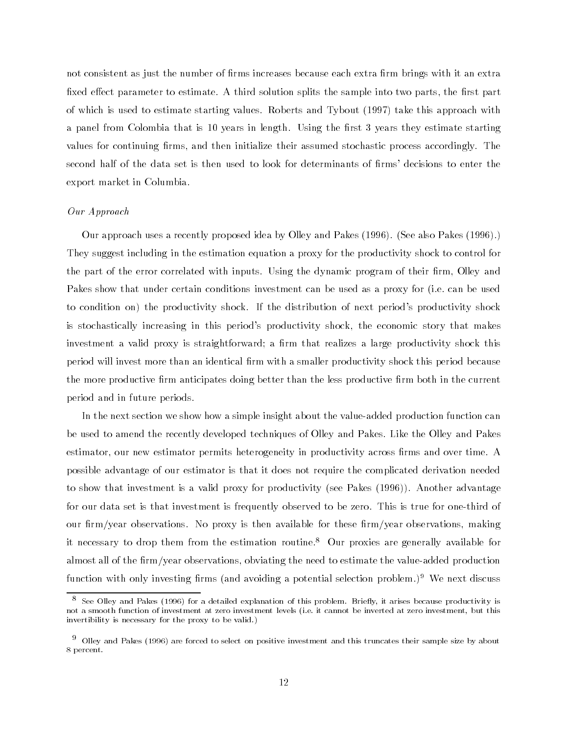not consistent as just the number of firms increases because each extra firm brings with it an extra fixed effect parameter to estimate. A third solution splits the sample into two parts, the first part of which is used to estimate starting values. Roberts and Tybout (1997) take this approach with a panel from Colombia that is 10 years in length. Using the first 3 years they estimate starting values for continuing firms, and then initialize their assumed stochastic process accordingly. The second half of the data set is then used to look for determinants of firms' decisions to enter the export market in Columbia.

*Our Approach*

Our approach uses a recently proposed idea by Olley and Pakes (1996). (See also Pakes (1996).) They suggest including in the estimation equation a proxy for the productivity shock to control for the part of the error correlated with inputs. Using the dynamic program of their firm, Olley and Pakes show that under certain conditions investment can be used as a proxy for (i.e. can be used to condition on) the productivity shock. If the distribution of next period's productivity shock is stochastically increasing in this period's productivity shock, the economic story that makes investment a valid proxy is straightforward; a firm that realizes a large productivity shock this period will invest more than an identical firm with a smaller productivity shock this period because the more productive firm anticipates doing better than the less productive firm both in the current period and in future periods.

In the next section we show how a simple insight about the value-added production function can be used to amend the recently developed techniques of Olley and Pakes. Like the Olley and Pakes estimator, our new estimator permits heterogeneity in productivity across firms and over time. A possible advantage of our estimator is that it does not require the complicated derivation needed to show that investment is a valid proxy for productivity (see Pakes (1996)). Another advantage for our data set is that investment is frequently observed to be zero. This is true for one-third of our firm/year observations. No proxy is then available for these firm/year observations, making it necessary to drop them from the estimation routine.[8] Our proxies are generally available for almost all of the firm/year observations, obviating the need to estimate the value-added production function with only investing firms (and avoiding a potential selection problem.)[9] We next discuss

[8] See Olley and Pakes (1996) for a detailed explanation of this problem. Briefly, it arises because productivity is not a smooth function of investment at zero investment levels (i.e. it cannot be inverted at zero investment, but this invertibility is necessary for the proxy to be valid.)

[9] Olley and Pakes (1996) are forced to select on positive investment and this truncates their sample size by about 8 percent.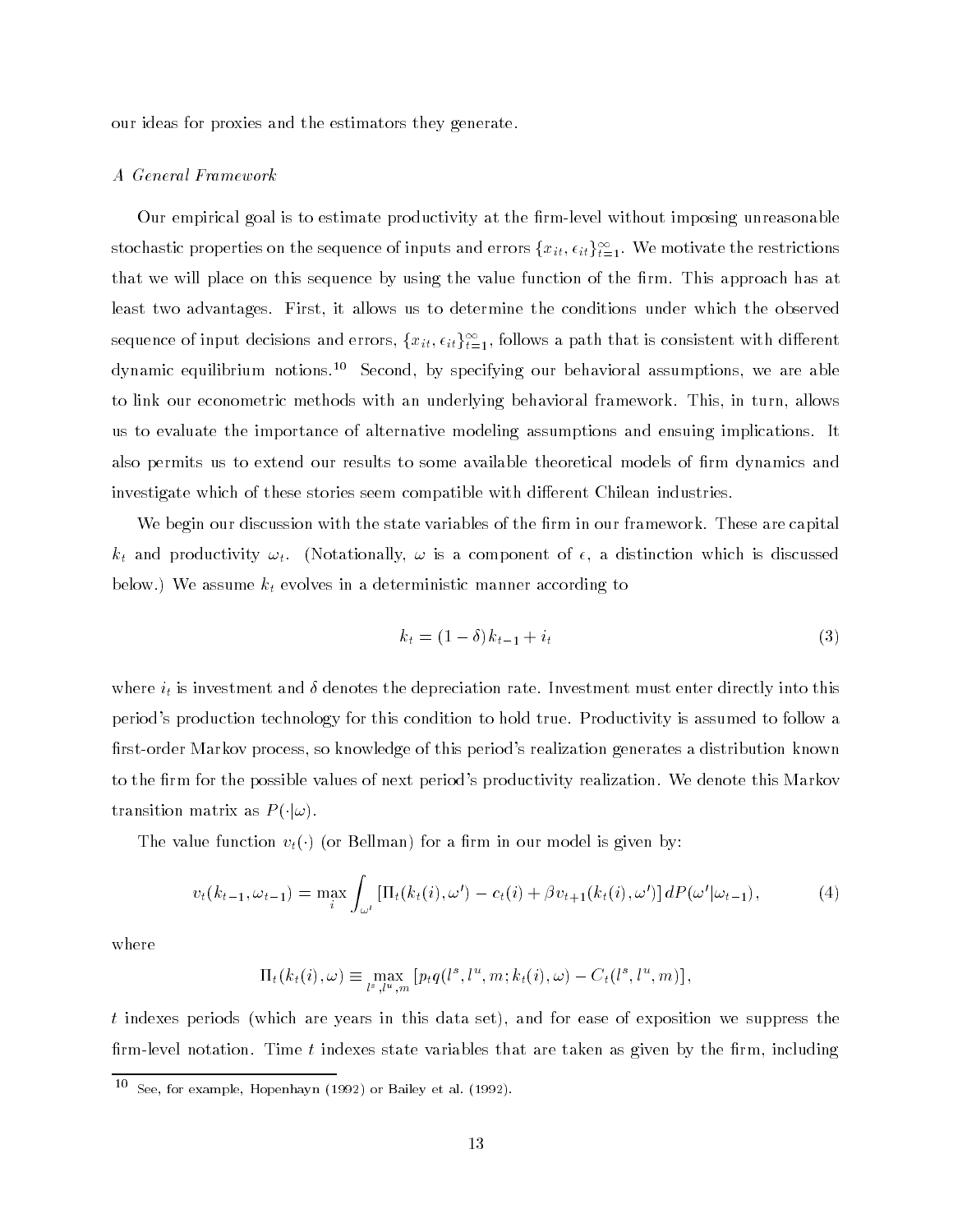our ideas for proxies and the estimators they generate.

*A General Framework*

Our empirical goal is to estimate productivity at the firm-level without imposing unreasonable stochastic properties on the sequence of inputs and errors $\{x_{it}, \epsilon_{it}\}_{t=1}^{\infty}$. We motivate the restrictions that we will place on this sequence by using the value function of the firm. This approach has at least two advantages. First, it allows us to determine the conditions under which the observed sequence of input decisions and errors, $\{x_{it}, \epsilon_{it}\}_{t=1}^{\infty}$, follows a path that is consistent with different dynamic equilibrium notions.[10] Second, by specifying our behavioral assumptions, we are able to link our econometric methods with an underlying behavioral framework. This, in turn, allows us to evaluate the importance of alternative modeling assumptions and ensuing implications. It also permits us to extend our results to some available theoretical models of firm dynamics and investigate which of these stories seem compatible with different Chilean industries.

We begin our discussion with the state variables of the firm in our framework. These are capital $k_t$ and productivity $\omega_t$. (Notationally, $\omega$ is a component of $\epsilon$, a distinction which is discussed below.) We assume $k_t$ evolves in a deterministic manner according to

$$k_t = (1 - \delta) k_{t-1} + i_t \tag{3}$$

where $i_t$ is investment and $\delta$ denotes the depreciation rate. Investment must enter directly into this period's production technology for this condition to hold true. Productivity is assumed to follow a first-order Markov process, so knowledge of this period's realization generates a distribution known to the firm for the possible values of next period's productivity realization. We denote this Markov transition matrix as $P(\cdot|\omega)$.

The value function $v_t(\cdot)$ (or Bellman) for a firm in our model is given by:

$$v_t(k_{t-1}, \omega_{t-1}) = \max_i \int_{\omega'} \left[\Pi_t(k_t(i), \omega') - c_t(i) + \beta v_{t+1}(k_t(i), \omega')\right] dP(\omega'|\omega_{t-1}), \tag{4}$$

where

$$\Pi_t(k_t(i), \omega) \equiv \max_{l^s, l^u, m} \left[p_t q(l^s, l^u, m; k_t(i), \omega) - C_t(l^s, l^u, m)\right],$$

$t$ indexes periods (which are years in this data set), and for ease of exposition we suppress the firm-level notation. Time $t$ indexes state variables that are taken as given by the firm, including

[10] See, for example, Hopenhayn (1992) or Bailey et al. (1992).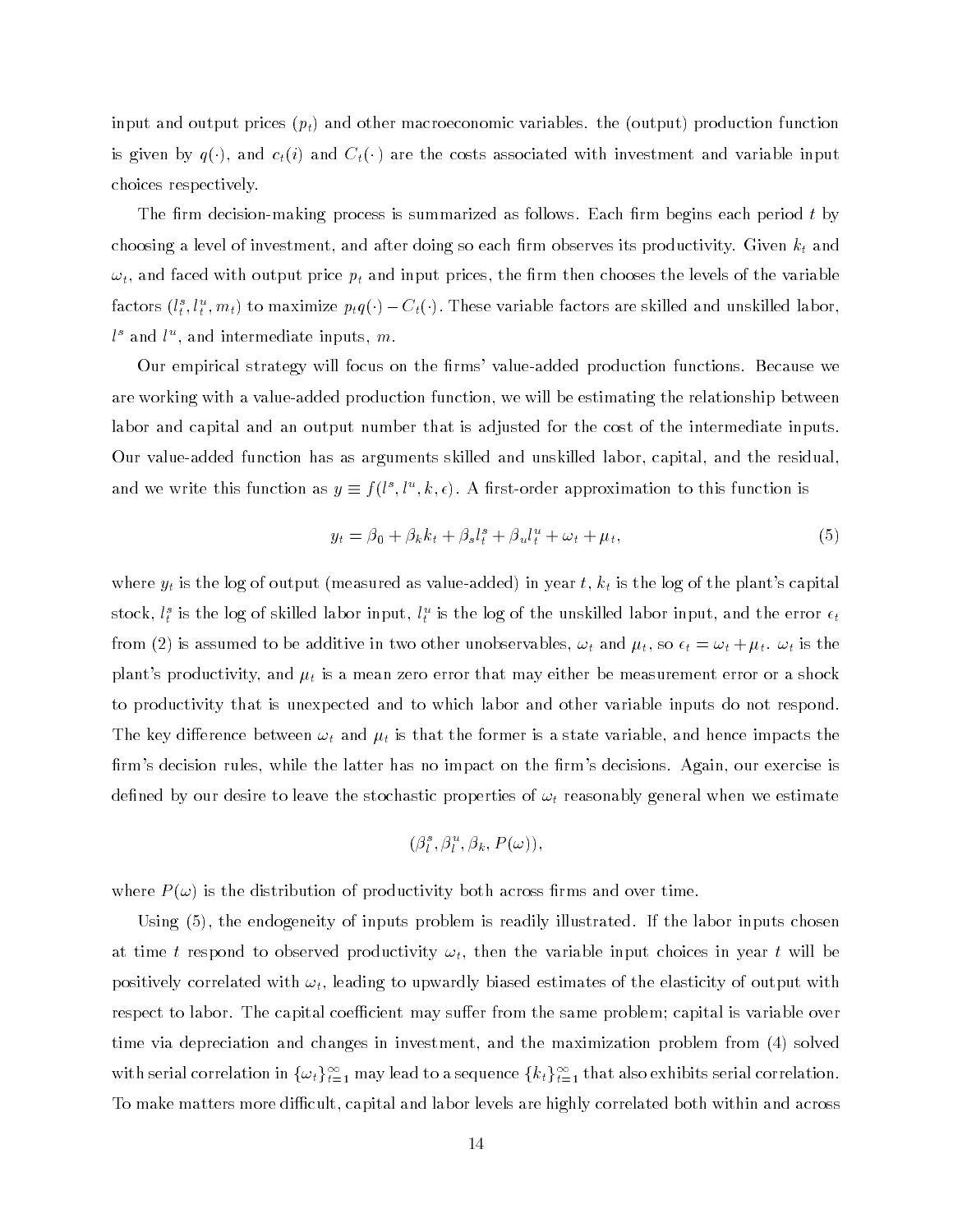input and output prices ($p_t$) and other macroeconomic variables. the (output) production function is given by $q(\cdot)$, and $c_t(i)$ and $C_t(\cdot)$ are the costs associated with investment and variable input choices respectively.

The firm decision-making process is summarized as follows. Each firm begins each period $t$ by choosing a level of investment, and after doing so each firm observes its productivity. Given $k_t$ and $\omega_t$, and faced with output price $p_t$ and input prices, the firm then chooses the levels of the variable factors $(l_t^s, l_t^u, m_t)$ to maximize $p_t q(\cdot) - C_t(\cdot)$. These variable factors are skilled and unskilled labor, $l^s$ and $l^u$, and intermediate inputs, $m$.

Our empirical strategy will focus on the firms' value-added production functions. Because we are working with a value-added production function, we will be estimating the relationship between labor and capital and an output number that is adjusted for the cost of the intermediate inputs. Our value-added function has as arguments skilled and unskilled labor, capital, and the residual, and we write this function as $y \equiv f(l^s, l^u, k, \epsilon)$. A first-order approximation to this function is

$$y_t = \beta_0 + \beta_k k_t + \beta_s l_t^s + \beta_u l_t^u + \omega_t + \mu_t, \tag{5}$$

where $y_t$ is the log of output (measured as value-added) in year $t$, $k_t$ is the log of the plant's capital stock, $l_t^s$ is the log of skilled labor input, $l_t^u$ is the log of the unskilled labor input, and the error $\epsilon_t$ from (2) is assumed to be additive in two other unobservables, $\omega_t$ and $\mu_t$, so $\epsilon_t = \omega_t + \mu_t$. $\omega_t$ is the plant's productivity, and $\mu_t$ is a mean zero error that may either be measurement error or a shock to productivity that is unexpected and to which labor and other variable inputs do not respond. The key difference between $\omega_t$ and $\mu_t$ is that the former is a state variable, and hence impacts the firm's decision rules, while the latter has no impact on the firm's decisions. Again, our exercise is defined by our desire to leave the stochastic properties of $\omega_t$ reasonably general when we estimate

$$(\beta_l^s, \beta_l^u, \beta_k, P(\omega)),$$

where $P(\omega)$ is the distribution of productivity both across firms and over time.

Using (5), the endogeneity of inputs problem is readily illustrated. If the labor inputs chosen at time $t$ respond to observed productivity $\omega_t$, then the variable input choices in year $t$ will be positively correlated with $\omega_t$, leading to upwardly biased estimates of the elasticity of output with respect to labor. The capital coefficient may suffer from the same problem; capital is variable over time via depreciation and changes in investment, and the maximization problem from (4) solved with serial correlation in $\{\omega_t\}_{t=1}^{\infty}$ may lead to a sequence $\{k_t\}_{t=1}^{\infty}$ that also exhibits serial correlation. To make matters more difficult, capital and labor levels are highly correlated both within and across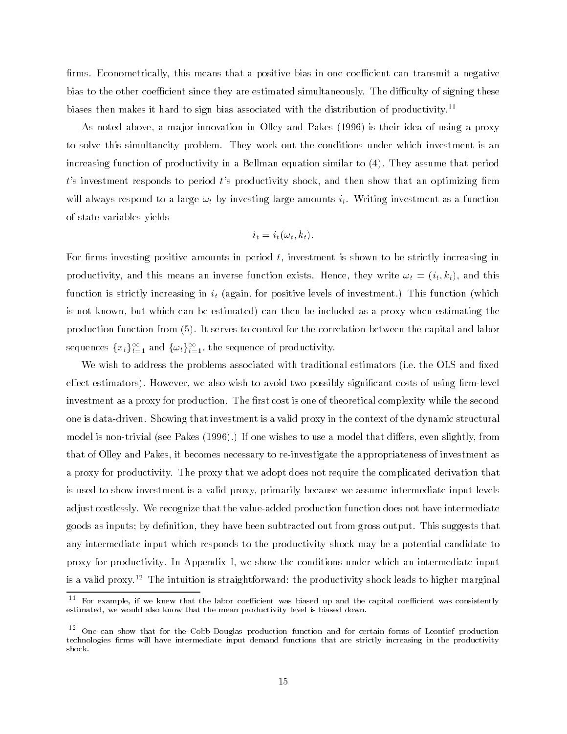firms. Econometrically, this means that a positive bias in one coefficient can transmit a negative bias to the other coefficient since they are estimated simultaneously. The difficulty of signing these biases then makes it hard to sign bias associated with the distribution of productivity.[11]

As noted above, a major innovation in Olley and Pakes (1996) is their idea of using a proxy to solve this simultaneity problem. They work out the conditions under which investment is an increasing function of productivity in a Bellman equation similar to (4). They assume that period $t$'s investment responds to period $t$'s productivity shock, and then show that an optimizing firm will always respond to a large $\omega_t$ by investing large amounts $i_t$. Writing investment as a function of state variables yields

$$i_t = i_t(\omega_t, k_t).$$

For firms investing positive amounts in period $t$, investment is shown to be strictly increasing in productivity, and this means an inverse function exists. Hence, they write $\omega_t = (i_t, k_t)$, and this function is strictly increasing in $i_t$ (again, for positive levels of investment.) This function (which is not known, but which can be estimated) can then be included as a proxy when estimating the production function from (5). It serves to control for the correlation between the capital and labor sequences $\{x_t\}_{t=1}^{\infty}$ and $\{\omega_t\}_{t=1}^{\infty}$, the sequence of productivity.

We wish to address the problems associated with traditional estimators (i.e. the OLS and fixed effect estimators). However, we also wish to avoid two possibly significant costs of using firm-level investment as a proxy for production. The first cost is one of theoretical complexity while the second one is data-driven. Showing that investment is a valid proxy in the context of the dynamic structural model is non-trivial (see Pakes (1996).) If one wishes to use a model that differs, even slightly, from that of Olley and Pakes, it becomes necessary to re-investigate the appropriateness of investment as a proxy for productivity. The proxy that we adopt does not require the complicated derivation that is used to show investment is a valid proxy, primarily because we assume intermediate input levels adjust costlessly. We recognize that the value-added production function does not have intermediate goods as inputs; by definition, they have been subtracted out from gross output. This suggests that any intermediate input which responds to the productivity shock may be a potential candidate to proxy for productivity. In Appendix I, we show the conditions under which an intermediate input is a valid proxy.[12] The intuition is straightforward: the productivity shock leads to higher marginal

[11] For example, if we knew that the labor coefficient was biased up and the capital coefficient was consistently estimated, we would also know that the mean productivity level is biased down.

[12] One can show that for the Cobb-Douglas production function and for certain forms of Leontief production technologies firms will have intermediate input demand functions that are strictly increasing in the productivity shock.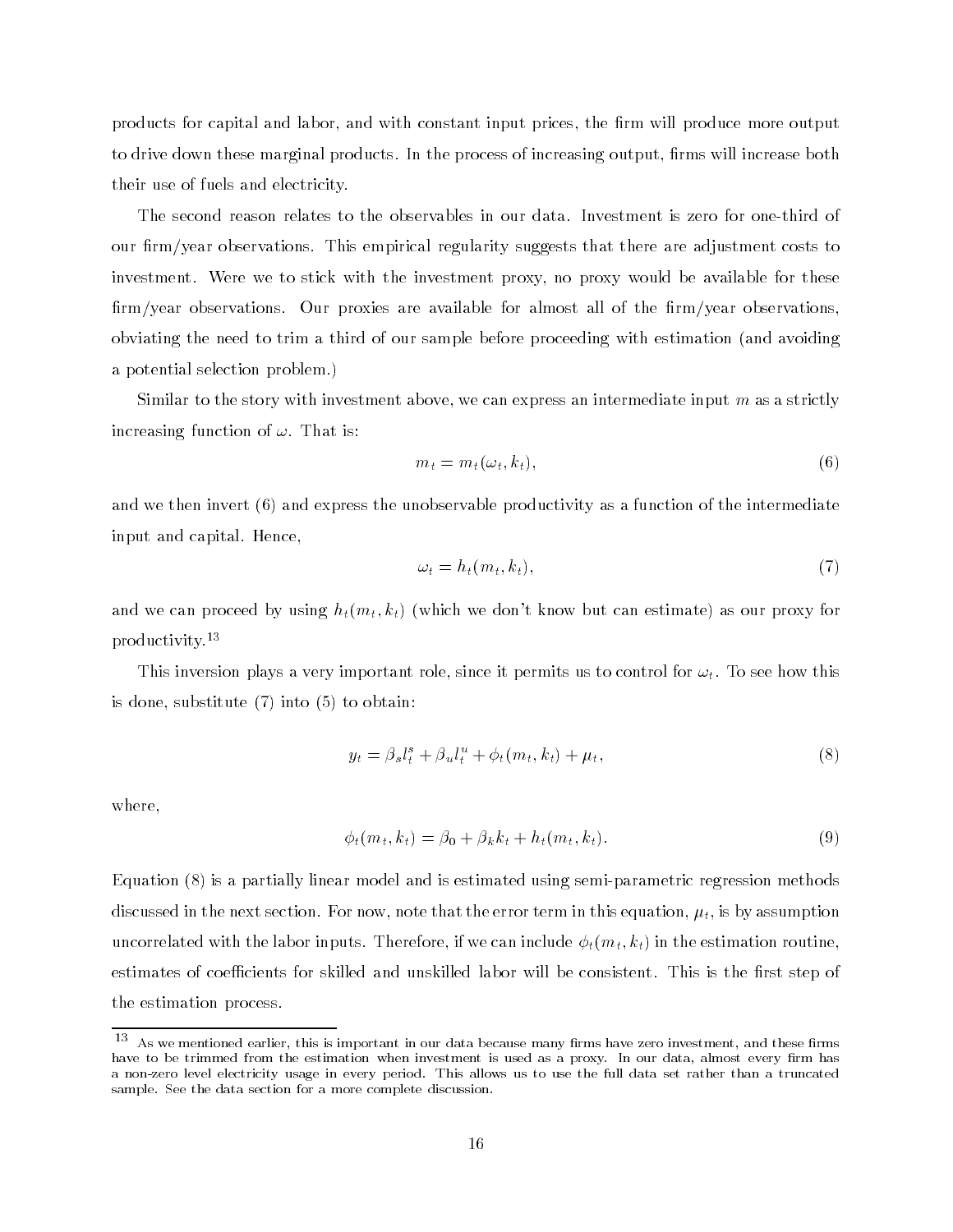products for capital and labor, and with constant input prices, the firm will produce more output to drive down these marginal products. In the process of increasing output, firms will increase both their use of fuels and electricity.

The second reason relates to the observables in our data. Investment is zero for one-third of our firm/year observations. This empirical regularity suggests that there are adjustment costs to investment. Were we to stick with the investment proxy, no proxy would be available for these firm/year observations. Our proxies are available for almost all of the firm/year observations, obviating the need to trim a third of our sample before proceeding with estimation (and avoiding a potential selection problem.)

Similar to the story with investment above, we can express an intermediate input $m$ as a strictly increasing function of $\omega$. That is:

$$m_t = m_t(\omega_t, k_t), \tag{6}$$

and we then invert (6) and express the unobservable productivity as a function of the intermediate input and capital. Hence,

$$\omega_t = h_t(m_t, k_t), \tag{7}$$

and we can proceed by using $h_t(m_t, k_t)$ (which we don't know but can estimate) as our proxy for productivity.[13]

This inversion plays a very important role, since it permits us to control for $\omega_t$. To see how this is done, substitute (7) into (5) to obtain:

$$y_t = \beta_s l_t^s + \beta_u l_t^u + \phi_t(m_t, k_t) + \mu_t, \tag{8}$$

where,

$$\phi_t(m_t, k_t) = \beta_0 + \beta_k k_t + h_t(m_t, k_t). \tag{9}$$

Equation (8) is a partially linear model and is estimated using semi-parametric regression methods discussed in the next section. For now, note that the error term in this equation, $\mu_t$, is by assumption uncorrelated with the labor inputs. Therefore, if we can include $\phi_t(m_t, k_t)$ in the estimation routine, estimates of coefficients for skilled and unskilled labor will be consistent. This is the first step of the estimation process.

[13] As we mentioned earlier, this is important in our data because many firms have zero investment, and these firms have to be trimmed from the estimation when investment is used as a proxy. In our data, almost every firm has a non-zero level electricity usage in every period. This allows us to use the full data set rather than a truncated sample. See the data section for a more complete discussion.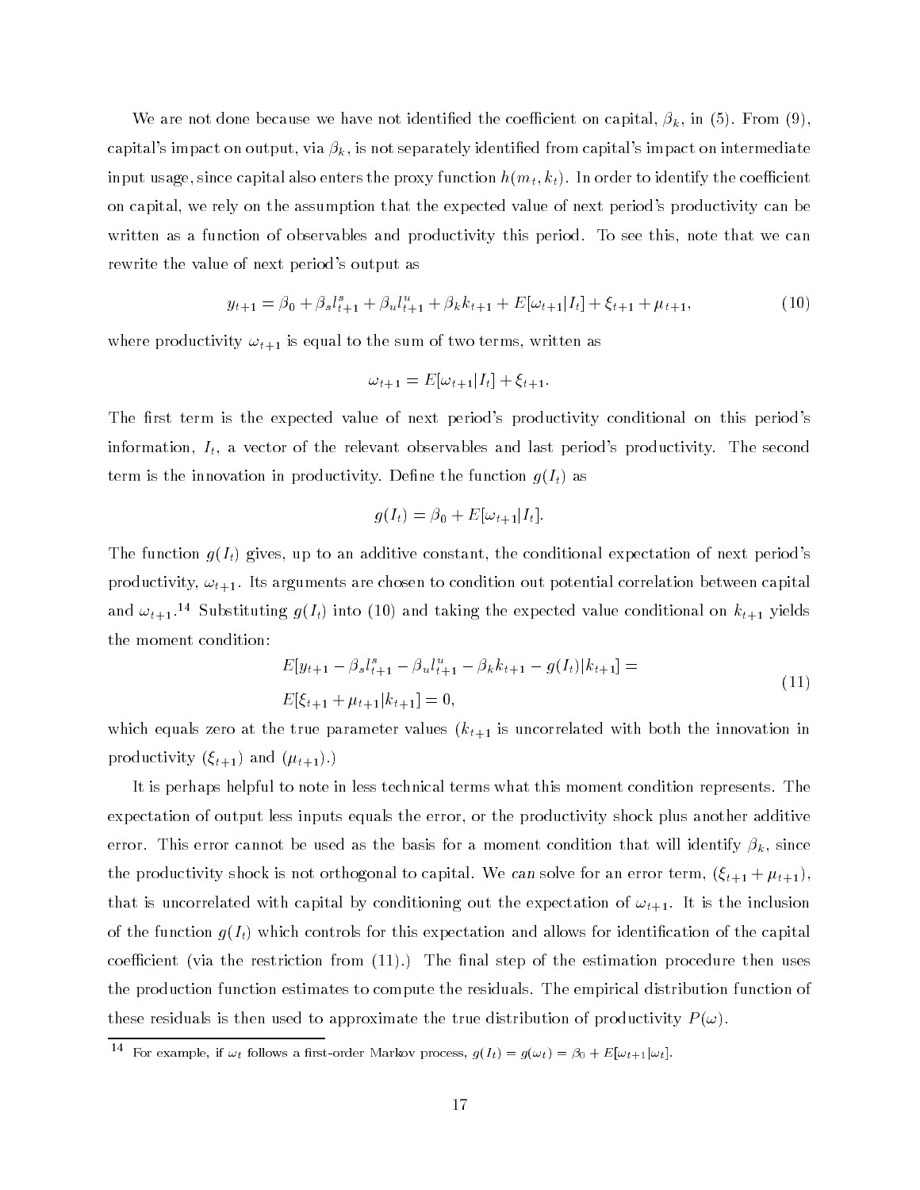We are not done because we have not identified the coefficient on capital, $\beta_k$, in (5). From (9), capital's impact on output, via $\beta_k$, is not separately identified from capital's impact on intermediate input usage, since capital also enters the proxy function $h(m_t, k_t)$. In order to identify the coefficient on capital, we rely on the assumption that the expected value of next period's productivity can be written as a function of observables and productivity this period. To see this, note that we can rewrite the value of next period's output as

$$y_{t+1} = \beta_0 + \beta_s l^s_{t+1} + \beta_u l^u_{t+1} + \beta_k k_{t+1} + E[\omega_{t+1}|I_t] + \xi_{t+1} + \mu_{t+1}, \tag{10}$$

where productivity $\omega_{t+1}$ is equal to the sum of two terms, written as

$$\omega_{t+1} = E[\omega_{t+1}|I_t] + \xi_{t+1}.$$

The first term is the expected value of next period's productivity conditional on this period's information, $I_t$, a vector of the relevant observables and last period's productivity. The second term is the innovation in productivity. Define the function $g(I_t)$ as

$$g(I_t) = \beta_0 + E[\omega_{t+1}|I_t].$$

The function $g(I_t)$ gives, up to an additive constant, the conditional expectation of next period's productivity, $\omega_{t+1}$. Its arguments are chosen to condition out potential correlation between capital and $\omega_{t+1}$.[14] Substituting $g(I_t)$ into (10) and taking the expected value conditional on $k_{t+1}$ yields the moment condition:

$$\begin{aligned} &E[y_{t+1} - \beta_s l^s_{t+1} - \beta_u l^u_{t+1} - \beta_k k_{t+1} - g(I_t)|k_{t+1}] = \\ &E[\xi_{t+1} + \mu_{t+1}|k_{t+1}] = 0, \end{aligned} \tag{11}$$

which equals zero at the true parameter values ($k_{t+1}$ is uncorrelated with both the innovation in productivity ($\xi_{t+1}$) and ($\mu_{t+1}$).)

It is perhaps helpful to note in less technical terms what this moment condition represents. The expectation of output less inputs equals the error, or the productivity shock plus another additive error. This error cannot be used as the basis for a moment condition that will identify $\beta_k$, since the productivity shock is not orthogonal to capital. We *can* solve for an error term, $(\xi_{t+1} + \mu_{t+1})$, that is uncorrelated with capital by conditioning out the expectation of $\omega_{t+1}$. It is the inclusion of the function $g(I_t)$ which controls for this expectation and allows for identification of the capital coefficient (via the restriction from (11).) The final step of the estimation procedure then uses the production function estimates to compute the residuals. The empirical distribution function of these residuals is then used to approximate the true distribution of productivity $P(\omega)$.

[14] For example, if $\omega_t$ follows a first-order Markov process, $g(I_t) = g(\omega_t) = \beta_0 + E[\omega_{t+1}|\omega_t]$.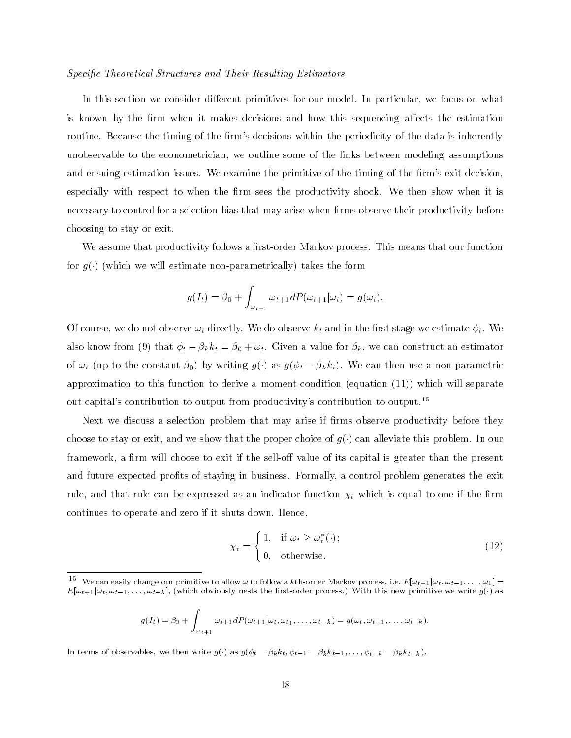*Specific Theoretical Structures and Their Resulting Estimators*

In this section we consider different primitives for our model. In particular, we focus on what is known by the firm when it makes decisions and how this sequencing affects the estimation routine. Because the timing of the firm's decisions within the periodicity of the data is inherently unobservable to the econometrician, we outline some of the links between modeling assumptions and ensuing estimation issues. We examine the primitive of the timing of the firm's exit decision, especially with respect to when the firm sees the productivity shock. We then show when it is necessary to control for a selection bias that may arise when firms observe their productivity before choosing to stay or exit.

We assume that productivity follows a first-order Markov process. This means that our function for $g(\cdot)$ (which we will estimate non-parametrically) takes the form

$$g(I_t) = \beta_0 + \int_{\omega_{t+1}} \omega_{t+1} dP(\omega_{t+1}|\omega_t) = g(\omega_t).$$

Of course, we do not observe $\omega_t$ directly. We do observe $k_t$ and in the first stage we estimate $\phi_t$. We also know from (9) that $\phi_t - \beta_k k_t = \beta_0 + \omega_t$. Given a value for $\beta_k$, we can construct an estimator of $\omega_t$ (up to the constant $\beta_0$) by writing $g(\cdot)$ as $g(\phi_t - \beta_k k_t)$. We can then use a non-parametric approximation to this function to derive a moment condition (equation (11)) which will separate out capital's contribution to output from productivity's contribution to output.[15]

Next we discuss a selection problem that may arise if firms observe productivity before they choose to stay or exit, and we show that the proper choice of $g(\cdot)$ can alleviate this problem. In our framework, a firm will choose to exit if the sell-off value of its capital is greater than the present and future expected profits of staying in business. Formally, a control problem generates the exit rule, and that rule can be expressed as an indicator function $\chi_t$ which is equal to one if the firm continues to operate and zero if it shuts down. Hence,

$$\chi_t = \begin{cases} 1, & \text{if } \omega_t \geq \omega_t^*(\cdot); \\ 0, & \text{otherwise.} \end{cases} \tag{12}$$

---

[15] We can easily change our primitive to allow $\omega$ to follow a $k$th-order Markov process, i.e. $E[\omega_{t+1}|\omega_t, \omega_{t-1}, \ldots, \omega_1] = E[\omega_{t+1}|\omega_t, \omega_{t-1}, \ldots, \omega_{t-k}]$, (which obviously nests the first-order process.) With this new primitive we write $g(\cdot)$ as

$$g(I_t) = \beta_0 + \int_{\omega_{t+1}} \omega_{t+1} dP(\omega_{t+1}|\omega_t, \omega_{t_1}, \ldots, \omega_{t-k}) = g(\omega_t, \omega_{t-1}, \ldots, \omega_{t-k}).$$

In terms of observables, we then write $g(\cdot)$ as $g(\phi_t - \beta_k k_t, \phi_{t-1} - \beta_k k_{t-1}, \ldots, \phi_{t-k} - \beta_k k_{t-k})$.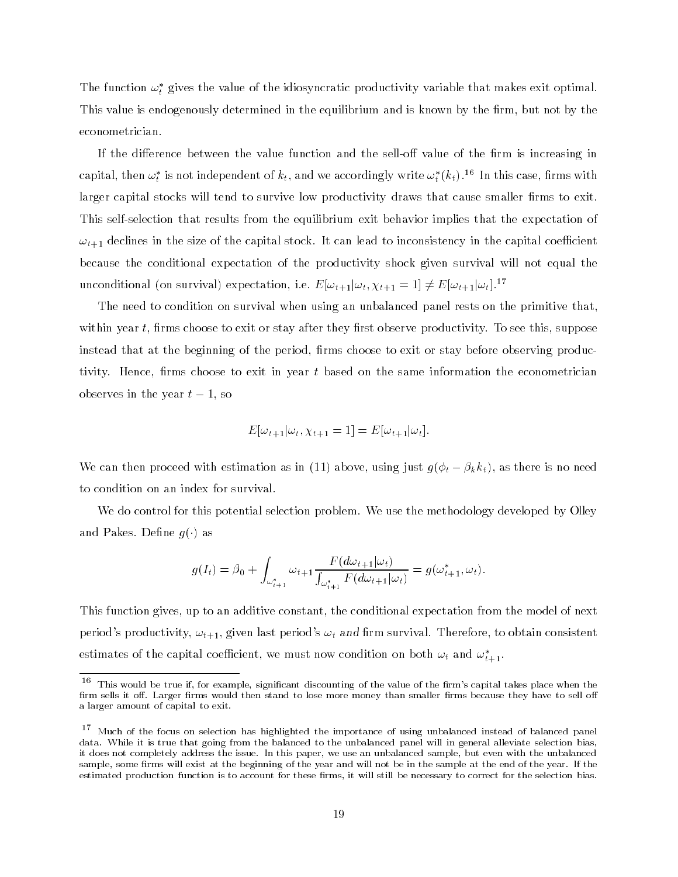The function $\omega_t^*$ gives the value of the idiosyncratic productivity variable that makes exit optimal. This value is endogenously determined in the equilibrium and is known by the firm, but not by the econometrician.

If the difference between the value function and the sell-off value of the firm is increasing in capital, then $\omega_t^*$ is not independent of $k_t$, and we accordingly write $\omega_t^*(k_t)$.[16] In this case, firms with larger capital stocks will tend to survive low productivity draws that cause smaller firms to exit. This self-selection that results from the equilibrium exit behavior implies that the expectation of $\omega_{t+1}$ declines in the size of the capital stock. It can lead to inconsistency in the capital coefficient because the conditional expectation of the productivity shock given survival will not equal the unconditional (on survival) expectation, i.e. $E[\omega_{t+1}|\omega_t, \chi_{t+1} = 1] \neq E[\omega_{t+1}|\omega_t]$.[17]

The need to condition on survival when using an unbalanced panel rests on the primitive that, within year $t$, firms choose to exit or stay after they first observe productivity. To see this, suppose instead that at the beginning of the period, firms choose to exit or stay before observing productivity. Hence, firms choose to exit in year $t$ based on the same information the econometrician observes in the year $t-1$, so

$$E[\omega_{t+1}|\omega_t, \chi_{t+1} = 1] = E[\omega_{t+1}|\omega_t].$$

We can then proceed with estimation as in (11) above, using just $g(\phi_t - \beta_k k_t)$, as there is no need to condition on an index for survival.

We do control for this potential selection problem. We use the methodology developed by Olley and Pakes. Define $g(\cdot)$ as

$$g(I_t) = \beta_0 + \int_{\omega_{t+1}^*} \omega_{t+1} \frac{F(d\omega_{t+1}|\omega_t)}{\int_{\omega_{t+1}^*} F(d\omega_{t+1}|\omega_t)} = g(\omega_{t+1}^*, \omega_t).$$

This function gives, up to an additive constant, the conditional expectation from the model of next period's productivity, $\omega_{t+1}$, given last period's $\omega_t$ *and* firm survival. Therefore, to obtain consistent estimates of the capital coefficient, we must now condition on both $\omega_t$ and $\omega_{t+1}^*$.

[16] This would be true if, for example, significant discounting of the value of the firm's capital takes place when the firm sells it off. Larger firms would then stand to lose more money than smaller firms because they have to sell off a larger amount of capital to exit.

[17] Much of the focus on selection has highlighted the importance of using unbalanced instead of balanced panel data. While it is true that going from the balanced to the unbalanced panel will in general alleviate selection bias, it does not completely address the issue. In this paper, we use an unbalanced sample, but even with the unbalanced sample, some firms will exist at the beginning of the year and will not be in the sample at the end of the year. If the estimated production function is to account for these firms, it will still be necessary to correct for the selection bias.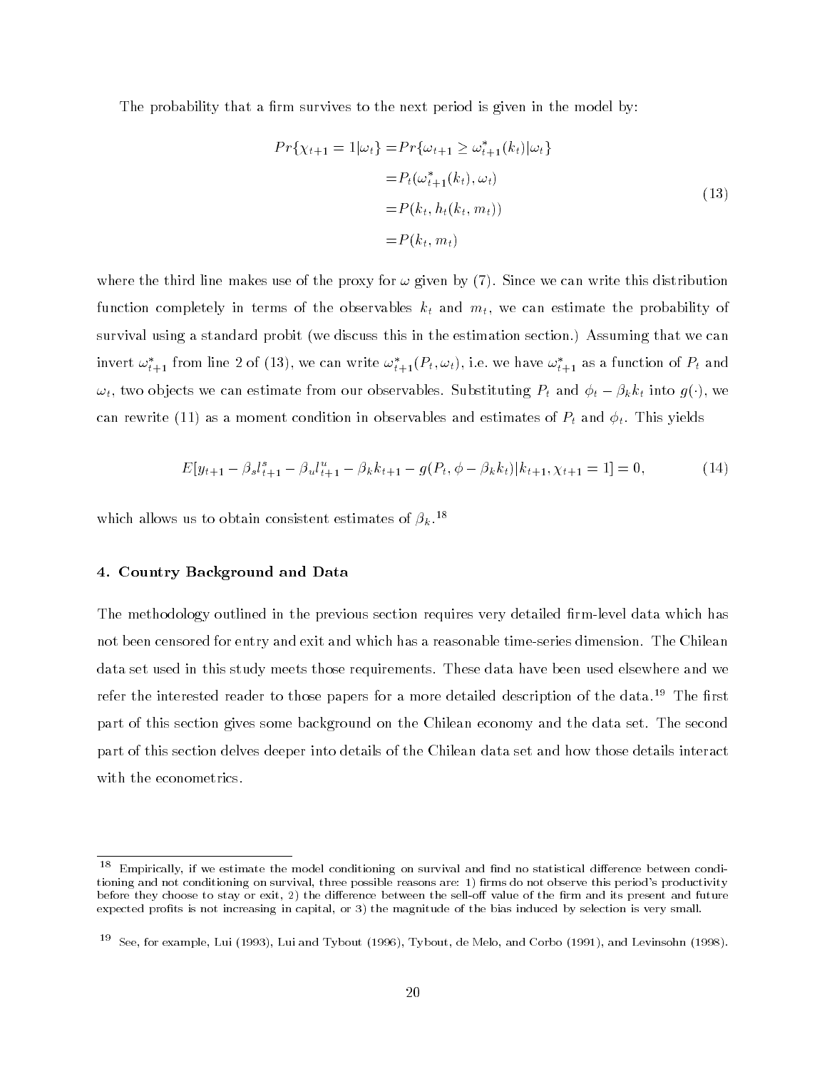The probability that a firm survives to the next period is given in the model by:

$$
\begin{aligned}
Pr\{\chi_{t+1} = 1|\omega_t\} &= Pr\{\omega_{t+1} \geq \omega^*_{t+1}(k_t)|\omega_t\} \\
&= P_t(\omega^*_{t+1}(k_t), \omega_t) \\
&= P(k_t, h_t(k_t, m_t)) \\
&= P(k_t, m_t)
\end{aligned}
\tag{13}
$$

where the third line makes use of the proxy for $\omega$ given by (7). Since we can write this distribution function completely in terms of the observables $k_t$ and $m_t$, we can estimate the probability of survival using a standard probit (we discuss this in the estimation section.) Assuming that we can invert $\omega^*_{t+1}$ from line 2 of (13), we can write $\omega^*_{t+1}(P_t, \omega_t)$, i.e. we have $\omega^*_{t+1}$ as a function of $P_t$ and $\omega_t$, two objects we can estimate from our observables. Substituting $P_t$ and $\phi_t - \beta_k k_t$ into $g(\cdot)$, we can rewrite (11) as a moment condition in observables and estimates of $P_t$ and $\phi_t$. This yields

$$
E[y_{t+1} - \beta_s l^s_{t+1} - \beta_u l^u_{t+1} - \beta_k k_{t+1} - g(P_t, \phi - \beta_k k_t)|k_{t+1}, \chi_{t+1} = 1] = 0, \tag{14}
$$

which allows us to obtain consistent estimates of $\beta_k$.[18]

### 4. Country Background and Data

The methodology outlined in the previous section requires very detailed firm-level data which has not been censored for entry and exit and which has a reasonable time-series dimension. The Chilean data set used in this study meets those requirements. These data have been used elsewhere and we refer the interested reader to those papers for a more detailed description of the data.[19] The first part of this section gives some background on the Chilean economy and the data set. The second part of this section delves deeper into details of the Chilean data set and how those details interact with the econometrics.

---

[18] Empirically, if we estimate the model conditioning on survival and find no statistical difference between conditioning and not conditioning on survival, three possible reasons are: 1) firms do not observe this period's productivity before they choose to stay or exit, 2) the difference between the sell-off value of the firm and its present and future expected profits is not increasing in capital, or 3) the magnitude of the bias induced by selection is very small.

[19] See, for example, Lui (1993), Lui and Tybout (1996), Tybout, de Melo, and Corbo (1991), and Levinsohn (1998).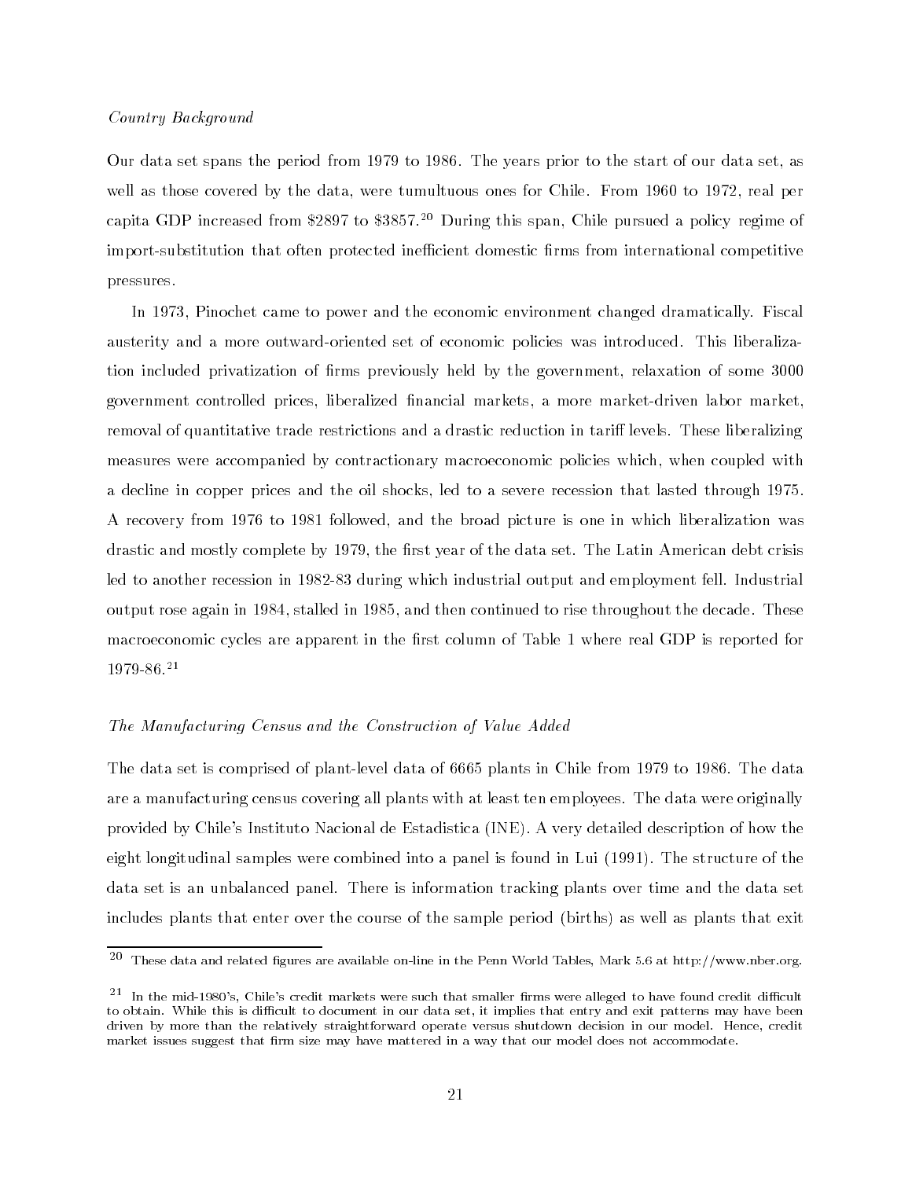*Country Background*

Our data set spans the period from 1979 to 1986. The years prior to the start of our data set, as well as those covered by the data, were tumultuous ones for Chile. From 1960 to 1972, real per capita GDP increased from \$2897 to \$3857.[20] During this span, Chile pursued a policy regime of import-substitution that often protected inefficient domestic firms from international competitive pressures.

In 1973, Pinochet came to power and the economic environment changed dramatically. Fiscal austerity and a more outward-oriented set of economic policies was introduced. This liberalization included privatization of firms previously held by the government, relaxation of some 3000 government controlled prices, liberalized financial markets, a more market-driven labor market, removal of quantitative trade restrictions and a drastic reduction in tariff levels. These liberalizing measures were accompanied by contractionary macroeconomic policies which, when coupled with a decline in copper prices and the oil shocks, led to a severe recession that lasted through 1975. A recovery from 1976 to 1981 followed, and the broad picture is one in which liberalization was drastic and mostly complete by 1979, the first year of the data set. The Latin American debt crisis led to another recession in 1982-83 during which industrial output and employment fell. Industrial output rose again in 1984, stalled in 1985, and then continued to rise throughout the decade. These macroeconomic cycles are apparent in the first column of Table 1 where real GDP is reported for 1979-86.[21]

*The Manufacturing Census and the Construction of Value Added*

The data set is comprised of plant-level data of 6665 plants in Chile from 1979 to 1986. The data are a manufacturing census covering all plants with at least ten employees. The data were originally provided by Chile's Instituto Nacional de Estadistica (INE). A very detailed description of how the eight longitudinal samples were combined into a panel is found in Lui (1991). The structure of the data set is an unbalanced panel. There is information tracking plants over time and the data set includes plants that enter over the course of the sample period (births) as well as plants that exit

[20] These data and related figures are available on-line in the Penn World Tables, Mark 5.6 at http://www.nber.org.

[21] In the mid-1980's, Chile's credit markets were such that smaller firms were alleged to have found credit difficult to obtain. While this is difficult to document in our data set, it implies that entry and exit patterns may have been driven by more than the relatively straightforward operate versus shutdown decision in our model. Hence, credit market issues suggest that firm size may have mattered in a way that our model does not accommodate.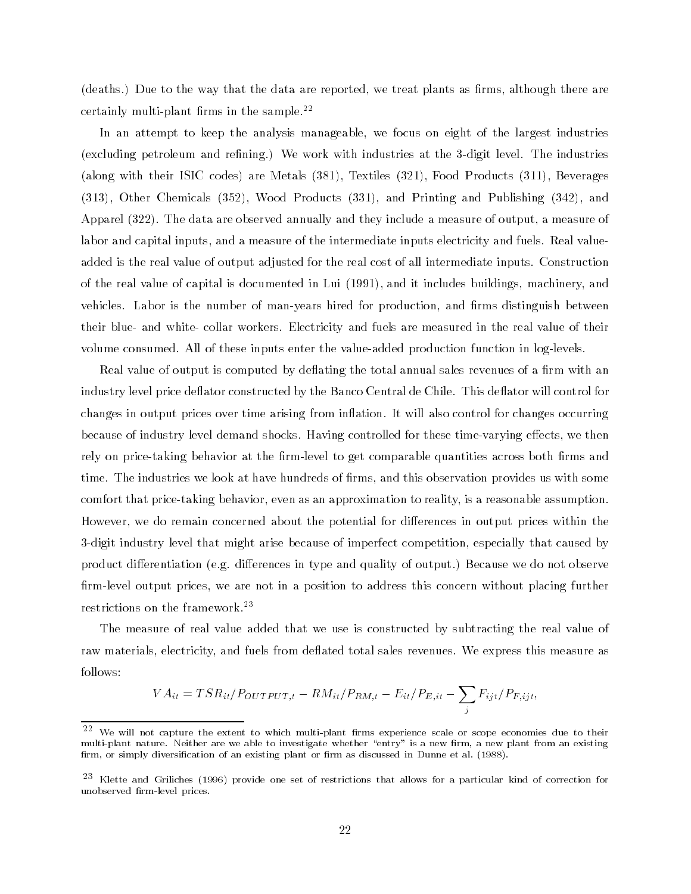(deaths.) Due to the way that the data are reported, we treat plants as firms, although there are certainly multi-plant firms in the sample.[22]

In an attempt to keep the analysis manageable, we focus on eight of the largest industries (excluding petroleum and refining.) We work with industries at the 3-digit level. The industries (along with their ISIC codes) are Metals (381), Textiles (321), Food Products (311), Beverages (313), Other Chemicals (352), Wood Products (331), and Printing and Publishing (342), and Apparel (322). The data are observed annually and they include a measure of output, a measure of labor and capital inputs, and a measure of the intermediate inputs electricity and fuels. Real value-added is the real value of output adjusted for the real cost of all intermediate inputs. Construction of the real value of capital is documented in Lui (1991), and it includes buildings, machinery, and vehicles. Labor is the number of man-years hired for production, and firms distinguish between their blue- and white- collar workers. Electricity and fuels are measured in the real value of their volume consumed. All of these inputs enter the value-added production function in log-levels.

Real value of output is computed by deflating the total annual sales revenues of a firm with an industry level price deflator constructed by the Banco Central de Chile. This deflator will control for changes in output prices over time arising from inflation. It will also control for changes occurring because of industry level demand shocks. Having controlled for these time-varying effects, we then rely on price-taking behavior at the firm-level to get comparable quantities across both firms and time. The industries we look at have hundreds of firms, and this observation provides us with some comfort that price-taking behavior, even as an approximation to reality, is a reasonable assumption. However, we do remain concerned about the potential for differences in output prices within the 3-digit industry level that might arise because of imperfect competition, especially that caused by product differentiation (e.g. differences in type and quality of output.) Because we do not observe firm-level output prices, we are not in a position to address this concern without placing further restrictions on the framework.[23]

The measure of real value added that we use is constructed by subtracting the real value of raw materials, electricity, and fuels from deflated total sales revenues. We express this measure as follows:

$$VA_{it} = TSR_{it}/P_{OUTPUT,t} - RM_{it}/P_{RM,t} - E_{it}/P_{E,it} - \sum_{j} F_{ijt}/P_{F,ijt},$$

[22] We will not capture the extent to which multi-plant firms experience scale or scope economies due to their multi-plant nature. Neither are we able to investigate whether "entry" is a new firm, a new plant from an existing firm, or simply diversification of an existing plant or firm as discussed in Dunne et al. (1988).

[23] Klette and Griliches (1996) provide one set of restrictions that allows for a particular kind of correction for unobserved firm-level prices.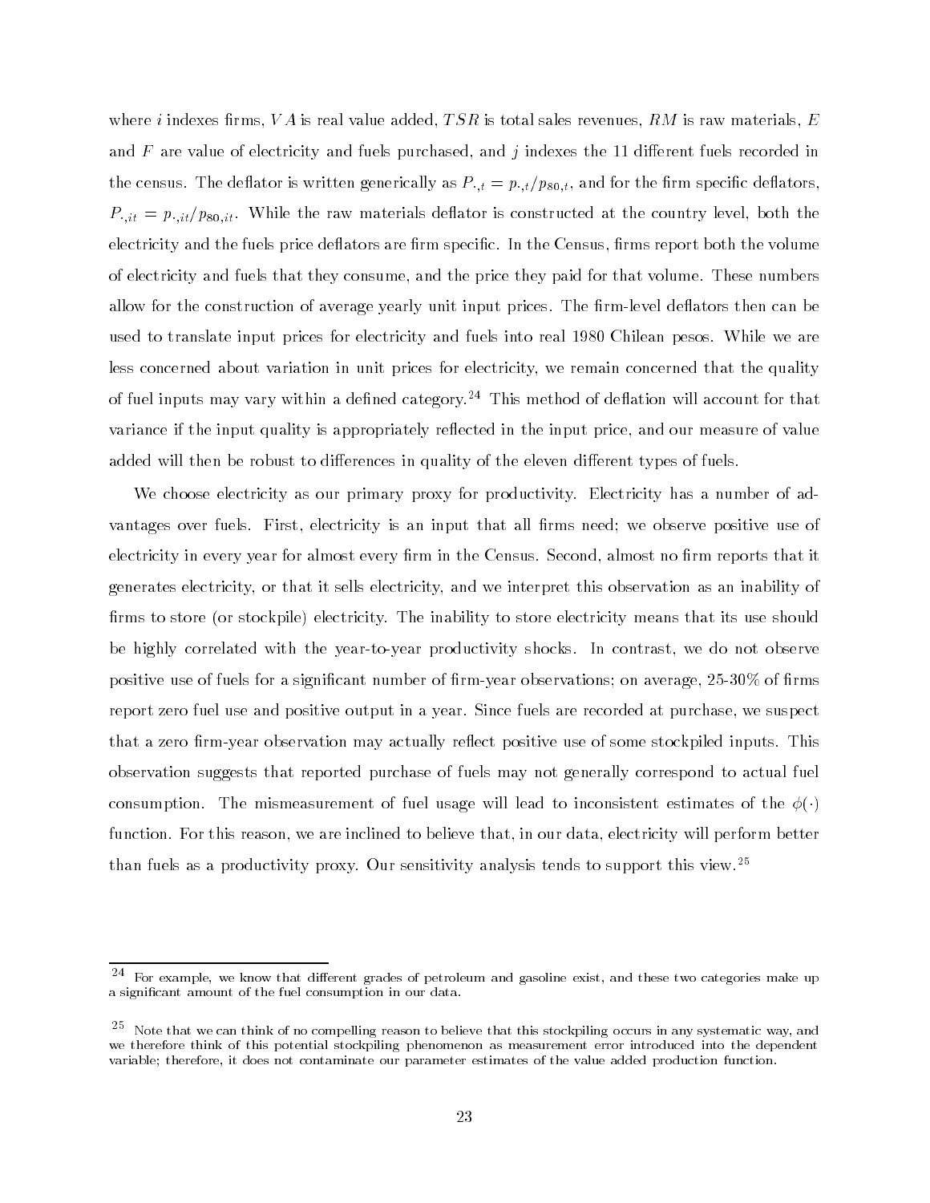where $i$ indexes firms, $VA$ is real value added, $TSR$ is total sales revenues, $RM$ is raw materials, $E$ and $F$ are value of electricity and fuels purchased, and $j$ indexes the 11 different fuels recorded in the census. The deflator is written generically as $P_{\cdot,t} = p_{\cdot,t}/p_{80,t}$, and for the firm specific deflators, $P_{\cdot,it} = p_{\cdot,it}/p_{80,it}$. While the raw materials deflator is constructed at the country level, both the electricity and the fuels price deflators are firm specific. In the Census, firms report both the volume of electricity and fuels that they consume, and the price they paid for that volume. These numbers allow for the construction of average yearly unit input prices. The firm-level deflators then can be used to translate input prices for electricity and fuels into real 1980 Chilean pesos. While we are less concerned about variation in unit prices for electricity, we remain concerned that the quality of fuel inputs may vary within a defined category.[24] This method of deflation will account for that variance if the input quality is appropriately reflected in the input price, and our measure of value added will then be robust to differences in quality of the eleven different types of fuels.

We choose electricity as our primary proxy for productivity. Electricity has a number of advantages over fuels. First, electricity is an input that all firms need; we observe positive use of electricity in every year for almost every firm in the Census. Second, almost no firm reports that it generates electricity, or that it sells electricity, and we interpret this observation as an inability of firms to store (or stockpile) electricity. The inability to store electricity means that its use should be highly correlated with the year-to-year productivity shocks. In contrast, we do not observe positive use of fuels for a significant number of firm-year observations; on average, 25-30% of firms report zero fuel use and positive output in a year. Since fuels are recorded at purchase, we suspect that a zero firm-year observation may actually reflect positive use of some stockpiled inputs. This observation suggests that reported purchase of fuels may not generally correspond to actual fuel consumption. The mismeasurement of fuel usage will lead to inconsistent estimates of the $\phi(\cdot)$ function. For this reason, we are inclined to believe that, in our data, electricity will perform better than fuels as a productivity proxy. Our sensitivity analysis tends to support this view.[25]

---

[24] For example, we know that different grades of petroleum and gasoline exist, and these two categories make up a significant amount of the fuel consumption in our data.

[25] Note that we can think of no compelling reason to believe that this stockpiling occurs in any systematic way, and we therefore think of this potential stockpiling phenomenon as measurement error introduced into the dependent variable; therefore, it does not contaminate our parameter estimates of the value added production function.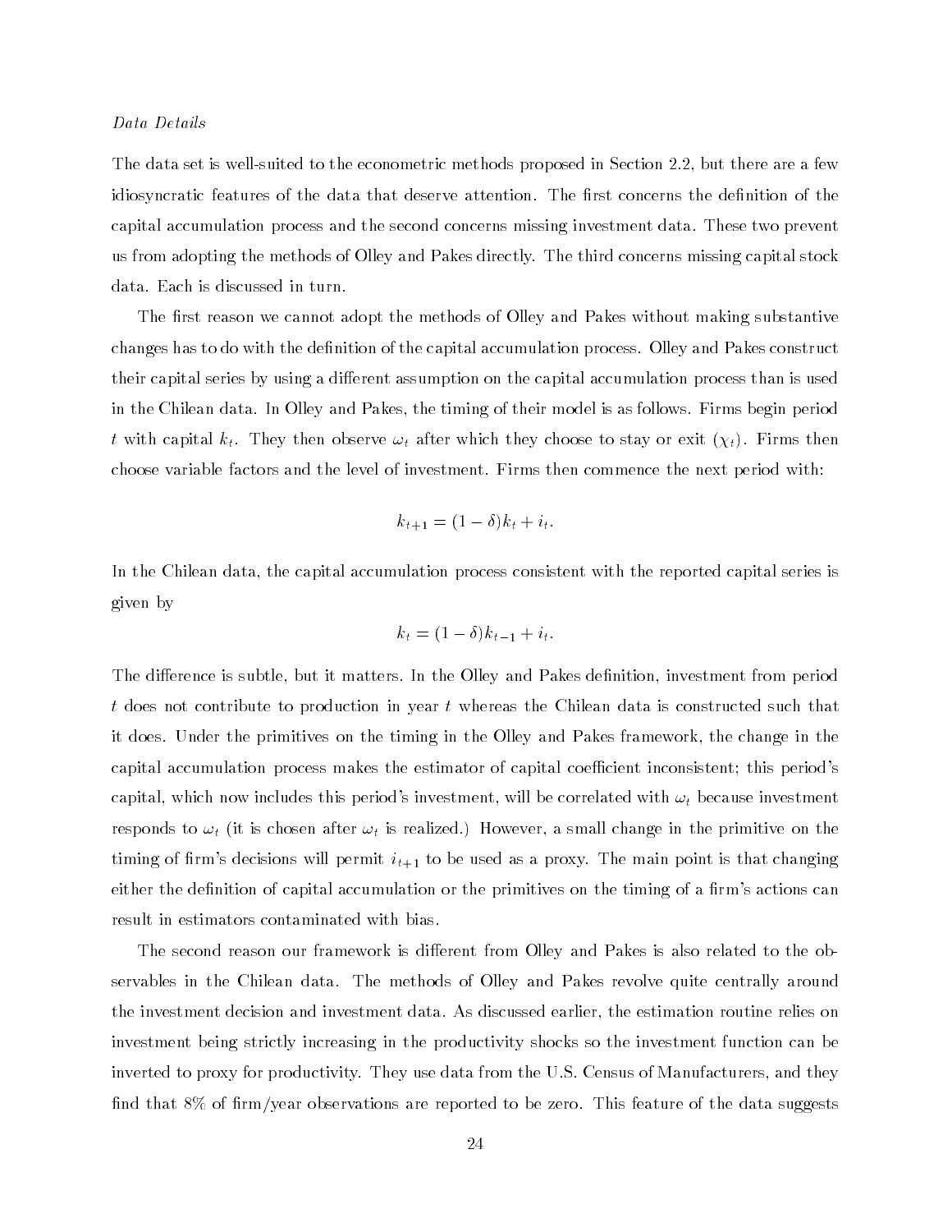*Data Details*

The data set is well-suited to the econometric methods proposed in Section 2.2, but there are a few idiosyncratic features of the data that deserve attention. The first concerns the definition of the capital accumulation process and the second concerns missing investment data. These two prevent us from adopting the methods of Olley and Pakes directly. The third concerns missing capital stock data. Each is discussed in turn.

The first reason we cannot adopt the methods of Olley and Pakes without making substantive changes has to do with the definition of the capital accumulation process. Olley and Pakes construct their capital series by using a different assumption on the capital accumulation process than is used in the Chilean data. In Olley and Pakes, the timing of their model is as follows. Firms begin period $t$ with capital $k_t$. They then observe $\omega_t$ after which they choose to stay or exit ($\chi_t$). Firms then choose variable factors and the level of investment. Firms then commence the next period with:

$$k_{t+1} = (1 - \delta)k_t + i_t.$$

In the Chilean data, the capital accumulation process consistent with the reported capital series is given by

$$k_t = (1 - \delta)k_{t-1} + i_t.$$

The difference is subtle, but it matters. In the Olley and Pakes definition, investment from period $t$ does not contribute to production in year $t$ whereas the Chilean data is constructed such that it does. Under the primitives on the timing in the Olley and Pakes framework, the change in the capital accumulation process makes the estimator of capital coefficient inconsistent; this period's capital, which now includes this period's investment, will be correlated with $\omega_t$ because investment responds to $\omega_t$ (it is chosen after $\omega_t$ is realized.) However, a small change in the primitive on the timing of firm's decisions will permit $i_{t+1}$ to be used as a proxy. The main point is that changing either the definition of capital accumulation or the primitives on the timing of a firm's actions can result in estimators contaminated with bias.

The second reason our framework is different from Olley and Pakes is also related to the observables in the Chilean data. The methods of Olley and Pakes revolve quite centrally around the investment decision and investment data. As discussed earlier, the estimation routine relies on investment being strictly increasing in the productivity shocks so the investment function can be inverted to proxy for productivity. They use data from the U.S. Census of Manufacturers, and they find that 8% of firm/year observations are reported to be zero. This feature of the data suggests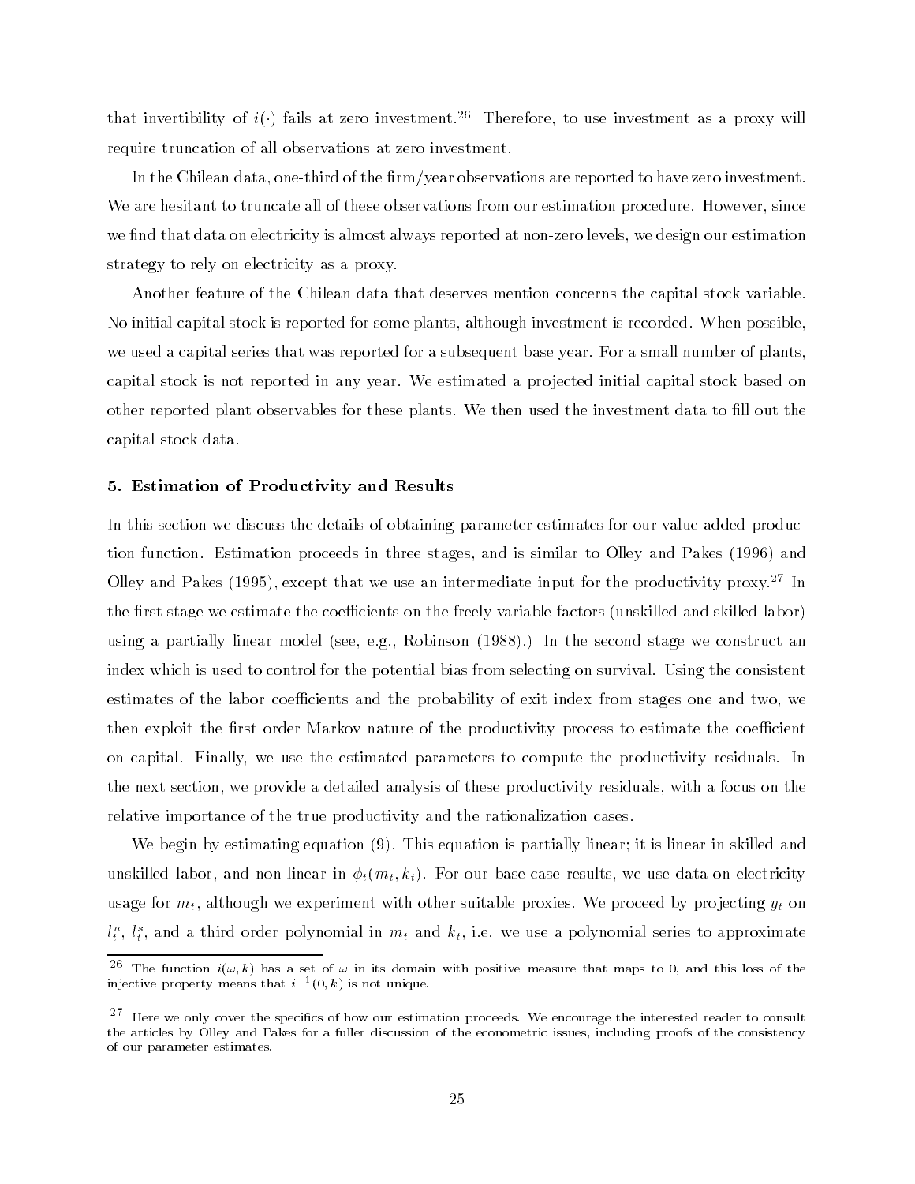that invertibility of $i(\cdot)$ fails at zero investment.[26] Therefore, to use investment as a proxy will require truncation of all observations at zero investment.

In the Chilean data, one-third of the firm/year observations are reported to have zero investment. We are hesitant to truncate all of these observations from our estimation procedure. However, since we find that data on electricity is almost always reported at non-zero levels, we design our estimation strategy to rely on electricity as a proxy.

Another feature of the Chilean data that deserves mention concerns the capital stock variable. No initial capital stock is reported for some plants, although investment is recorded. When possible, we used a capital series that was reported for a subsequent base year. For a small number of plants, capital stock is not reported in any year. We estimated a projected initial capital stock based on other reported plant observables for these plants. We then used the investment data to fill out the capital stock data.

### 5. Estimation of Productivity and Results

In this section we discuss the details of obtaining parameter estimates for our value-added production function. Estimation proceeds in three stages, and is similar to Olley and Pakes (1996) and Olley and Pakes (1995), except that we use an intermediate input for the productivity proxy.[27] In the first stage we estimate the coefficients on the freely variable factors (unskilled and skilled labor) using a partially linear model (see, e.g., Robinson (1988).) In the second stage we construct an index which is used to control for the potential bias from selecting on survival. Using the consistent estimates of the labor coefficients and the probability of exit index from stages one and two, we then exploit the first order Markov nature of the productivity process to estimate the coefficient on capital. Finally, we use the estimated parameters to compute the productivity residuals. In the next section, we provide a detailed analysis of these productivity residuals, with a focus on the relative importance of the true productivity and the rationalization cases.

We begin by estimating equation (9). This equation is partially linear; it is linear in skilled and unskilled labor, and non-linear in $\phi_t(m_t, k_t)$. For our base case results, we use data on electricity usage for $m_t$, although we experiment with other suitable proxies. We proceed by projecting $y_t$ on $l_t^u$, $l_t^s$, and a third order polynomial in $m_t$ and $k_t$, i.e. we use a polynomial series to approximate

---

[26] The function $i(\omega, k)$ has a set of $\omega$ in its domain with positive measure that maps to 0, and this loss of the injective property means that $i^{-1}(0, k)$ is not unique.

[27] Here we only cover the specifics of how our estimation proceeds. We encourage the interested reader to consult the articles by Olley and Pakes for a fuller discussion of the econometric issues, including proofs of the consistency of our parameter estimates.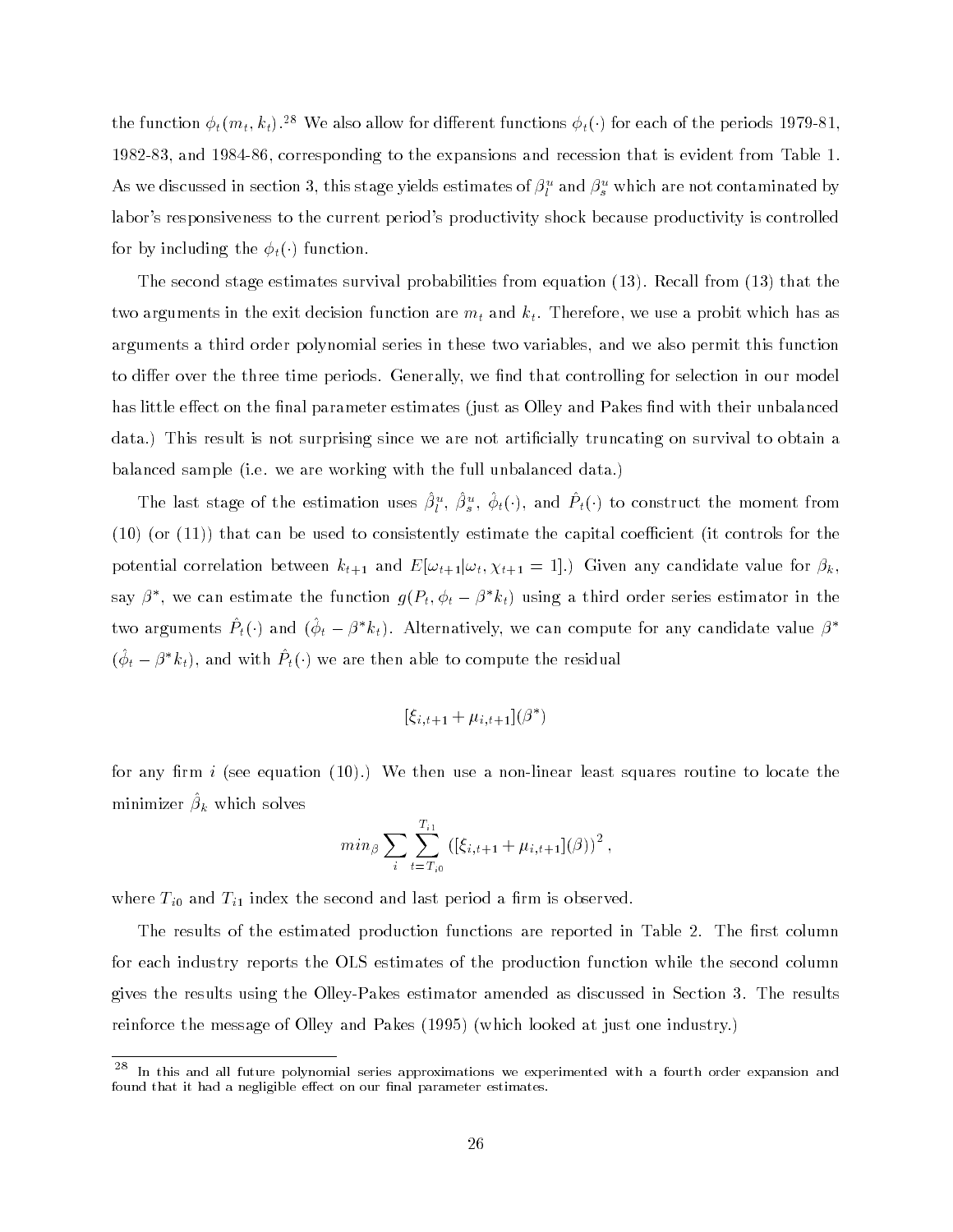the function $\phi_t(m_t, k_t)$.[28] We also allow for different functions $\phi_t(\cdot)$ for each of the periods 1979-81, 1982-83, and 1984-86, corresponding to the expansions and recession that is evident from Table 1. As we discussed in section 3, this stage yields estimates of $\beta_l^u$ and $\beta_s^u$ which are not contaminated by labor's responsiveness to the current period's productivity shock because productivity is controlled for by including the $\phi_t(\cdot)$ function.

The second stage estimates survival probabilities from equation (13). Recall from (13) that the two arguments in the exit decision function are $m_t$ and $k_t$. Therefore, we use a probit which has as arguments a third order polynomial series in these two variables, and we also permit this function to differ over the three time periods. Generally, we find that controlling for selection in our model has little effect on the final parameter estimates (just as Olley and Pakes find with their unbalanced data.) This result is not surprising since we are not artificially truncating on survival to obtain a balanced sample (i.e. we are working with the full unbalanced data.)

The last stage of the estimation uses $\hat{\beta}_l^u$, $\hat{\beta}_s^u$, $\hat{\phi}_t(\cdot)$, and $\hat{P}_t(\cdot)$ to construct the moment from (10) (or (11)) that can be used to consistently estimate the capital coefficient (it controls for the potential correlation between $k_{t+1}$ and $E[\omega_{t+1}|\omega_t, \chi_{t+1} = 1]$.) Given any candidate value for $\beta_k$, say $\beta^*$, we can estimate the function $g(P_t, \phi_t - \beta^* k_t)$ using a third order series estimator in the two arguments $\hat{P}_t(\cdot)$ and $(\hat{\phi}_t - \beta^* k_t)$. Alternatively, we can compute for any candidate value $\beta^*$ $(\hat{\phi}_t - \beta^* k_t)$, and with $\hat{P}_t(\cdot)$ we are then able to compute the residual

$$[\xi_{i,t+1} + \mu_{i,t+1}](\beta^*)$$

for any firm $i$ (see equation (10).) We then use a non-linear least squares routine to locate the minimizer $\hat{\beta}_k$ which solves

$$min_{\beta} \sum_i \sum_{t=T_{i0}}^{T_{i1}} \left([\xi_{i,t+1} + \mu_{i,t+1}](\beta)\right)^2,$$

where $T_{i0}$ and $T_{i1}$ index the second and last period a firm is observed.

The results of the estimated production functions are reported in Table 2. The first column for each industry reports the OLS estimates of the production function while the second column gives the results using the Olley-Pakes estimator amended as discussed in Section 3. The results reinforce the message of Olley and Pakes (1995) (which looked at just one industry.)

[28] In this and all future polynomial series approximations we experimented with a fourth order expansion and found that it had a negligible effect on our final parameter estimates.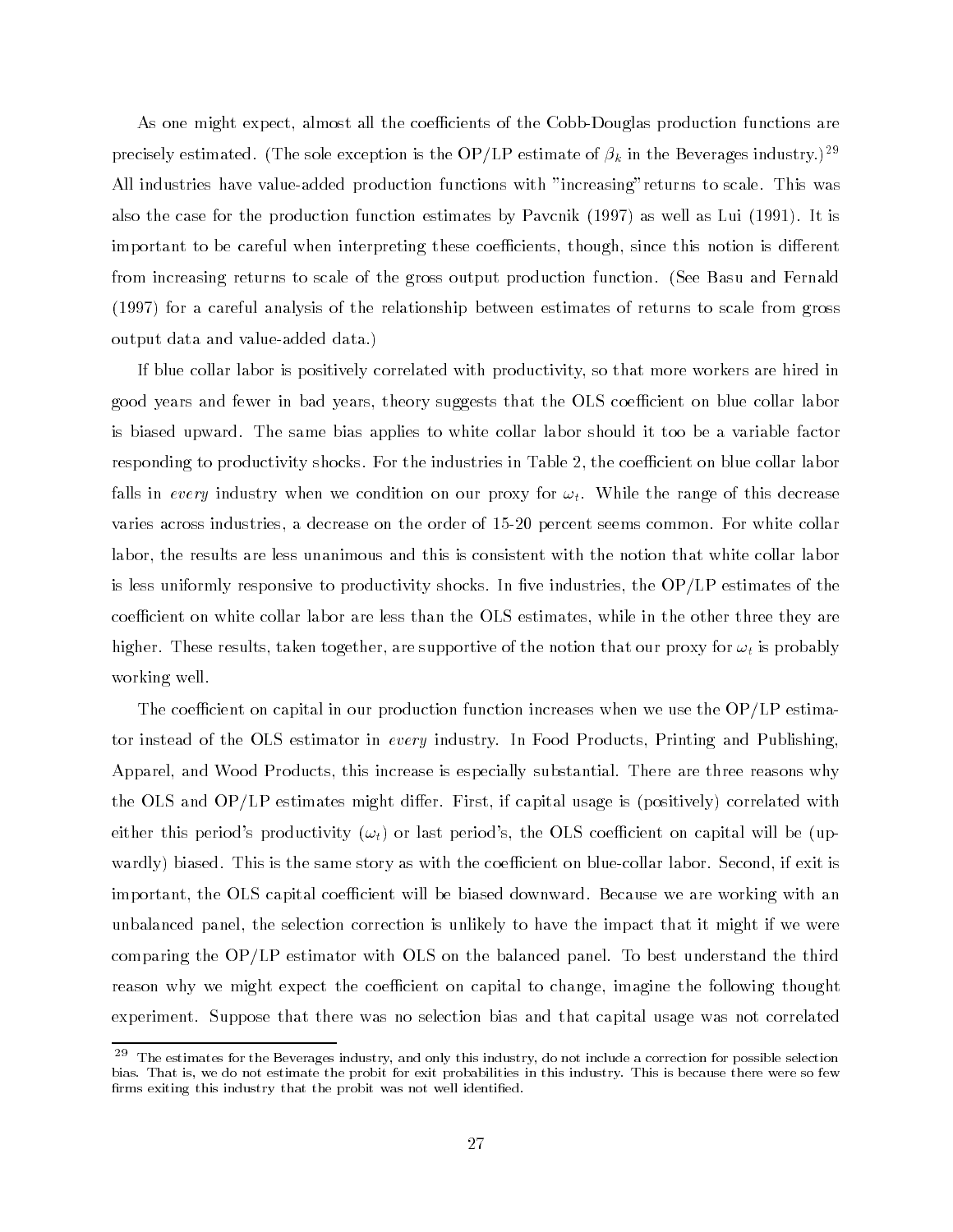As one might expect, almost all the coefficients of the Cobb-Douglas production functions are precisely estimated. (The sole exception is the OP/LP estimate of $\beta_k$ in the Beverages industry.)[29] All industries have value-added production functions with "increasing" returns to scale. This was also the case for the production function estimates by Pavcnik (1997) as well as Lui (1991). It is important to be careful when interpreting these coefficients, though, since this notion is different from increasing returns to scale of the gross output production function. (See Basu and Fernald (1997) for a careful analysis of the relationship between estimates of returns to scale from gross output data and value-added data.)

If blue collar labor is positively correlated with productivity, so that more workers are hired in good years and fewer in bad years, theory suggests that the OLS coefficient on blue collar labor is biased upward. The same bias applies to white collar labor should it too be a variable factor responding to productivity shocks. For the industries in Table 2, the coefficient on blue collar labor falls in *every* industry when we condition on our proxy for $\omega_t$. While the range of this decrease varies across industries, a decrease on the order of 15-20 percent seems common. For white collar labor, the results are less unanimous and this is consistent with the notion that white collar labor is less uniformly responsive to productivity shocks. In five industries, the OP/LP estimates of the coefficient on white collar labor are less than the OLS estimates, while in the other three they are higher. These results, taken together, are supportive of the notion that our proxy for $\omega_t$ is probably working well.

The coefficient on capital in our production function increases when we use the OP/LP estimator instead of the OLS estimator in *every* industry. In Food Products, Printing and Publishing, Apparel, and Wood Products, this increase is especially substantial. There are three reasons why the OLS and OP/LP estimates might differ. First, if capital usage is (positively) correlated with either this period's productivity ($\omega_t$) or last period's, the OLS coefficient on capital will be (upwardly) biased. This is the same story as with the coefficient on blue-collar labor. Second, if exit is important, the OLS capital coefficient will be biased downward. Because we are working with an unbalanced panel, the selection correction is unlikely to have the impact that it might if we were comparing the OP/LP estimator with OLS on the balanced panel. To best understand the third reason why we might expect the coefficient on capital to change, imagine the following thought experiment. Suppose that there was no selection bias and that capital usage was not correlated

[29] The estimates for the Beverages industry, and only this industry, do not include a correction for possible selection bias. That is, we do not estimate the probit for exit probabilities in this industry. This is because there were so few firms exiting this industry that the probit was not well identified.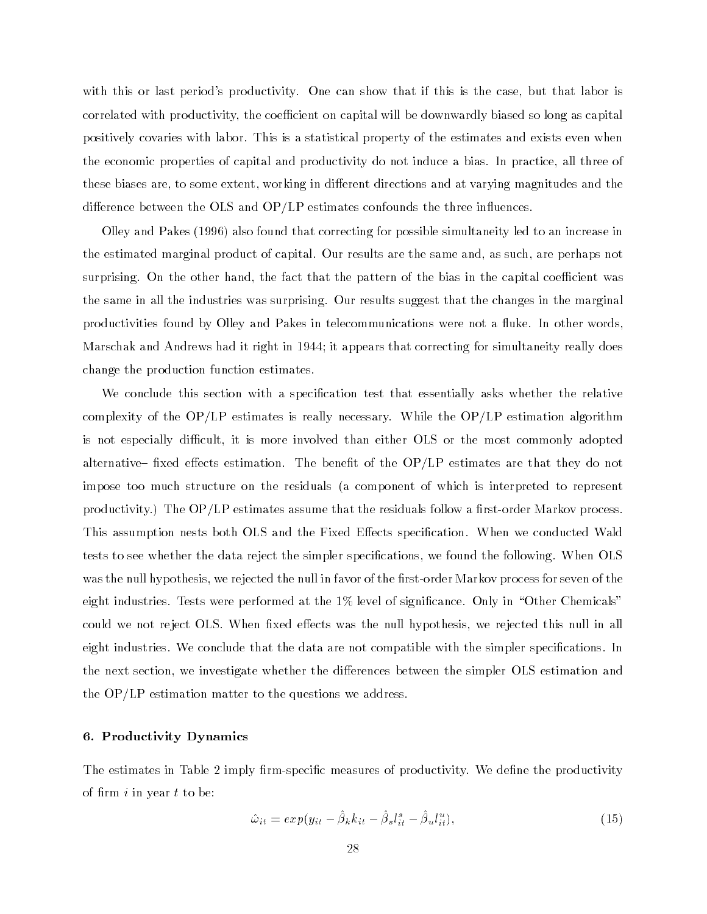with this or last period's productivity. One can show that if this is the case, but that labor is correlated with productivity, the coefficient on capital will be downwardly biased so long as capital positively covaries with labor. This is a statistical property of the estimates and exists even when the economic properties of capital and productivity do not induce a bias. In practice, all three of these biases are, to some extent, working in different directions and at varying magnitudes and the difference between the OLS and OP/LP estimates confounds the three influences.

Olley and Pakes (1996) also found that correcting for possible simultaneity led to an increase in the estimated marginal product of capital. Our results are the same and, as such, are perhaps not surprising. On the other hand, the fact that the pattern of the bias in the capital coefficient was the same in all the industries was surprising. Our results suggest that the changes in the marginal productivities found by Olley and Pakes in telecommunications were not a fluke. In other words, Marschak and Andrews had it right in 1944; it appears that correcting for simultaneity really does change the production function estimates.

We conclude this section with a specification test that essentially asks whether the relative complexity of the OP/LP estimates is really necessary. While the OP/LP estimation algorithm is not especially difficult, it is more involved than either OLS or the most commonly adopted alternative– fixed effects estimation. The benefit of the OP/LP estimates are that they do not impose too much structure on the residuals (a component of which is interpreted to represent productivity.) The OP/LP estimates assume that the residuals follow a first-order Markov process. This assumption nests both OLS and the Fixed Effects specification. When we conducted Wald tests to see whether the data reject the simpler specifications, we found the following. When OLS was the null hypothesis, we rejected the null in favor of the first-order Markov process for seven of the eight industries. Tests were performed at the 1% level of significance. Only in "Other Chemicals" could we not reject OLS. When fixed effects was the null hypothesis, we rejected this null in all eight industries. We conclude that the data are not compatible with the simpler specifications. In the next section, we investigate whether the differences between the simpler OLS estimation and the OP/LP estimation matter to the questions we address.

### 6. Productivity Dynamics

The estimates in Table 2 imply firm-specific measures of productivity. We define the productivity of firm $i$ in year $t$ to be:

$$\hat{\omega}_{it} = exp(y_{it} - \hat{\beta}_k k_{it} - \hat{\beta}_s l^s_{it} - \hat{\beta}_u l^u_{it}), \tag{15}$$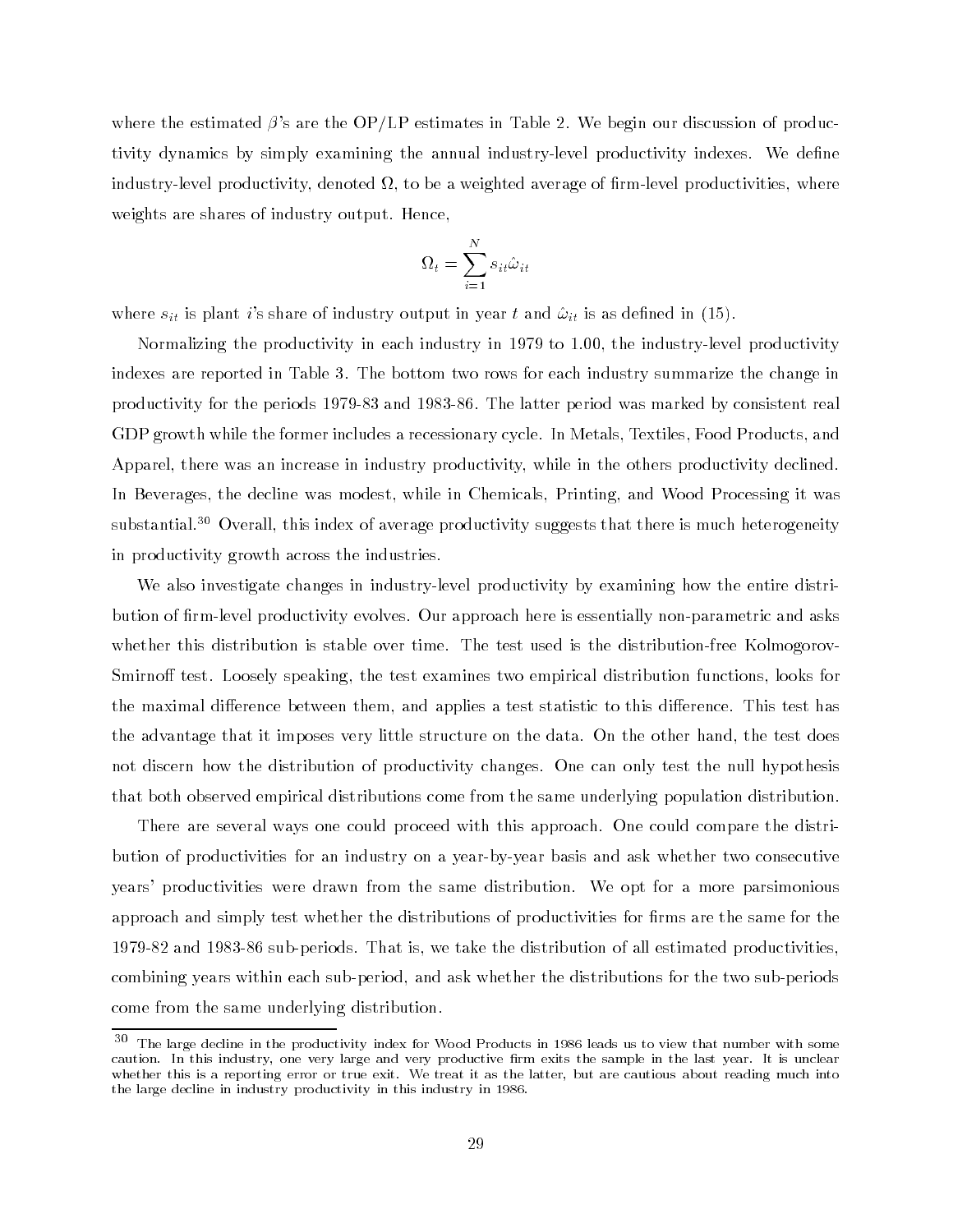where the estimated $\beta$'s are the OP/LP estimates in Table 2. We begin our discussion of productivity dynamics by simply examining the annual industry-level productivity indexes. We define industry-level productivity, denoted $\Omega$, to be a weighted average of firm-level productivities, where weights are shares of industry output. Hence,

$$\Omega_t = \sum_{i=1}^{N} s_{it}\hat{\omega}_{it}$$

where $s_{it}$ is plant $i$'s share of industry output in year $t$ and $\hat{\omega}_{it}$ is as defined in (15).

Normalizing the productivity in each industry in 1979 to 1.00, the industry-level productivity indexes are reported in Table 3. The bottom two rows for each industry summarize the change in productivity for the periods 1979-83 and 1983-86. The latter period was marked by consistent real GDP growth while the former includes a recessionary cycle. In Metals, Textiles, Food Products, and Apparel, there was an increase in industry productivity, while in the others productivity declined. In Beverages, the decline was modest, while in Chemicals, Printing, and Wood Processing it was substantial.[30] Overall, this index of average productivity suggests that there is much heterogeneity in productivity growth across the industries.

We also investigate changes in industry-level productivity by examining how the entire distribution of firm-level productivity evolves. Our approach here is essentially non-parametric and asks whether this distribution is stable over time. The test used is the distribution-free Kolmogorov-Smirnoff test. Loosely speaking, the test examines two empirical distribution functions, looks for the maximal difference between them, and applies a test statistic to this difference. This test has the advantage that it imposes very little structure on the data. On the other hand, the test does not discern how the distribution of productivity changes. One can only test the null hypothesis that both observed empirical distributions come from the same underlying population distribution.

There are several ways one could proceed with this approach. One could compare the distribution of productivities for an industry on a year-by-year basis and ask whether two consecutive years' productivities were drawn from the same distribution. We opt for a more parsimonious approach and simply test whether the distributions of productivities for firms are the same for the 1979-82 and 1983-86 sub-periods. That is, we take the distribution of all estimated productivities, combining years within each sub-period, and ask whether the distributions for the two sub-periods come from the same underlying distribution.

[30] The large decline in the productivity index for Wood Products in 1986 leads us to view that number with some caution. In this industry, one very large and very productive firm exits the sample in the last year. It is unclear whether this is a reporting error or true exit. We treat it as the latter, but are cautious about reading much into the large decline in industry productivity in this industry in 1986.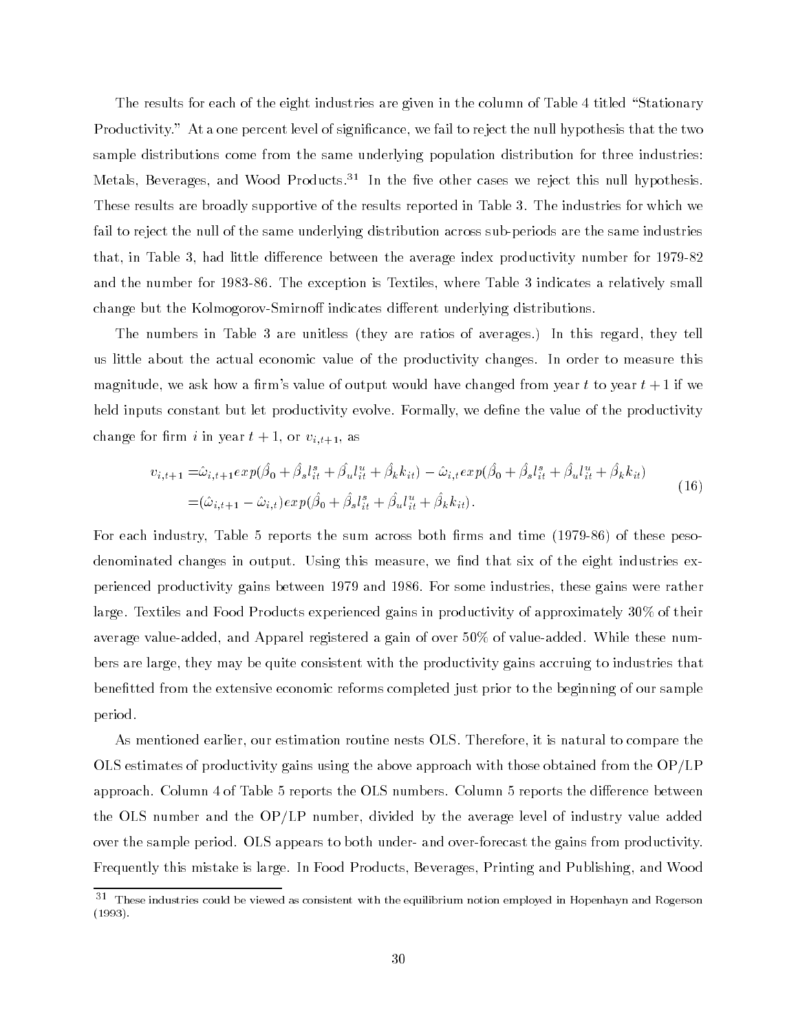The results for each of the eight industries are given in the column of Table 4 titled "Stationary Productivity." At a one percent level of significance, we fail to reject the null hypothesis that the two sample distributions come from the same underlying population distribution for three industries: Metals, Beverages, and Wood Products.[31] In the five other cases we reject this null hypothesis. These results are broadly supportive of the results reported in Table 3. The industries for which we fail to reject the null of the same underlying distribution across sub-periods are the same industries that, in Table 3, had little difference between the average index productivity number for 1979-82 and the number for 1983-86. The exception is Textiles, where Table 3 indicates a relatively small change but the Kolmogorov-Smirnoff indicates different underlying distributions.

The numbers in Table 3 are unitless (they are ratios of averages.) In this regard, they tell us little about the actual economic value of the productivity changes. In order to measure this magnitude, we ask how a firm's value of output would have changed from year $t$ to year $t+1$ if we held inputs constant but let productivity evolve. Formally, we define the value of the productivity change for firm $i$ in year $t+1$, or $v_{i,t+1}$, as

$$
\begin{aligned}
v_{i,t+1} =& \hat{\omega}_{i,t+1} exp(\hat{\beta}_0 + \hat{\beta}_s l_{it}^s + \hat{\beta}_u l_{it}^u + \hat{\beta}_k k_{it}) - \hat{\omega}_{i,t} exp(\hat{\beta}_0 + \hat{\beta}_s l_{it}^s + \hat{\beta}_u l_{it}^u + \hat{\beta}_k k_{it}) \\
=& (\hat{\omega}_{i,t+1} - \hat{\omega}_{i,t}) exp(\hat{\beta}_0 + \hat{\beta}_s l_{it}^s + \hat{\beta}_u l_{it}^u + \hat{\beta}_k k_{it}).
\end{aligned}
\tag{16}
$$

For each industry, Table 5 reports the sum across both firms and time (1979-86) of these peso-denominated changes in output. Using this measure, we find that six of the eight industries experienced productivity gains between 1979 and 1986. For some industries, these gains were rather large. Textiles and Food Products experienced gains in productivity of approximately 30% of their average value-added, and Apparel registered a gain of over 50% of value-added. While these numbers are large, they may be quite consistent with the productivity gains accruing to industries that benefitted from the extensive economic reforms completed just prior to the beginning of our sample period.

As mentioned earlier, our estimation routine nests OLS. Therefore, it is natural to compare the OLS estimates of productivity gains using the above approach with those obtained from the OP/LP approach. Column 4 of Table 5 reports the OLS numbers. Column 5 reports the difference between the OLS number and the OP/LP number, divided by the average level of industry value added over the sample period. OLS appears to both under- and over-forecast the gains from productivity. Frequently this mistake is large. In Food Products, Beverages, Printing and Publishing, and Wood

[31] These industries could be viewed as consistent with the equilibrium notion employed in Hopenhayn and Rogerson (1993).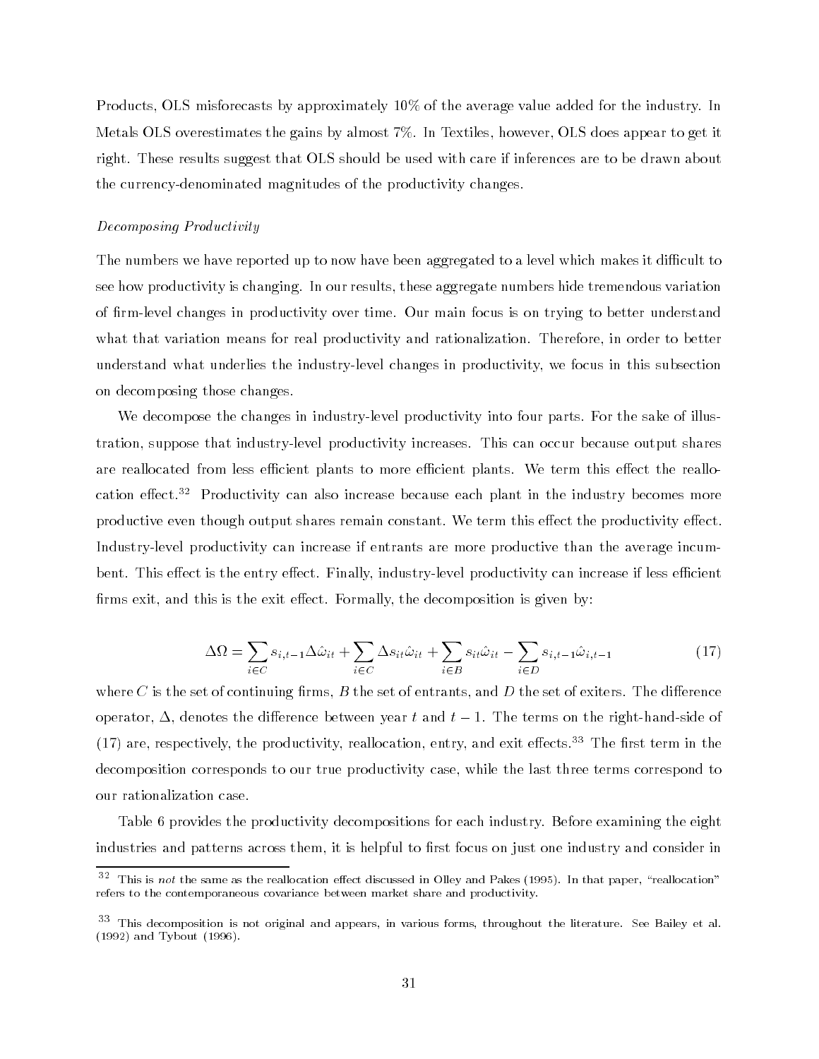Products, OLS misforecasts by approximately 10% of the average value added for the industry. In Metals OLS overestimates the gains by almost 7%. In Textiles, however, OLS does appear to get it right. These results suggest that OLS should be used with care if inferences are to be drawn about the currency-denominated magnitudes of the productivity changes.

*Decomposing Productivity*

The numbers we have reported up to now have been aggregated to a level which makes it difficult to see how productivity is changing. In our results, these aggregate numbers hide tremendous variation of firm-level changes in productivity over time. Our main focus is on trying to better understand what that variation means for real productivity and rationalization. Therefore, in order to better understand what underlies the industry-level changes in productivity, we focus in this subsection on decomposing those changes.

We decompose the changes in industry-level productivity into four parts. For the sake of illustration, suppose that industry-level productivity increases. This can occur because output shares are reallocated from less efficient plants to more efficient plants. We term this effect the reallocation effect.[32] Productivity can also increase because each plant in the industry becomes more productive even though output shares remain constant. We term this effect the productivity effect. Industry-level productivity can increase if entrants are more productive than the average incumbent. This effect is the entry effect. Finally, industry-level productivity can increase if less efficient firms exit, and this is the exit effect. Formally, the decomposition is given by:

$$\Delta\Omega = \sum_{i \in C} s_{i,t-1} \Delta\hat{\omega}_{it} + \sum_{i \in C} \Delta s_{it} \hat{\omega}_{it} + \sum_{i \in B} s_{it} \hat{\omega}_{it} - \sum_{i \in D} s_{i,t-1} \hat{\omega}_{i,t-1} \tag{17}$$

where $C$ is the set of continuing firms, $B$ the set of entrants, and $D$ the set of exiters. The difference operator, $\Delta$, denotes the difference between year $t$ and $t-1$. The terms on the right-hand-side of (17) are, respectively, the productivity, reallocation, entry, and exit effects.[33] The first term in the decomposition corresponds to our true productivity case, while the last three terms correspond to our rationalization case.

Table 6 provides the productivity decompositions for each industry. Before examining the eight industries and patterns across them, it is helpful to first focus on just one industry and consider in

---

[32] This is *not* the same as the reallocation effect discussed in Olley and Pakes (1995). In that paper, "reallocation" refers to the contemporaneous covariance between market share and productivity.

[33] This decomposition is not original and appears, in various forms, throughout the literature. See Bailey et al. (1992) and Tybout (1996).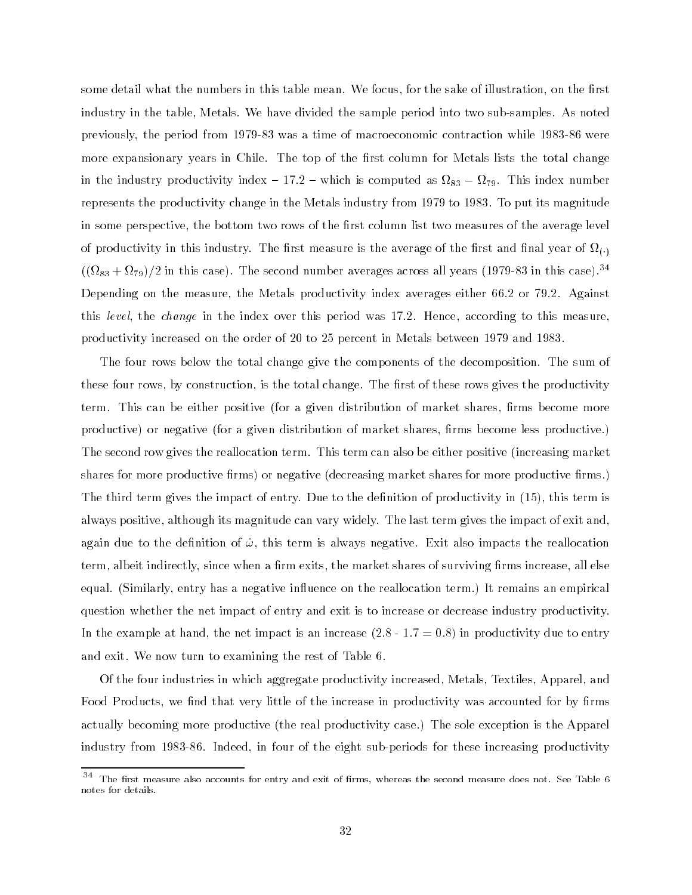some detail what the numbers in this table mean. We focus, for the sake of illustration, on the first industry in the table, Metals. We have divided the sample period into two sub-samples. As noted previously, the period from 1979-83 was a time of macroeconomic contraction while 1983-86 were more expansionary years in Chile. The top of the first column for Metals lists the total change in the industry productivity index – 17.2 – which is computed as $\Omega_{83} - \Omega_{79}$. This index number represents the productivity change in the Metals industry from 1979 to 1983. To put its magnitude in some perspective, the bottom two rows of the first column list two measures of the average level of productivity in this industry. The first measure is the average of the first and final year of $\Omega_{(\cdot)}$ ($(\Omega_{83} + \Omega_{79})/2$ in this case). The second number averages across all years (1979-83 in this case).[34] Depending on the measure, the Metals productivity index averages either 66.2 or 79.2. Against this *level*, the *change* in the index over this period was 17.2. Hence, according to this measure, productivity increased on the order of 20 to 25 percent in Metals between 1979 and 1983.

The four rows below the total change give the components of the decomposition. The sum of these four rows, by construction, is the total change. The first of these rows gives the productivity term. This can be either positive (for a given distribution of market shares, firms become more productive) or negative (for a given distribution of market shares, firms become less productive.) The second row gives the reallocation term. This term can also be either positive (increasing market shares for more productive firms) or negative (decreasing market shares for more productive firms.) The third term gives the impact of entry. Due to the definition of productivity in (15), this term is always positive, although its magnitude can vary widely. The last term gives the impact of exit and, again due to the definition of $\hat{\omega}$, this term is always negative. Exit also impacts the reallocation term, albeit indirectly, since when a firm exits, the market shares of surviving firms increase, all else equal. (Similarly, entry has a negative influence on the reallocation term.) It remains an empirical question whether the net impact of entry and exit is to increase or decrease industry productivity. In the example at hand, the net impact is an increase (2.8 - 1.7 = 0.8) in productivity due to entry and exit. We now turn to examining the rest of Table 6.

Of the four industries in which aggregate productivity increased, Metals, Textiles, Apparel, and Food Products, we find that very little of the increase in productivity was accounted for by firms actually becoming more productive (the real productivity case.) The sole exception is the Apparel industry from 1983-86. Indeed, in four of the eight sub-periods for these increasing productivity

[34] The first measure also accounts for entry and exit of firms, whereas the second measure does not. See Table 6 notes for details.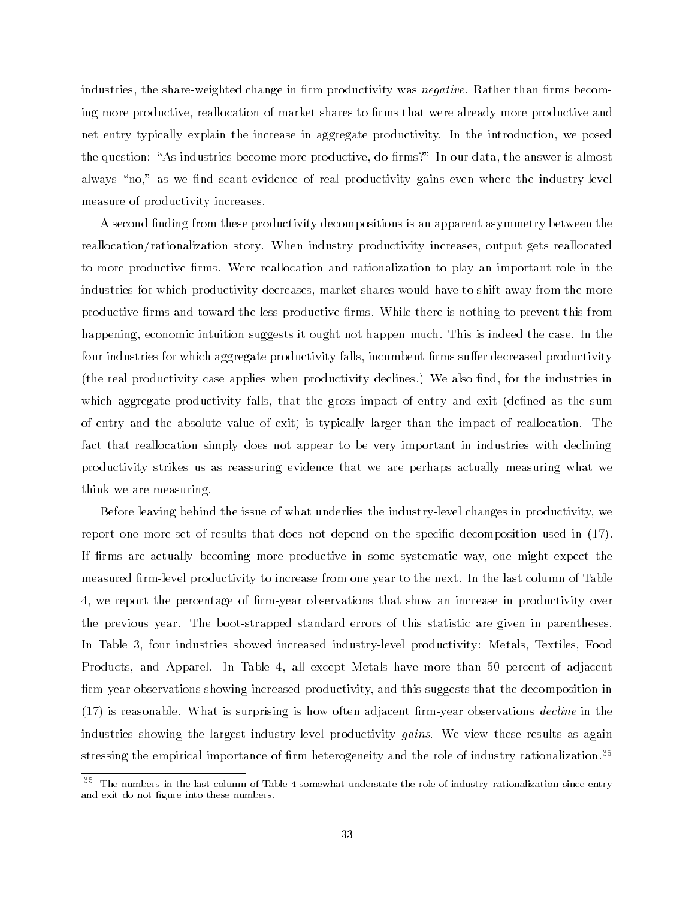industries, the share-weighted change in firm productivity was *negative*. Rather than firms becoming more productive, reallocation of market shares to firms that were already more productive and net entry typically explain the increase in aggregate productivity. In the introduction, we posed the question: "As industries become more productive, do firms?" In our data, the answer is almost always "no," as we find scant evidence of real productivity gains even where the industry-level measure of productivity increases.

A second finding from these productivity decompositions is an apparent asymmetry between the reallocation/rationalization story. When industry productivity increases, output gets reallocated to more productive firms. Were reallocation and rationalization to play an important role in the industries for which productivity decreases, market shares would have to shift away from the more productive firms and toward the less productive firms. While there is nothing to prevent this from happening, economic intuition suggests it ought not happen much. This is indeed the case. In the four industries for which aggregate productivity falls, incumbent firms suffer decreased productivity (the real productivity case applies when productivity declines.) We also find, for the industries in which aggregate productivity falls, that the gross impact of entry and exit (defined as the sum of entry and the absolute value of exit) is typically larger than the impact of reallocation. The fact that reallocation simply does not appear to be very important in industries with declining productivity strikes us as reassuring evidence that we are perhaps actually measuring what we think we are measuring.

Before leaving behind the issue of what underlies the industry-level changes in productivity, we report one more set of results that does not depend on the specific decomposition used in (17). If firms are actually becoming more productive in some systematic way, one might expect the measured firm-level productivity to increase from one year to the next. In the last column of Table 4, we report the percentage of firm-year observations that show an increase in productivity over the previous year. The boot-strapped standard errors of this statistic are given in parentheses. In Table 3, four industries showed increased industry-level productivity: Metals, Textiles, Food Products, and Apparel. In Table 4, all except Metals have more than 50 percent of adjacent firm-year observations showing increased productivity, and this suggests that the decomposition in (17) is reasonable. What is surprising is how often adjacent firm-year observations *decline* in the industries showing the largest industry-level productivity *gains*. We view these results as again stressing the empirical importance of firm heterogeneity and the role of industry rationalization.[35]

[35] The numbers in the last column of Table 4 somewhat understate the role of industry rationalization since entry and exit do not figure into these numbers.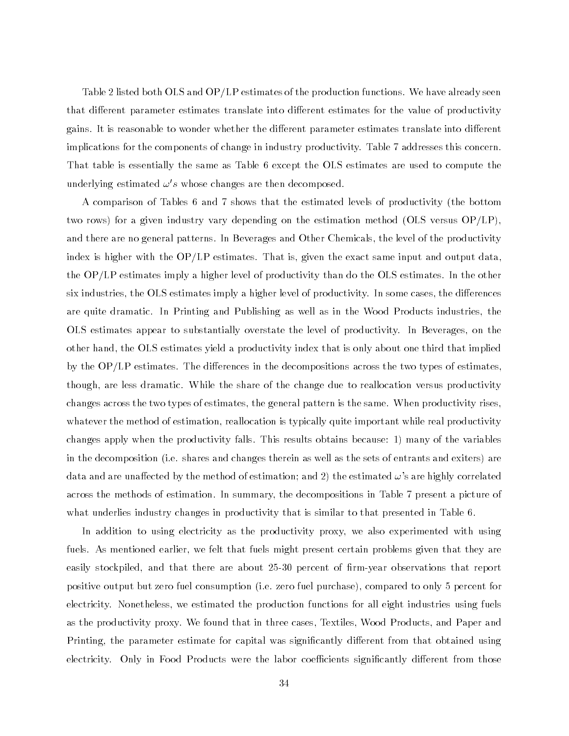Table 2 listed both OLS and OP/LP estimates of the production functions. We have already seen that different parameter estimates translate into different estimates for the value of productivity gains. It is reasonable to wonder whether the different parameter estimates translate into different implications for the components of change in industry productivity. Table 7 addresses this concern. That table is essentially the same as Table 6 except the OLS estimates are used to compute the underlying estimated $\omega' s$ whose changes are then decomposed.

A comparison of Tables 6 and 7 shows that the estimated levels of productivity (the bottom two rows) for a given industry vary depending on the estimation method (OLS versus OP/LP), and there are no general patterns. In Beverages and Other Chemicals, the level of the productivity index is higher with the OP/LP estimates. That is, given the exact same input and output data, the OP/LP estimates imply a higher level of productivity than do the OLS estimates. In the other six industries, the OLS estimates imply a higher level of productivity. In some cases, the differences are quite dramatic. In Printing and Publishing as well as in the Wood Products industries, the OLS estimates appear to substantially overstate the level of productivity. In Beverages, on the other hand, the OLS estimates yield a productivity index that is only about one third that implied by the OP/LP estimates. The differences in the decompositions across the two types of estimates, though, are less dramatic. While the share of the change due to reallocation versus productivity changes across the two types of estimates, the general pattern is the same. When productivity rises, whatever the method of estimation, reallocation is typically quite important while real productivity changes apply when the productivity falls. This results obtains because: 1) many of the variables in the decomposition (i.e. shares and changes therein as well as the sets of entrants and exiters) are data and are unaffected by the method of estimation; and 2) the estimated $\omega$'s are highly correlated across the methods of estimation. In summary, the decompositions in Table 7 present a picture of what underlies industry changes in productivity that is similar to that presented in Table 6.

In addition to using electricity as the productivity proxy, we also experimented with using fuels. As mentioned earlier, we felt that fuels might present certain problems given that they are easily stockpiled, and that there are about 25-30 percent of firm-year observations that report positive output but zero fuel consumption (i.e. zero fuel purchase), compared to only 5 percent for electricity. Nonetheless, we estimated the production functions for all eight industries using fuels as the productivity proxy. We found that in three cases, Textiles, Wood Products, and Paper and Printing, the parameter estimate for capital was significantly different from that obtained using electricity. Only in Food Products were the labor coefficients significantly different from those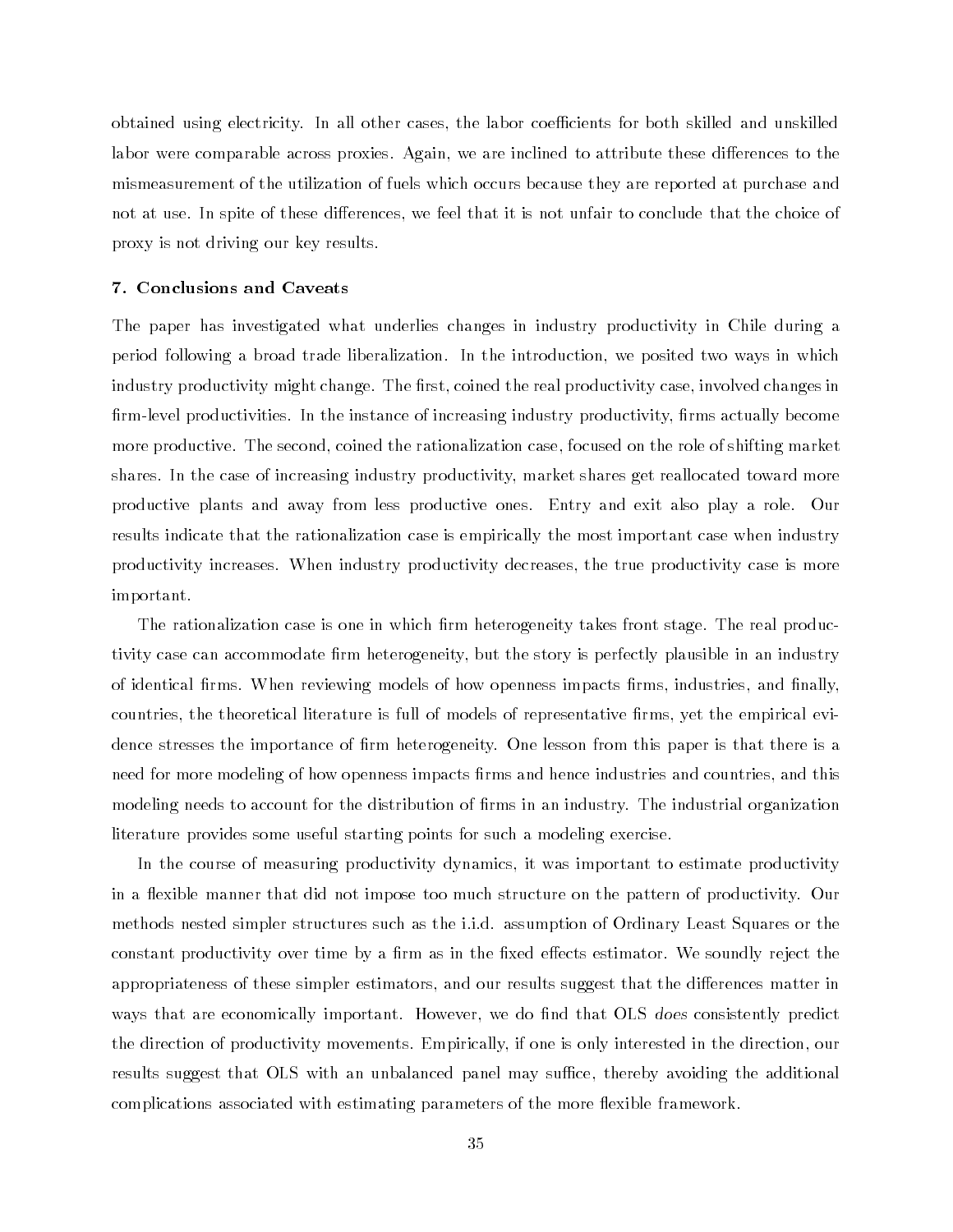obtained using electricity. In all other cases, the labor coefficients for both skilled and unskilled labor were comparable across proxies. Again, we are inclined to attribute these differences to the mismeasurement of the utilization of fuels which occurs because they are reported at purchase and not at use. In spite of these differences, we feel that it is not unfair to conclude that the choice of proxy is not driving our key results.

### 7. Conclusions and Caveats

The paper has investigated what underlies changes in industry productivity in Chile during a period following a broad trade liberalization. In the introduction, we posited two ways in which industry productivity might change. The first, coined the real productivity case, involved changes in firm-level productivities. In the instance of increasing industry productivity, firms actually become more productive. The second, coined the rationalization case, focused on the role of shifting market shares. In the case of increasing industry productivity, market shares get reallocated toward more productive plants and away from less productive ones. Entry and exit also play a role. Our results indicate that the rationalization case is empirically the most important case when industry productivity increases. When industry productivity decreases, the true productivity case is more important.

The rationalization case is one in which firm heterogeneity takes front stage. The real productivity case can accommodate firm heterogeneity, but the story is perfectly plausible in an industry of identical firms. When reviewing models of how openness impacts firms, industries, and finally, countries, the theoretical literature is full of models of representative firms, yet the empirical evidence stresses the importance of firm heterogeneity. One lesson from this paper is that there is a need for more modeling of how openness impacts firms and hence industries and countries, and this modeling needs to account for the distribution of firms in an industry. The industrial organization literature provides some useful starting points for such a modeling exercise.

In the course of measuring productivity dynamics, it was important to estimate productivity in a flexible manner that did not impose too much structure on the pattern of productivity. Our methods nested simpler structures such as the i.i.d. assumption of Ordinary Least Squares or the constant productivity over time by a firm as in the fixed effects estimator. We soundly reject the appropriateness of these simpler estimators, and our results suggest that the differences matter in ways that are economically important. However, we do find that OLS *does* consistently predict the direction of productivity movements. Empirically, if one is only interested in the direction, our results suggest that OLS with an unbalanced panel may suffice, thereby avoiding the additional complications associated with estimating parameters of the more flexible framework.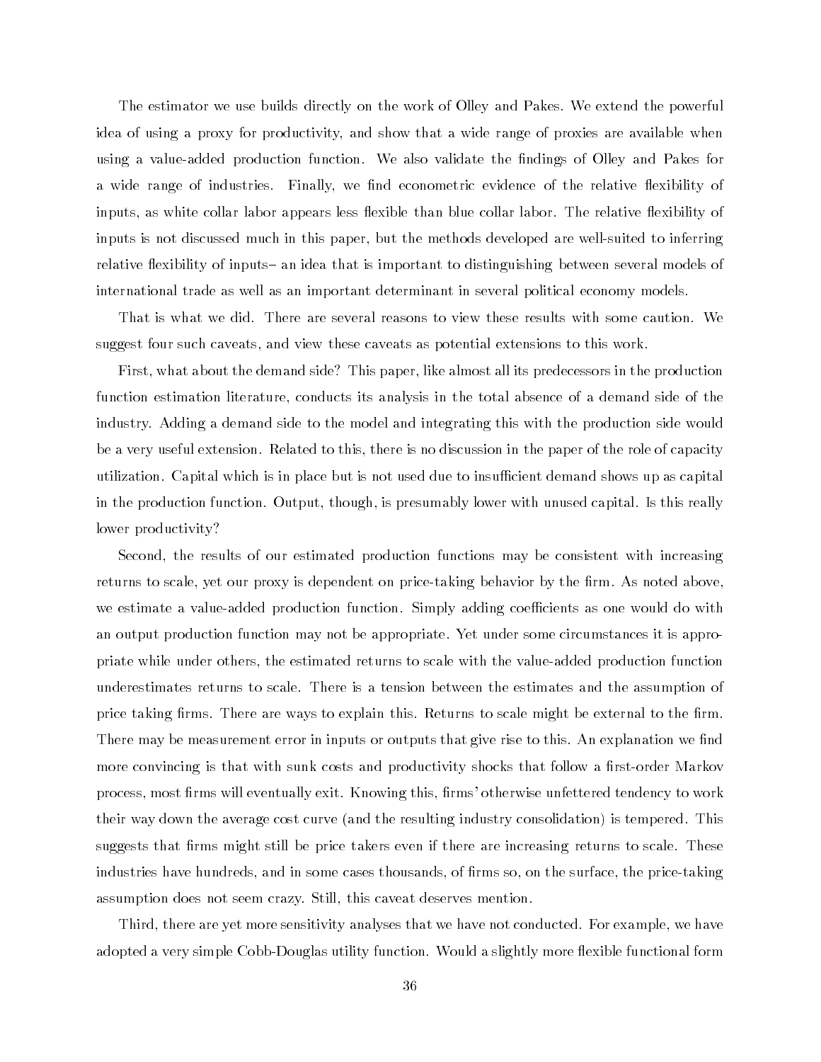The estimator we use builds directly on the work of Olley and Pakes. We extend the powerful idea of using a proxy for productivity, and show that a wide range of proxies are available when using a value-added production function. We also validate the findings of Olley and Pakes for a wide range of industries. Finally, we find econometric evidence of the relative flexibility of inputs, as white collar labor appears less flexible than blue collar labor. The relative flexibility of inputs is not discussed much in this paper, but the methods developed are well-suited to inferring relative flexibility of inputs– an idea that is important to distinguishing between several models of international trade as well as an important determinant in several political economy models.

That is what we did. There are several reasons to view these results with some caution. We suggest four such caveats, and view these caveats as potential extensions to this work.

First, what about the demand side? This paper, like almost all its predecessors in the production function estimation literature, conducts its analysis in the total absence of a demand side of the industry. Adding a demand side to the model and integrating this with the production side would be a very useful extension. Related to this, there is no discussion in the paper of the role of capacity utilization. Capital which is in place but is not used due to insufficient demand shows up as capital in the production function. Output, though, is presumably lower with unused capital. Is this really lower productivity?

Second, the results of our estimated production functions may be consistent with increasing returns to scale, yet our proxy is dependent on price-taking behavior by the firm. As noted above, we estimate a value-added production function. Simply adding coefficients as one would do with an output production function may not be appropriate. Yet under some circumstances it is appropriate while under others, the estimated returns to scale with the value-added production function underestimates returns to scale. There is a tension between the estimates and the assumption of price taking firms. There are ways to explain this. Returns to scale might be external to the firm. There may be measurement error in inputs or outputs that give rise to this. An explanation we find more convincing is that with sunk costs and productivity shocks that follow a first-order Markov process, most firms will eventually exit. Knowing this, firms' otherwise unfettered tendency to work their way down the average cost curve (and the resulting industry consolidation) is tempered. This suggests that firms might still be price takers even if there are increasing returns to scale. These industries have hundreds, and in some cases thousands, of firms so, on the surface, the price-taking assumption does not seem crazy. Still, this caveat deserves mention.

Third, there are yet more sensitivity analyses that we have not conducted. For example, we have adopted a very simple Cobb-Douglas utility function. Would a slightly more flexible functional form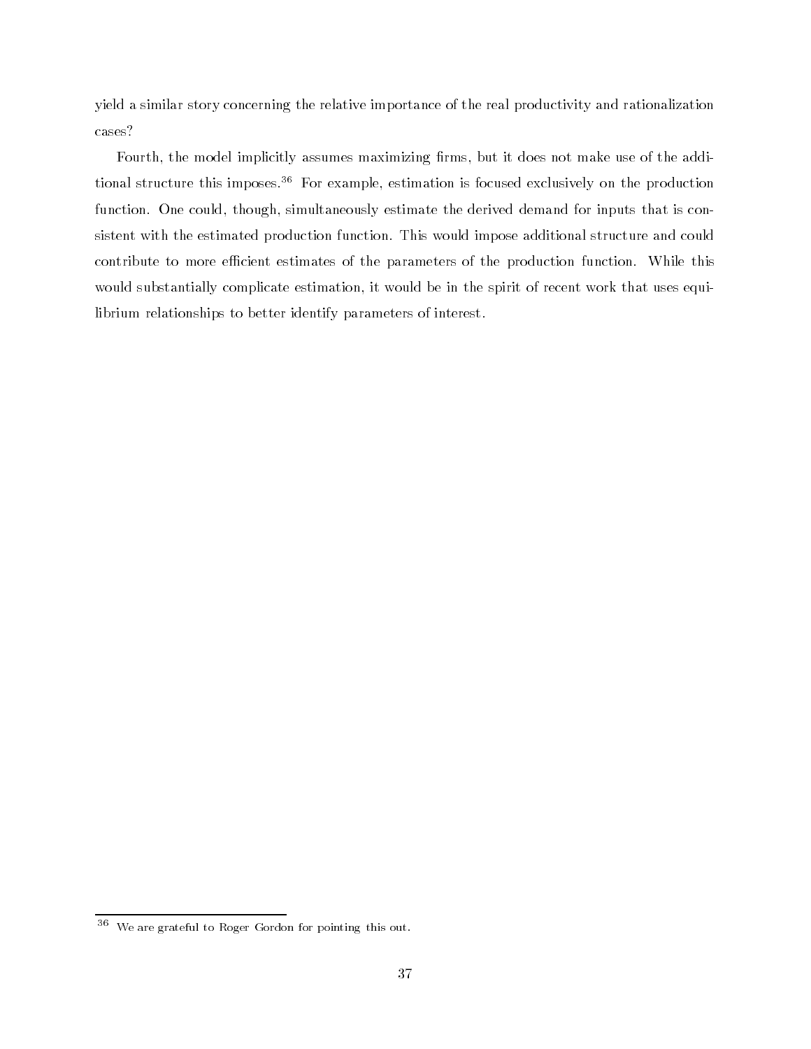yield a similar story concerning the relative importance of the real productivity and rationalization cases?

Fourth, the model implicitly assumes maximizing firms, but it does not make use of the additional structure this imposes.[36] For example, estimation is focused exclusively on the production function. One could, though, simultaneously estimate the derived demand for inputs that is consistent with the estimated production function. This would impose additional structure and could contribute to more efficient estimates of the parameters of the production function. While this would substantially complicate estimation, it would be in the spirit of recent work that uses equilibrium relationships to better identify parameters of interest.

[36] We are grateful to Roger Gordon for pointing this out.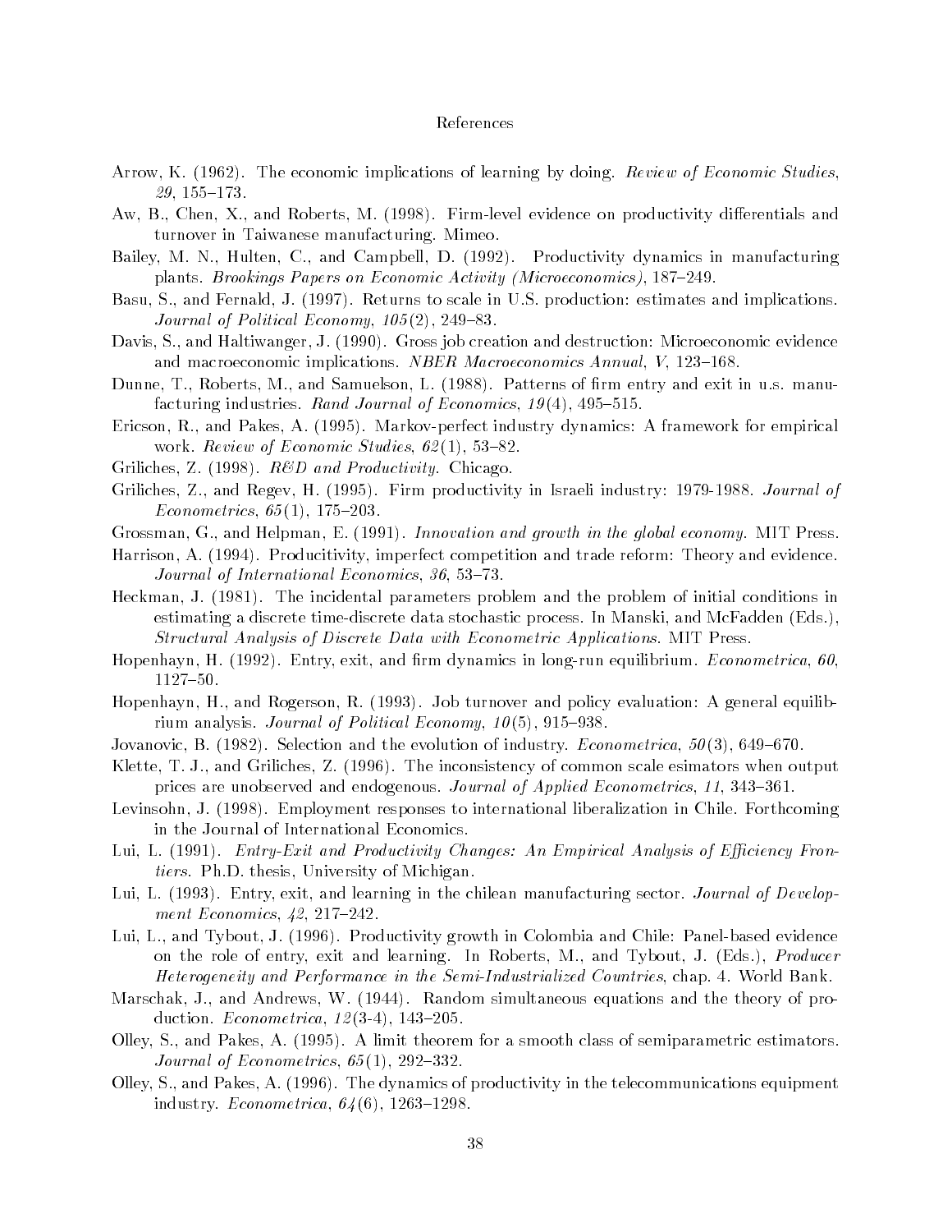# References

Arrow, K. (1962). The economic implications of learning by doing. *Review of Economic Studies*, *29*, 155–173.

Aw, B., Chen, X., and Roberts, M. (1998). Firm-level evidence on productivity differentials and turnover in Taiwanese manufacturing. Mimeo.

Bailey, M. N., Hulten, C., and Campbell, D. (1992). Productivity dynamics in manufacturing plants. *Brookings Papers on Economic Activity (Microeconomics)*, 187–249.

Basu, S., and Fernald, J. (1997). Returns to scale in U.S. production: estimates and implications. *Journal of Political Economy*, *105*(2), 249–83.

Davis, S., and Haltiwanger, J. (1990). Gross job creation and destruction: Microeconomic evidence and macroeconomic implications. *NBER Macroeconomics Annual*, *V*, 123–168.

Dunne, T., Roberts, M., and Samuelson, L. (1988). Patterns of firm entry and exit in u.s. manufacturing industries. *Rand Journal of Economics*, *19*(4), 495–515.

Ericson, R., and Pakes, A. (1995). Markov-perfect industry dynamics: A framework for empirical work. *Review of Economic Studies*, *62*(1), 53–82.

Griliches, Z. (1998). *R&D and Productivity*. Chicago.

Griliches, Z., and Regev, H. (1995). Firm productivity in Israeli industry: 1979-1988. *Journal of Econometrics*, *65*(1), 175–203.

Grossman, G., and Helpman, E. (1991). *Innovation and growth in the global economy*. MIT Press.

Harrison, A. (1994). Producitivity, imperfect competition and trade reform: Theory and evidence. *Journal of International Economics*, *36*, 53–73.

Heckman, J. (1981). The incidental parameters problem and the problem of initial conditions in estimating a discrete time-discrete data stochastic process. In Manski, and McFadden (Eds.), *Structural Analysis of Discrete Data with Econometric Applications*. MIT Press.

Hopenhayn, H. (1992). Entry, exit, and firm dynamics in long-run equilibrium. *Econometrica*, *60*, 1127–50.

Hopenhayn, H., and Rogerson, R. (1993). Job turnover and policy evaluation: A general equilibrium analysis. *Journal of Political Economy*, *10*(5), 915–938.

Jovanovic, B. (1982). Selection and the evolution of industry. *Econometrica*, *50*(3), 649–670.

Klette, T. J., and Griliches, Z. (1996). The inconsistency of common scale esimators when output prices are unobserved and endogenous. *Journal of Applied Econometrics*, *11*, 343–361.

Levinsohn, J. (1998). Employment responses to international liberalization in Chile. Forthcoming in the Journal of International Economics.

Lui, L. (1991). *Entry-Exit and Productivity Changes: An Empirical Analysis of Efficiency Frontiers*. Ph.D. thesis, University of Michigan.

Lui, L. (1993). Entry, exit, and learning in the chilean manufacturing sector. *Journal of Development Economics*, *42*, 217–242.

Lui, L., and Tybout, J. (1996). Productivity growth in Colombia and Chile: Panel-based evidence on the role of entry, exit and learning. In Roberts, M., and Tybout, J. (Eds.), *Producer Heterogeneity and Performance in the Semi-Industrialized Countries*, chap. 4. World Bank.

Marschak, J., and Andrews, W. (1944). Random simultaneous equations and the theory of production. *Econometrica*, *12*(3-4), 143–205.

Olley, S., and Pakes, A. (1995). A limit theorem for a smooth class of semiparametric estimators. *Journal of Econometrics*, *65*(1), 292–332.

Olley, S., and Pakes, A. (1996). The dynamics of productivity in the telecommunications equipment industry. *Econometrica*, *64*(6), 1263–1298.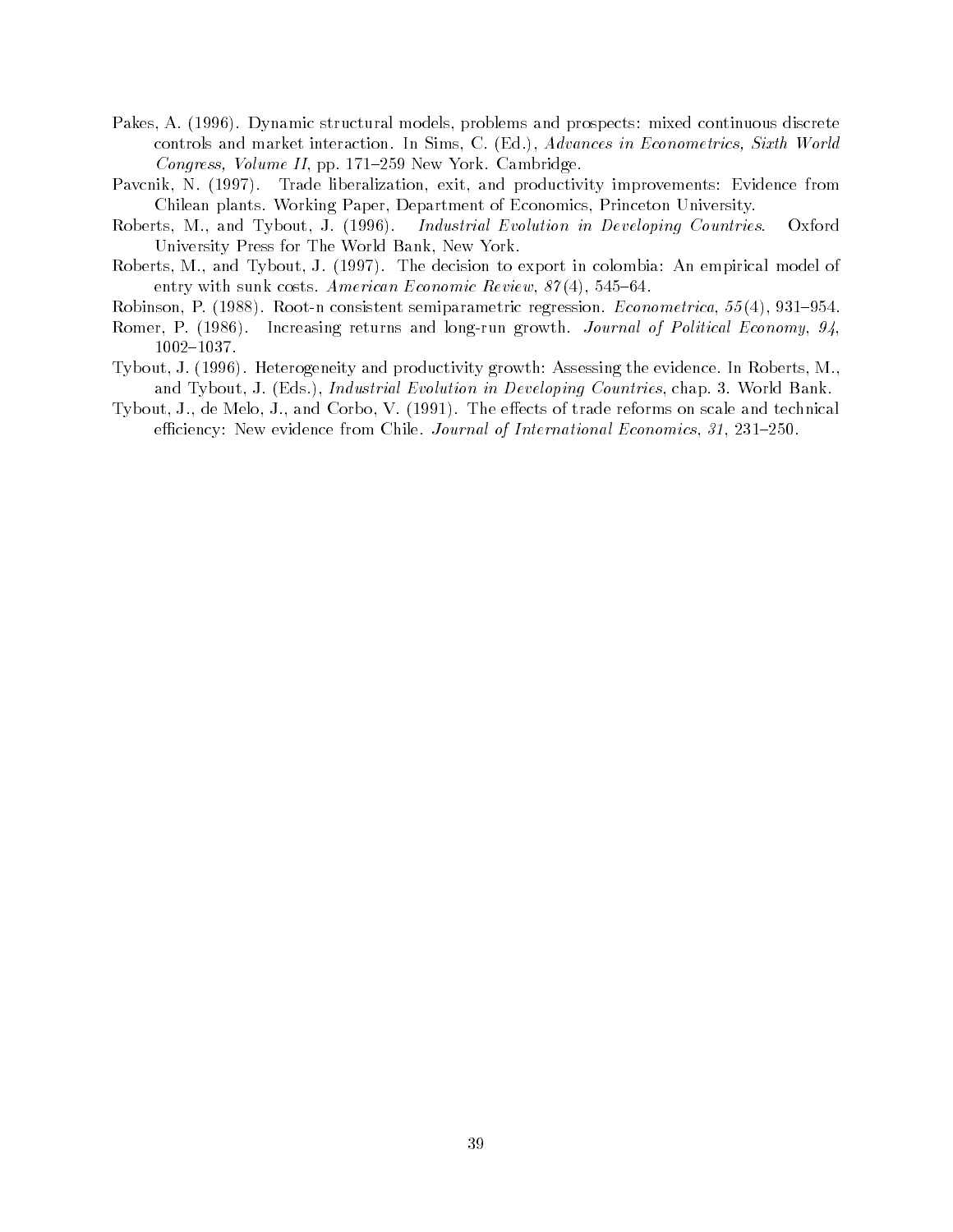Pakes, A. (1996). Dynamic structural models, problems and prospects: mixed continuous discrete controls and market interaction. In Sims, C. (Ed.), *Advances in Econometrics, Sixth World Congress, Volume II*, pp. 171–259 New York. Cambridge.

Pavcnik, N. (1997). Trade liberalization, exit, and productivity improvements: Evidence from Chilean plants. Working Paper, Department of Economics, Princeton University.

Roberts, M., and Tybout, J. (1996). *Industrial Evolution in Developing Countries*. Oxford University Press for The World Bank, New York.

Roberts, M., and Tybout, J. (1997). The decision to export in colombia: An empirical model of entry with sunk costs. *American Economic Review*, *87*(4), 545–64.

Robinson, P. (1988). Root-n consistent semiparametric regression. *Econometrica*, *55*(4), 931–954.

Romer, P. (1986). Increasing returns and long-run growth. *Journal of Political Economy*, *94*, 1002–1037.

Tybout, J. (1996). Heterogeneity and productivity growth: Assessing the evidence. In Roberts, M., and Tybout, J. (Eds.), *Industrial Evolution in Developing Countries*, chap. 3. World Bank.

Tybout, J., de Melo, J., and Corbo, V. (1991). The effects of trade reforms on scale and technical efficiency: New evidence from Chile. *Journal of International Economics*, *31*, 231–250.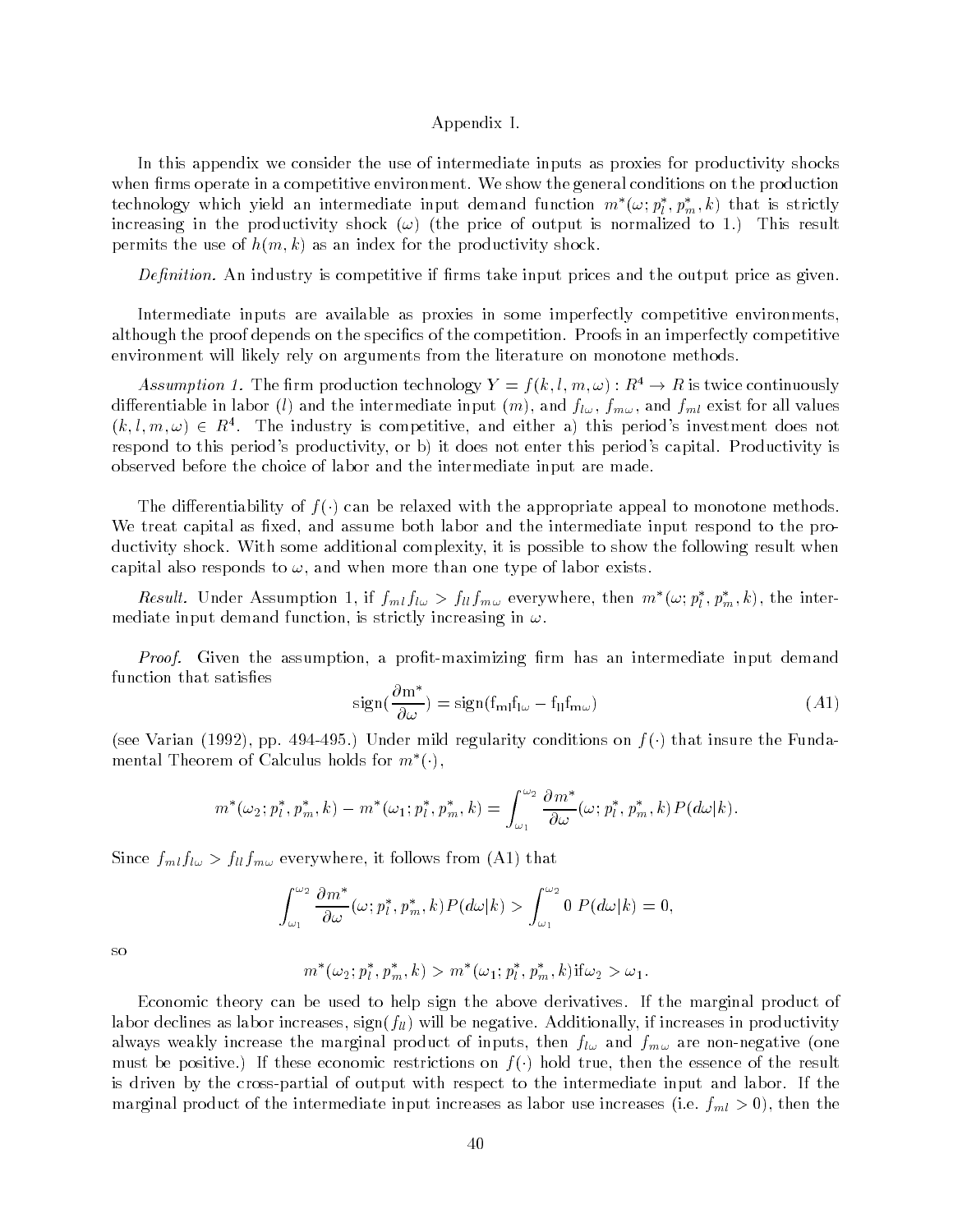# Appendix I.

In this appendix we consider the use of intermediate inputs as proxies for productivity shocks when firms operate in a competitive environment. We show the general conditions on the production technology which yield an intermediate input demand function $m^*(\omega; p_l^*, p_m^*, k)$ that is strictly increasing in the productivity shock ($\omega$) (the price of output is normalized to 1.) This result permits the use of $h(m, k)$ as an index for the productivity shock.

*Definition.* An industry is competitive if firms take input prices and the output price as given.

Intermediate inputs are available as proxies in some imperfectly competitive environments, although the proof depends on the specifics of the competition. Proofs in an imperfectly competitive environment will likely rely on arguments from the literature on monotone methods.

*Assumption 1.* The firm production technology $Y = f(k, l, m, \omega) : R^4 \to R$ is twice continuously differentiable in labor ($l$) and the intermediate input ($m$), and $f_{l\omega}$, $f_{m\omega}$, and $f_{ml}$ exist for all values $(k, l, m, \omega) \in R^4$. The industry is competitive, and either a) this period's investment does not respond to this period's productivity, or b) it does not enter this period's capital. Productivity is observed before the choice of labor and the intermediate input are made.

The differentiability of $f(\cdot)$ can be relaxed with the appropriate appeal to monotone methods. We treat capital as fixed, and assume both labor and the intermediate input respond to the productivity shock. With some additional complexity, it is possible to show the following result when capital also responds to $\omega$, and when more than one type of labor exists.

*Result.* Under Assumption 1, if $f_{ml}f_{l\omega} > f_{ll}f_{m\omega}$ everywhere, then $m^*(\omega; p_l^*, p_m^*, k)$, the intermediate input demand function, is strictly increasing in $\omega$.

*Proof.* Given the assumption, a profit-maximizing firm has an intermediate input demand function that satisfies

$$\mathrm{sign}\left(\frac{\partial m^*}{\partial \omega}\right) = \mathrm{sign}(f_{ml}f_{l\omega} - f_{ll}f_{m\omega}) \tag{A1}$$

(see Varian (1992), pp. 494-495.) Under mild regularity conditions on $f(\cdot)$ that insure the Fundamental Theorem of Calculus holds for $m^*(\cdot)$,

$$m^*(\omega_2; p_l^*, p_m^*, k) - m^*(\omega_1; p_l^*, p_m^*, k) = \int_{\omega_1}^{\omega_2} \frac{\partial m^*}{\partial \omega}(\omega; p_l^*, p_m^*, k)\, P(d\omega|k).$$

Since $f_{ml}f_{l\omega} > f_{ll}f_{m\omega}$ everywhere, it follows from (A1) that

$$\int_{\omega_1}^{\omega_2} \frac{\partial m^*}{\partial \omega}(\omega; p_l^*, p_m^*, k) P(d\omega|k) > \int_{\omega_1}^{\omega_2} 0 \; P(d\omega|k) = 0,$$

so

$$m^*(\omega_2; p_l^*, p_m^*, k) > m^*(\omega_1; p_l^*, p_m^*, k) \text{if} \omega_2 > \omega_1.$$

Economic theory can be used to help sign the above derivatives. If the marginal product of labor declines as labor increases, sign($f_{ll}$) will be negative. Additionally, if increases in productivity always weakly increase the marginal product of inputs, then $f_{l\omega}$ and $f_{m\omega}$ are non-negative (one must be positive.) If these economic restrictions on $f(\cdot)$ hold true, then the essence of the result is driven by the cross-partial of output with respect to the intermediate input and labor. If the marginal product of the intermediate input increases as labor use increases (i.e. $f_{ml} > 0$), then the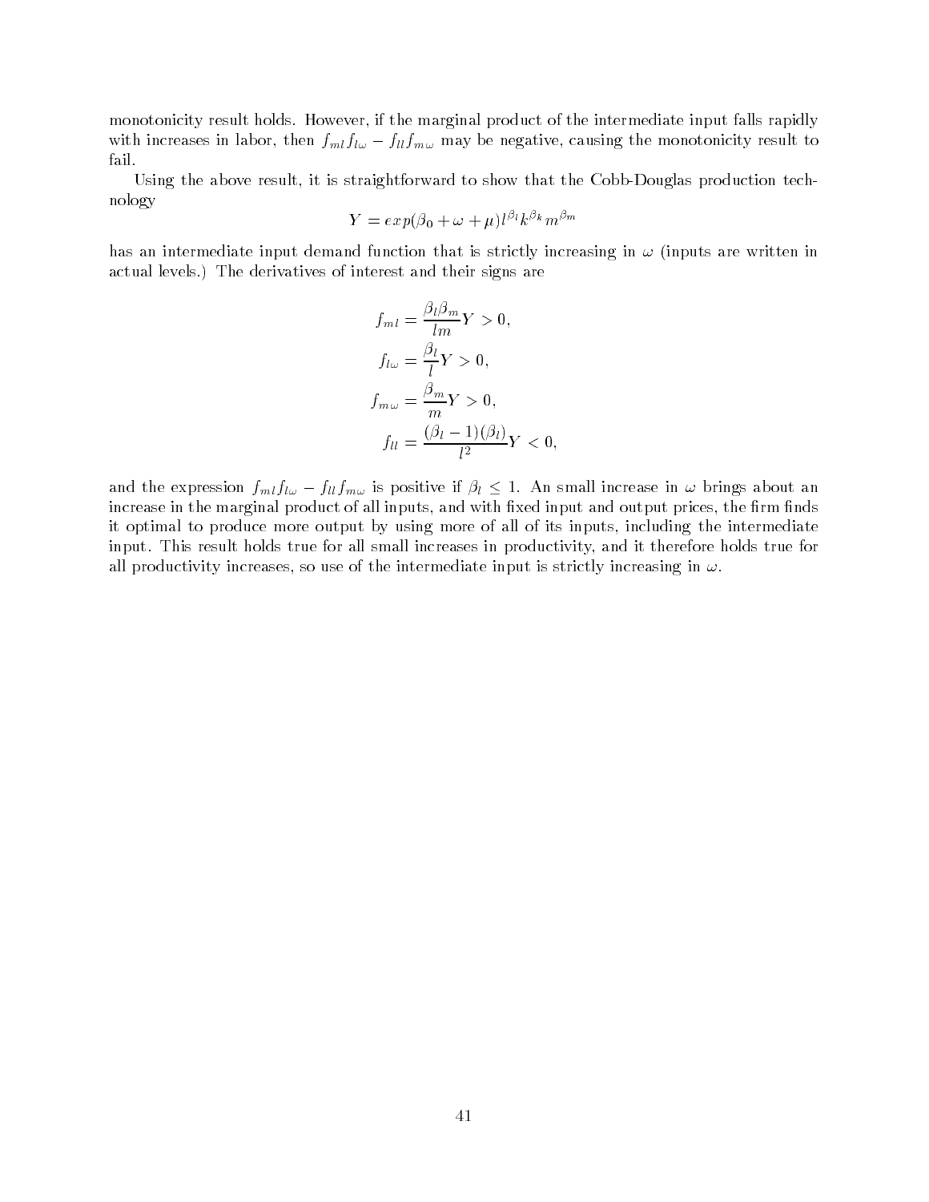monotonicity result holds. However, if the marginal product of the intermediate input falls rapidly with increases in labor, then $f_{ml}f_{l\omega} - f_{ll}f_{m\omega}$ may be negative, causing the monotonicity result to fail.

Using the above result, it is straightforward to show that the Cobb-Douglas production technology

$$Y = exp(\beta_0 + \omega + \mu)l^{\beta_l}k^{\beta_k}m^{\beta_m}$$

has an intermediate input demand function that is strictly increasing in $\omega$ (inputs are written in actual levels.) The derivatives of interest and their signs are

$$\begin{aligned}
f_{ml} &= \frac{\beta_l \beta_m}{lm} Y > 0, \\
f_{l\omega} &= \frac{\beta_l}{l} Y > 0, \\
f_{m\omega} &= \frac{\beta_m}{m} Y > 0, \\
f_{ll} &= \frac{(\beta_l - 1)(\beta_l)}{l^2} Y < 0,
\end{aligned}$$

and the expression $f_{ml}f_{l\omega} - f_{ll}f_{m\omega}$ is positive if $\beta_l \leq 1$. An small increase in $\omega$ brings about an increase in the marginal product of all inputs, and with fixed input and output prices, the firm finds it optimal to produce more output by using more of all of its inputs, including the intermediate input. This result holds true for all small increases in productivity, and it therefore holds true for all productivity increases, so use of the intermediate input is strictly increasing in $\omega$.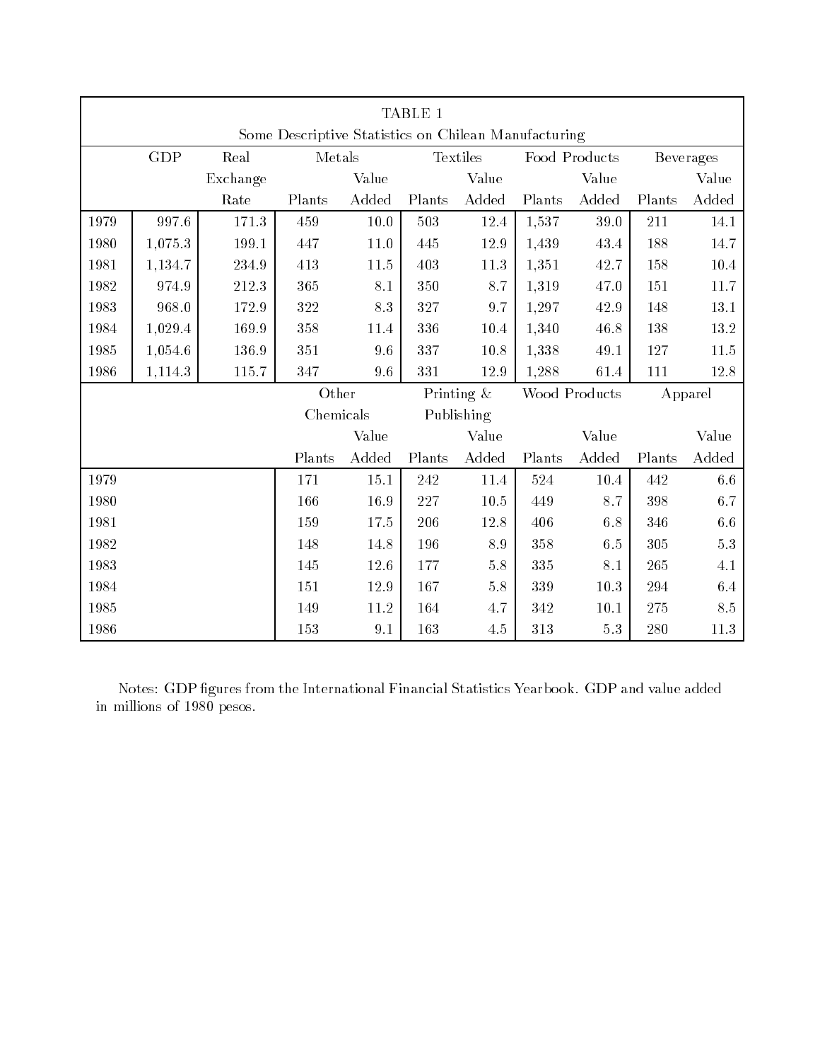TABLE 1

Some Descriptive Statistics on Chilean Manufacturing

| | GDP | Real Exchange Rate | Metals | | Textiles | | Food Products | | Beverages | |
|---|---|---|---|---|---|---|---|---|---|---|
| | | | Plants | Value Added | Plants | Value Added | Plants | Value Added | Plants | Value Added |
| 1979 | 997.6 | 171.3 | 459 | 10.0 | 503 | 12.4 | 1,537 | 39.0 | 211 | 14.1 |
| 1980 | 1,075.3 | 199.1 | 447 | 11.0 | 445 | 12.9 | 1,439 | 43.4 | 188 | 14.7 |
| 1981 | 1,134.7 | 234.9 | 413 | 11.5 | 403 | 11.3 | 1,351 | 42.7 | 158 | 10.4 |
| 1982 | 974.9 | 212.3 | 365 | 8.1 | 350 | 8.7 | 1,319 | 47.0 | 151 | 11.7 |
| 1983 | 968.0 | 172.9 | 322 | 8.3 | 327 | 9.7 | 1,297 | 42.9 | 148 | 13.1 |
| 1984 | 1,029.4 | 169.9 | 358 | 11.4 | 336 | 10.4 | 1,340 | 46.8 | 138 | 13.2 |
| 1985 | 1,054.6 | 136.9 | 351 | 9.6 | 337 | 10.8 | 1,338 | 49.1 | 127 | 11.5 |
| 1986 | 1,114.3 | 115.7 | 347 | 9.6 | 331 | 12.9 | 1,288 | 61.4 | 111 | 12.8 |
| | | | Other Chemicals | | Printing & Publishing | | Wood Products | | Apparel | |
| | | | Plants | Value Added | Plants | Value Added | Plants | Value Added | Plants | Value Added |
| 1979 | | | 171 | 15.1 | 242 | 11.4 | 524 | 10.4 | 442 | 6.6 |
| 1980 | | | 166 | 16.9 | 227 | 10.5 | 449 | 8.7 | 398 | 6.7 |
| 1981 | | | 159 | 17.5 | 206 | 12.8 | 406 | 6.8 | 346 | 6.6 |
| 1982 | | | 148 | 14.8 | 196 | 8.9 | 358 | 6.5 | 305 | 5.3 |
| 1983 | | | 145 | 12.6 | 177 | 5.8 | 335 | 8.1 | 265 | 4.1 |
| 1984 | | | 151 | 12.9 | 167 | 5.8 | 339 | 10.3 | 294 | 6.4 |
| 1985 | | | 149 | 11.2 | 164 | 4.7 | 342 | 10.1 | 275 | 8.5 |
| 1986 | | | 153 | 9.1 | 163 | 4.5 | 313 | 5.3 | 280 | 11.3 |

Notes: GDP figures from the International Financial Statistics Yearbook. GDP and value added in millions of 1980 pesos.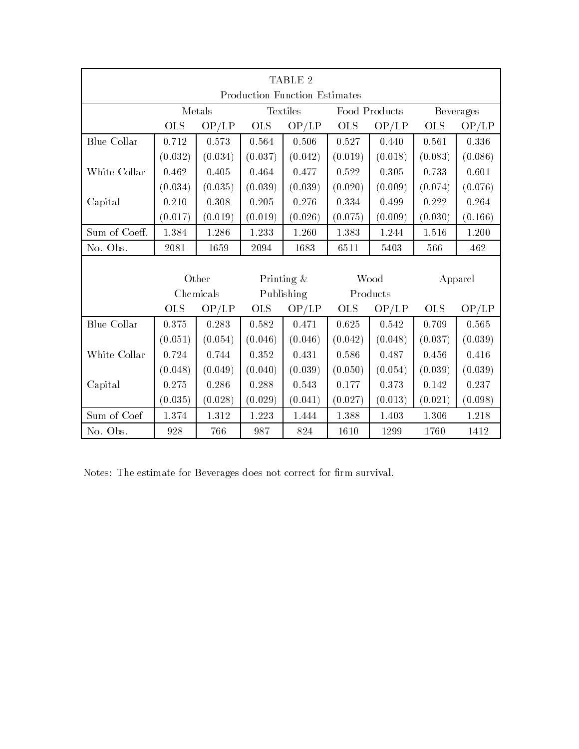TABLE 2

Production Function Estimates

| | Metals | | Textiles | | Food Products | | Beverages | |
|---|---|---|---|---|---|---|---|---|
| | OLS | OP/LP | OLS | OP/LP | OLS | OP/LP | OLS | OP/LP |
| Blue Collar | 0.712 | 0.573 | 0.564 | 0.506 | 0.527 | 0.440 | 0.561 | 0.336 |
| | (0.032) | (0.034) | (0.037) | (0.042) | (0.019) | (0.018) | (0.083) | (0.086) |
| White Collar | 0.462 | 0.405 | 0.464 | 0.477 | 0.522 | 0.305 | 0.733 | 0.601 |
| | (0.034) | (0.035) | (0.039) | (0.039) | (0.020) | (0.009) | (0.074) | (0.076) |
| Capital | 0.210 | 0.308 | 0.205 | 0.276 | 0.334 | 0.499 | 0.222 | 0.264 |
| | (0.017) | (0.019) | (0.019) | (0.026) | (0.075) | (0.009) | (0.030) | (0.166) |
| Sum of Coeff. | 1.384 | 1.286 | 1.233 | 1.260 | 1.383 | 1.244 | 1.516 | 1.200 |
| No. Obs. | 2081 | 1659 | 2094 | 1683 | 6511 | 5403 | 566 | 462 |

| | Other Chemicals | | Printing & Publishing | | Wood Products | | Apparel | |
|---|---|---|---|---|---|---|---|---|
| | OLS | OP/LP | OLS | OP/LP | OLS | OP/LP | OLS | OP/LP |
| Blue Collar | 0.375 | 0.283 | 0.582 | 0.471 | 0.625 | 0.542 | 0.709 | 0.565 |
| | (0.051) | (0.054) | (0.046) | (0.046) | (0.042) | (0.048) | (0.037) | (0.039) |
| White Collar | 0.724 | 0.744 | 0.352 | 0.431 | 0.586 | 0.487 | 0.456 | 0.416 |
| | (0.048) | (0.049) | (0.040) | (0.039) | (0.050) | (0.054) | (0.039) | (0.039) |
| Capital | 0.275 | 0.286 | 0.288 | 0.543 | 0.177 | 0.373 | 0.142 | 0.237 |
| | (0.035) | (0.028) | (0.029) | (0.041) | (0.027) | (0.013) | (0.021) | (0.098) |
| Sum of Coef | 1.374 | 1.312 | 1.223 | 1.444 | 1.388 | 1.403 | 1.306 | 1.218 |
| No. Obs. | 928 | 766 | 987 | 824 | 1610 | 1299 | 1760 | 1412 |

Notes: The estimate for Beverages does not correct for firm survival.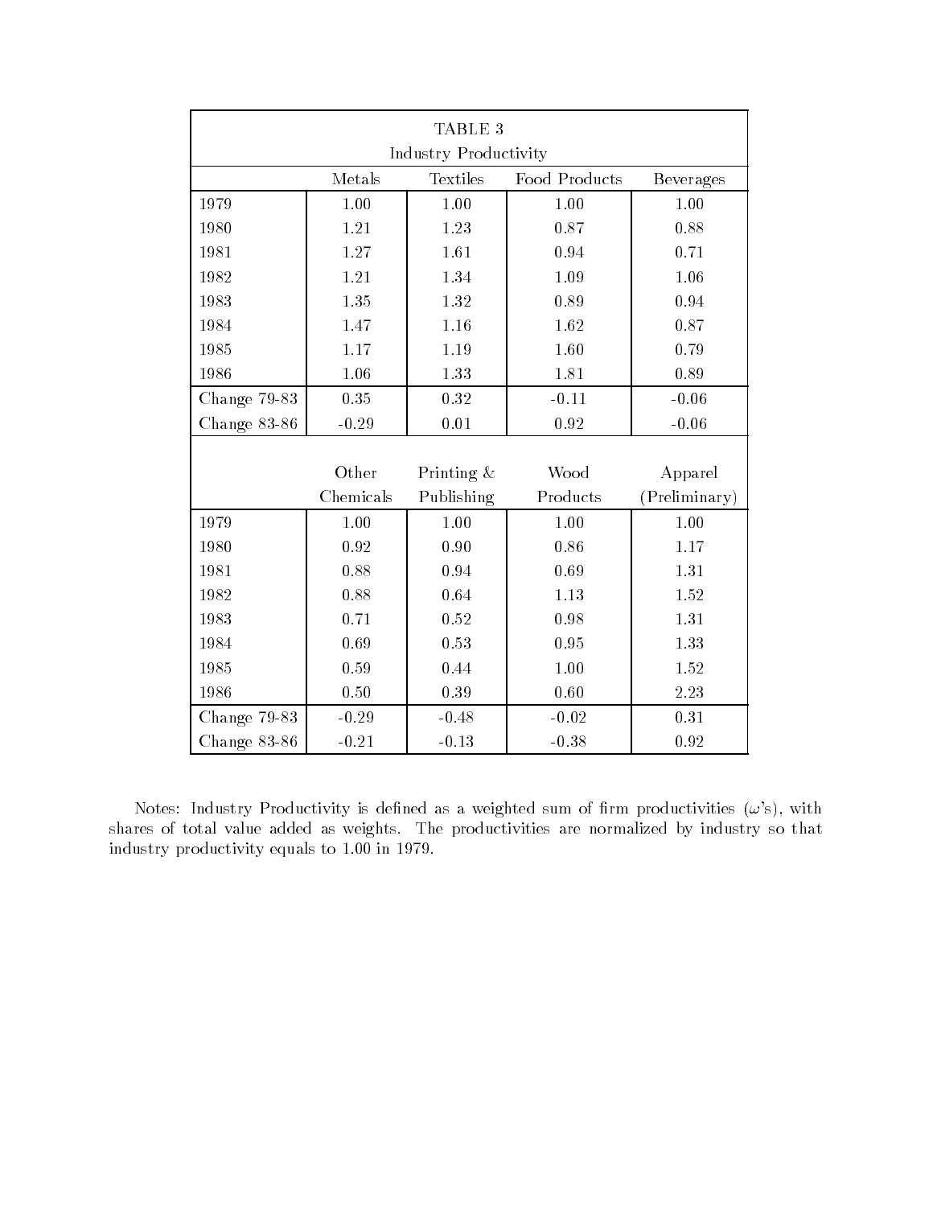TABLE 3

Industry Productivity

| | Metals | Textiles | Food Products | Beverages |
|---|---|---|---|---|
| 1979 | 1.00 | 1.00 | 1.00 | 1.00 |
| 1980 | 1.21 | 1.23 | 0.87 | 0.88 |
| 1981 | 1.27 | 1.61 | 0.94 | 0.71 |
| 1982 | 1.21 | 1.34 | 1.09 | 1.06 |
| 1983 | 1.35 | 1.32 | 0.89 | 0.94 |
| 1984 | 1.47 | 1.16 | 1.62 | 0.87 |
| 1985 | 1.17 | 1.19 | 1.60 | 0.79 |
| 1986 | 1.06 | 1.33 | 1.81 | 0.89 |
| Change 79-83 | 0.35 | 0.32 | -0.11 | -0.06 |
| Change 83-86 | -0.29 | 0.01 | 0.92 | -0.06 |

| | Other Chemicals | Printing & Publishing | Wood Products | Apparel (Preliminary) |
|---|---|---|---|---|
| 1979 | 1.00 | 1.00 | 1.00 | 1.00 |
| 1980 | 0.92 | 0.90 | 0.86 | 1.17 |
| 1981 | 0.88 | 0.94 | 0.69 | 1.31 |
| 1982 | 0.88 | 0.64 | 1.13 | 1.52 |
| 1983 | 0.71 | 0.52 | 0.98 | 1.31 |
| 1984 | 0.69 | 0.53 | 0.95 | 1.33 |
| 1985 | 0.59 | 0.44 | 1.00 | 1.52 |
| 1986 | 0.50 | 0.39 | 0.60 | 2.23 |
| Change 79-83 | -0.29 | -0.48 | -0.02 | 0.31 |
| Change 83-86 | -0.21 | -0.13 | -0.38 | 0.92 |

Notes: Industry Productivity is defined as a weighted sum of firm productivities ($\omega$'s), with shares of total value added as weights. The productivities are normalized by industry so that industry productivity equals to 1.00 in 1979.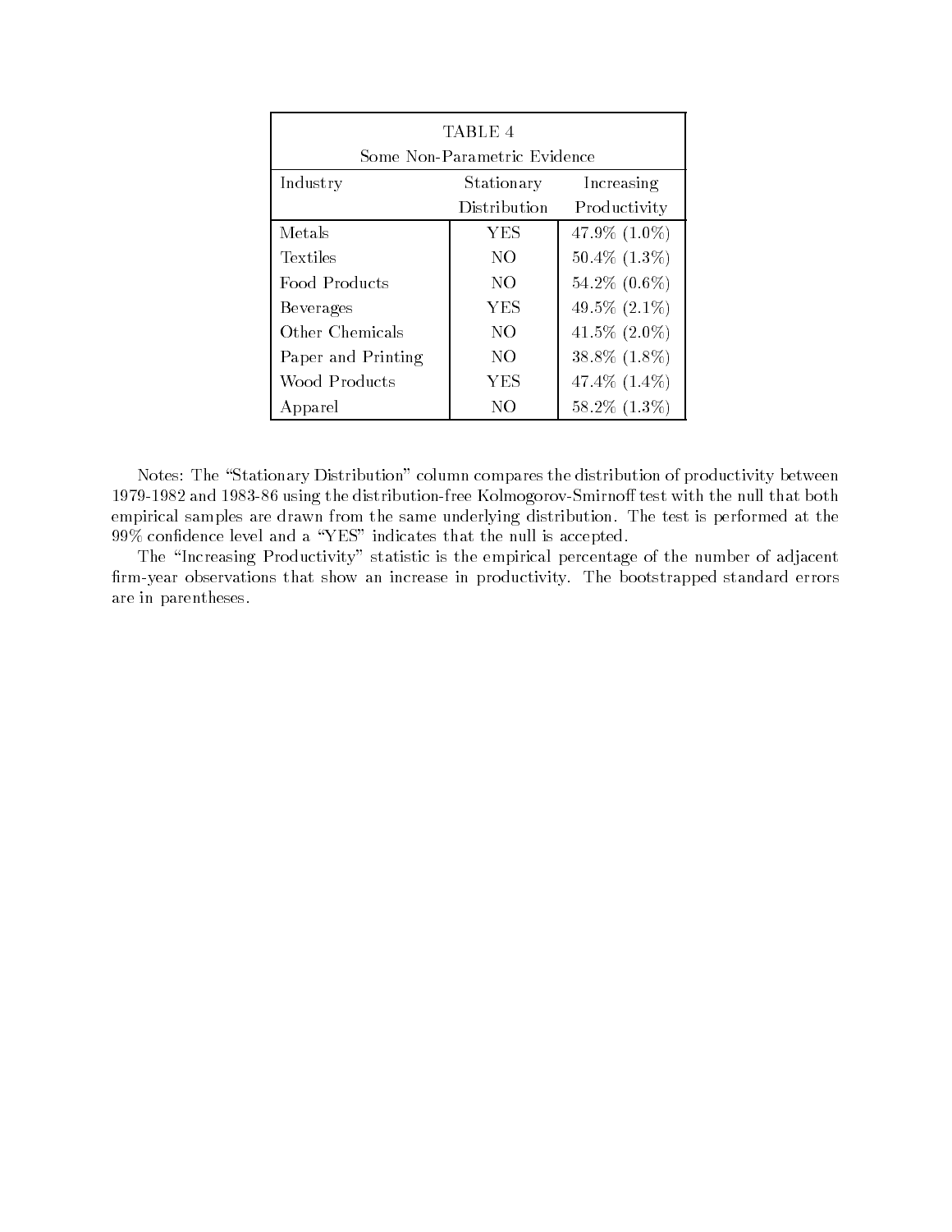TABLE 4

Some Non-Parametric Evidence

| Industry | Stationary Distribution | Increasing Productivity |
|---|---|---|
| Metals | YES | 47.9% (1.0%) |
| Textiles | NO | 50.4% (1.3%) |
| Food Products | NO | 54.2% (0.6%) |
| Beverages | YES | 49.5% (2.1%) |
| Other Chemicals | NO | 41.5% (2.0%) |
| Paper and Printing | NO | 38.8% (1.8%) |
| Wood Products | YES | 47.4% (1.4%) |
| Apparel | NO | 58.2% (1.3%) |

Notes: The "Stationary Distribution" column compares the distribution of productivity between 1979-1982 and 1983-86 using the distribution-free Kolmogorov-Smirnoff test with the null that both empirical samples are drawn from the same underlying distribution. The test is performed at the 99% confidence level and a "YES" indicates that the null is accepted.

The "Increasing Productivity" statistic is the empirical percentage of the number of adjacent firm-year observations that show an increase in productivity. The bootstrapped standard errors are in parentheses.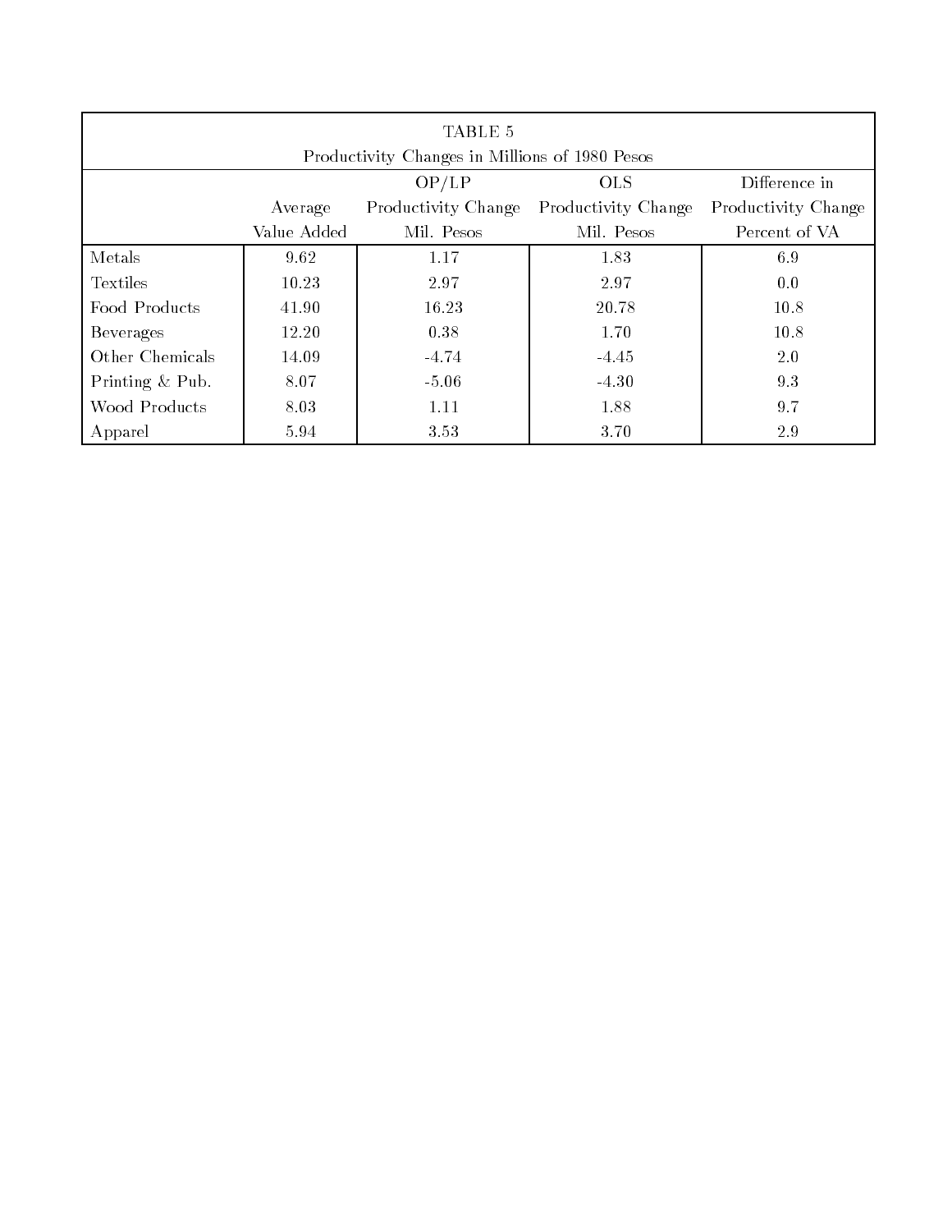TABLE 5

Productivity Changes in Millions of 1980 Pesos

| | Average Value Added | OP/LP Productivity Change Mil. Pesos | OLS Productivity Change Mil. Pesos | Difference in Productivity Change Percent of VA |
|---|---|---|---|---|
| Metals | 9.62 | 1.17 | 1.83 | 6.9 |
| Textiles | 10.23 | 2.97 | 2.97 | 0.0 |
| Food Products | 41.90 | 16.23 | 20.78 | 10.8 |
| Beverages | 12.20 | 0.38 | 1.70 | 10.8 |
| Other Chemicals | 14.09 | -4.74 | -4.45 | 2.0 |
| Printing & Pub. | 8.07 | -5.06 | -4.30 | 9.3 |
| Wood Products | 8.03 | 1.11 | 1.88 | 9.7 |
| Apparel | 5.94 | 3.53 | 3.70 | 2.9 |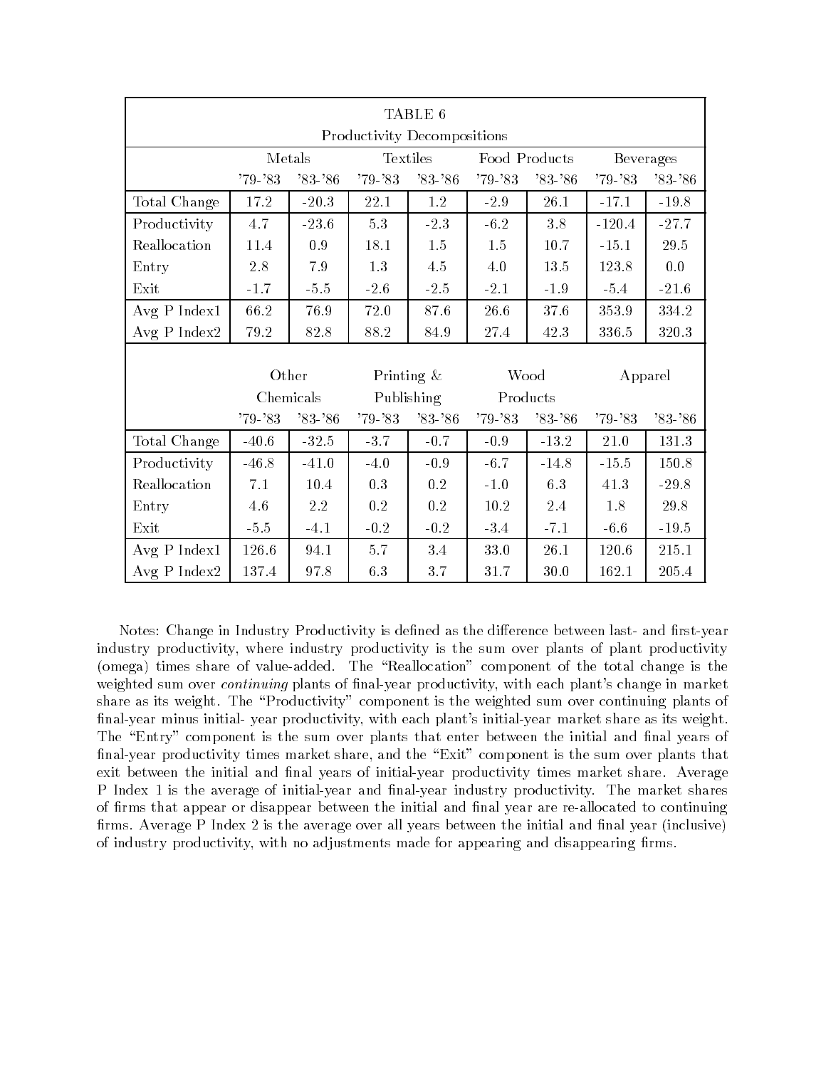| TABLE 6 | | | | | | | | |
|---|---|---|---|---|---|---|---|---|
| Productivity Decompositions | | | | | | | | |
| | Metals | | Textiles | | Food Products | | Beverages | |
| | '79-'83 | '83-'86 | '79-'83 | '83-'86 | '79-'83 | '83-'86 | '79-'83 | '83-'86 |
| Total Change | 17.2 | -20.3 | 22.1 | 1.2 | -2.9 | 26.1 | -17.1 | -19.8 |
| Productivity | 4.7 | -23.6 | 5.3 | -2.3 | -6.2 | 3.8 | -120.4 | -27.7 |
| Reallocation | 11.4 | 0.9 | 18.1 | 1.5 | 1.5 | 10.7 | -15.1 | 29.5 |
| Entry | 2.8 | 7.9 | 1.3 | 4.5 | 4.0 | 13.5 | 123.8 | 0.0 |
| Exit | -1.7 | -5.5 | -2.6 | -2.5 | -2.1 | -1.9 | -5.4 | -21.6 |
| Avg P Index1 | 66.2 | 76.9 | 72.0 | 87.6 | 26.6 | 37.6 | 353.9 | 334.2 |
| Avg P Index2 | 79.2 | 82.8 | 88.2 | 84.9 | 27.4 | 42.3 | 336.5 | 320.3 |
| | Other Chemicals | | Printing & Publishing | | Wood Products | | Apparel | |
| | '79-'83 | '83-'86 | '79-'83 | '83-'86 | '79-'83 | '83-'86 | '79-'83 | '83-'86 |
| Total Change | -40.6 | -32.5 | -3.7 | -0.7 | -0.9 | -13.2 | 21.0 | 131.3 |
| Productivity | -46.8 | -41.0 | -4.0 | -0.9 | -6.7 | -14.8 | -15.5 | 150.8 |
| Reallocation | 7.1 | 10.4 | 0.3 | 0.2 | -1.0 | 6.3 | 41.3 | -29.8 |
| Entry | 4.6 | 2.2 | 0.2 | 0.2 | 10.2 | 2.4 | 1.8 | 29.8 |
| Exit | -5.5 | -4.1 | -0.2 | -0.2 | -3.4 | -7.1 | -6.6 | -19.5 |
| Avg P Index1 | 126.6 | 94.1 | 5.7 | 3.4 | 33.0 | 26.1 | 120.6 | 215.1 |
| Avg P Index2 | 137.4 | 97.8 | 6.3 | 3.7 | 31.7 | 30.0 | 162.1 | 205.4 |

Notes: Change in Industry Productivity is defined as the difference between last- and first-year industry productivity, where industry productivity is the sum over plants of plant productivity (omega) times share of value-added. The "Reallocation" component of the total change is the weighted sum over *continuing* plants of final-year productivity, with each plant's change in market share as its weight. The "Productivity" component is the weighted sum over continuing plants of final-year minus initial- year productivity, with each plant's initial-year market share as its weight. The "Entry" component is the sum over plants that enter between the initial and final years of final-year productivity times market share, and the "Exit" component is the sum over plants that exit between the initial and final years of initial-year productivity times market share. Average P Index 1 is the average of initial-year and final-year industry productivity. The market shares of firms that appear or disappear between the initial and final year are re-allocated to continuing firms. Average P Index 2 is the average over all years between the initial and final year (inclusive) of industry productivity, with no adjustments made for appearing and disappearing firms.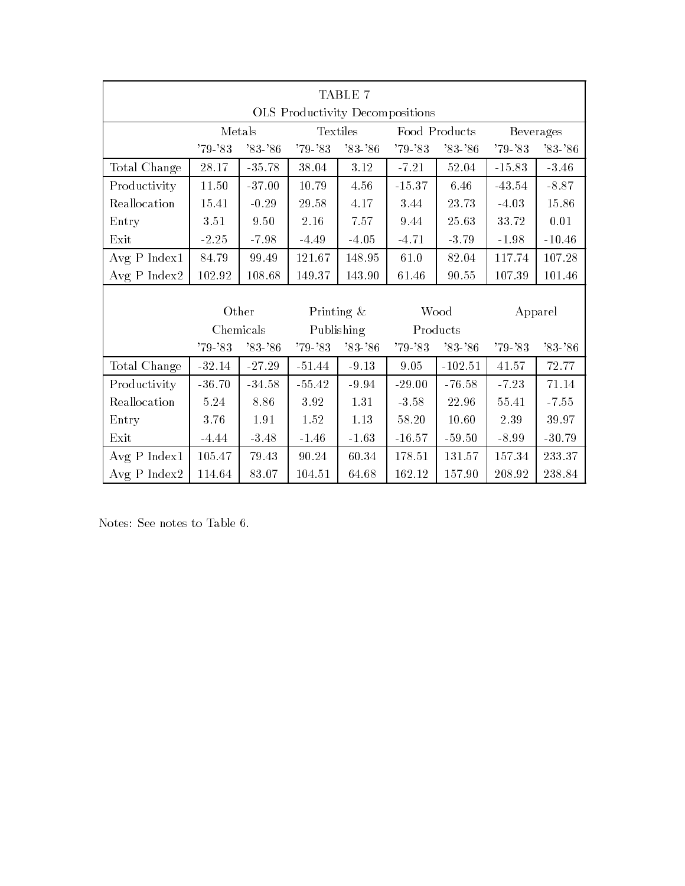TABLE 7

OLS Productivity Decompositions

| | Metals | | Textiles | | Food Products | | Beverages | |
|---|---|---|---|---|---|---|---|---|
| | '79-'83 | '83-'86 | '79-'83 | '83-'86 | '79-'83 | '83-'86 | '79-'83 | '83-'86 |
| Total Change | 28.17 | -35.78 | 38.04 | 3.12 | -7.21 | 52.04 | -15.83 | -3.46 |
| Productivity | 11.50 | -37.00 | 10.79 | 4.56 | -15.37 | 6.46 | -43.54 | -8.87 |
| Reallocation | 15.41 | -0.29 | 29.58 | 4.17 | 3.44 | 23.73 | -4.03 | 15.86 |
| Entry | 3.51 | 9.50 | 2.16 | 7.57 | 9.44 | 25.63 | 33.72 | 0.01 |
| Exit | -2.25 | -7.98 | -4.49 | -4.05 | -4.71 | -3.79 | -1.98 | -10.46 |
| Avg P Index1 | 84.79 | 99.49 | 121.67 | 148.95 | 61.0 | 82.04 | 117.74 | 107.28 |
| Avg P Index2 | 102.92 | 108.68 | 149.37 | 143.90 | 61.46 | 90.55 | 107.39 | 101.46 |

| | Other Chemicals | | Printing & Publishing | | Wood Products | | Apparel | |
|---|---|---|---|---|---|---|---|---|
| | '79-'83 | '83-'86 | '79-'83 | '83-'86 | '79-'83 | '83-'86 | '79-'83 | '83-'86 |
| Total Change | -32.14 | -27.29 | -51.44 | -9.13 | 9.05 | -102.51 | 41.57 | 72.77 |
| Productivity | -36.70 | -34.58 | -55.42 | -9.94 | -29.00 | -76.58 | -7.23 | 71.14 |
| Reallocation | 5.24 | 8.86 | 3.92 | 1.31 | -3.58 | 22.96 | 55.41 | -7.55 |
| Entry | 3.76 | 1.91 | 1.52 | 1.13 | 58.20 | 10.60 | 2.39 | 39.97 |
| Exit | -4.44 | -3.48 | -1.46 | -1.63 | -16.57 | -59.50 | -8.99 | -30.79 |
| Avg P Index1 | 105.47 | 79.43 | 90.24 | 60.34 | 178.51 | 131.57 | 157.34 | 233.37 |
| Avg P Index2 | 114.64 | 83.07 | 104.51 | 64.68 | 162.12 | 157.90 | 208.92 | 238.84 |

Notes: See notes to Table 6.